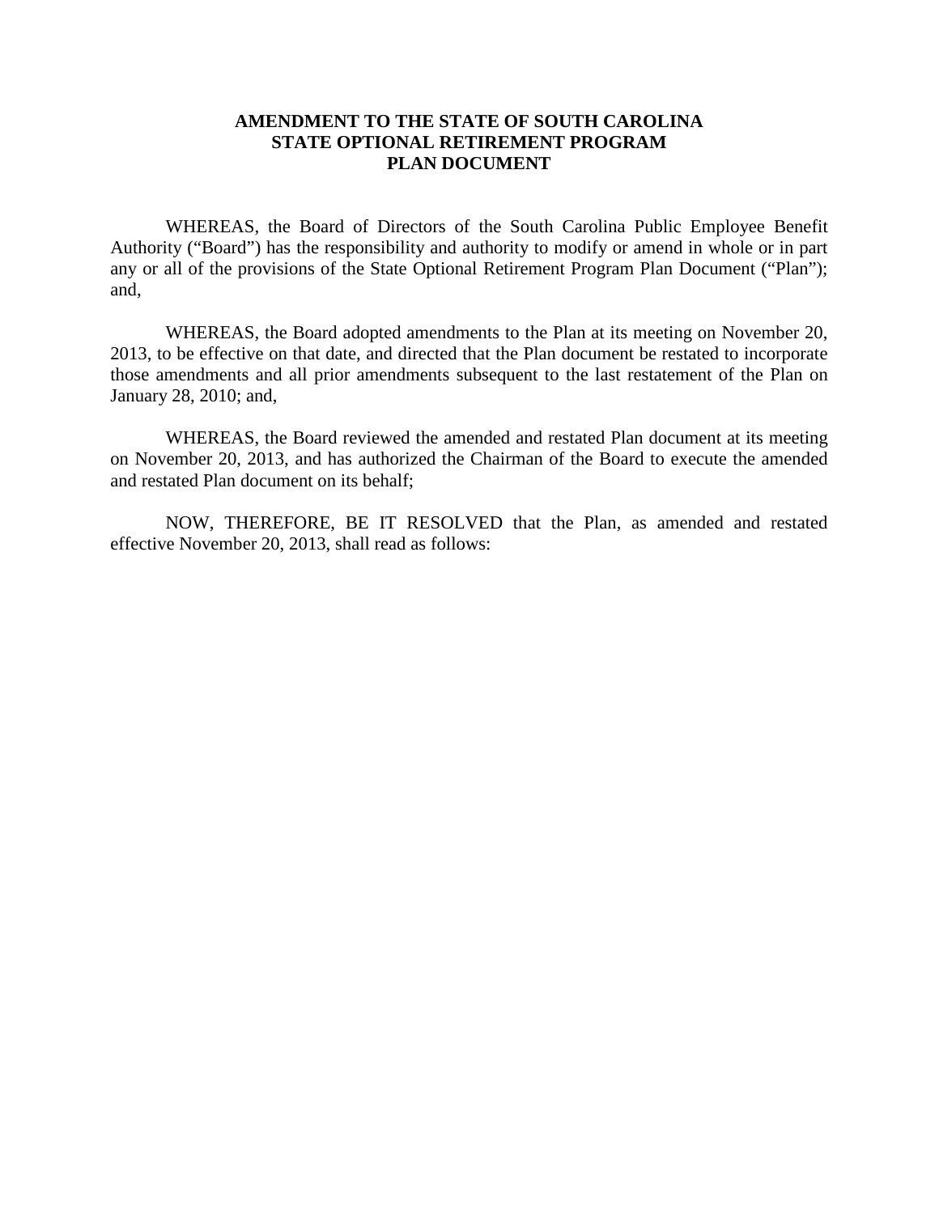# AMENDMENT TO THE STATE OF SOUTH CAROLINA STATE OPTIONAL RETIREMENT PROGRAM PLAN DOCUMENT

WHEREAS, the Board of Directors of the South Carolina Public Employee Benefit Authority ("Board") has the responsibility and authority to modify or amend in whole or in part any or all of the provisions of the State Optional Retirement Program Plan Document ("Plan"); and,

WHEREAS, the Board adopted amendments to the Plan at its meeting on November 20, 2013, to be effective on that date, and directed that the Plan document be restated to incorporate those amendments and all prior amendments subsequent to the last restatement of the Plan on January 28, 2010; and,

WHEREAS, the Board reviewed the amended and restated Plan document at its meeting on November 20, 2013, and has authorized the Chairman of the Board to execute the amended and restated Plan document on its behalf;

NOW, THEREFORE, BE IT RESOLVED that the Plan, as amended and restated effective November 20, 2013, shall read as follows: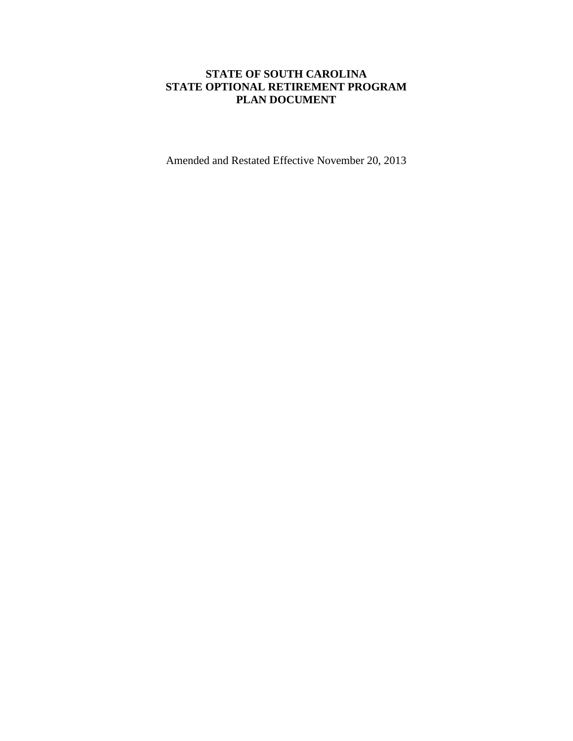# STATE OF SOUTH CAROLINA
# STATE OPTIONAL RETIREMENT PROGRAM
# PLAN DOCUMENT

Amended and Restated Effective November 20, 2013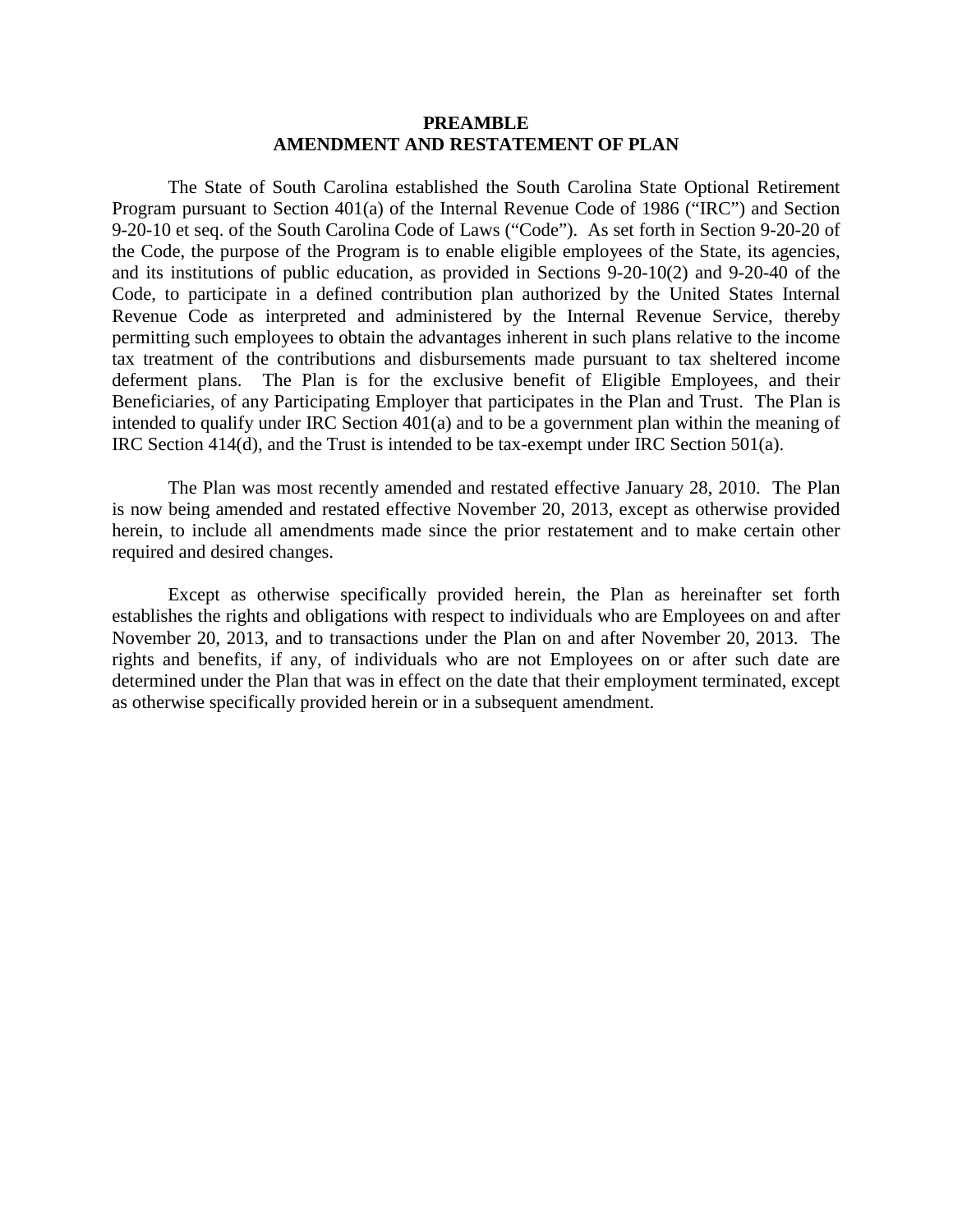# PREAMBLE
# AMENDMENT AND RESTATEMENT OF PLAN

The State of South Carolina established the South Carolina State Optional Retirement Program pursuant to Section 401(a) of the Internal Revenue Code of 1986 ("IRC") and Section 9-20-10 et seq. of the South Carolina Code of Laws ("Code"). As set forth in Section 9-20-20 of the Code, the purpose of the Program is to enable eligible employees of the State, its agencies, and its institutions of public education, as provided in Sections 9-20-10(2) and 9-20-40 of the Code, to participate in a defined contribution plan authorized by the United States Internal Revenue Code as interpreted and administered by the Internal Revenue Service, thereby permitting such employees to obtain the advantages inherent in such plans relative to the income tax treatment of the contributions and disbursements made pursuant to tax sheltered income deferment plans. The Plan is for the exclusive benefit of Eligible Employees, and their Beneficiaries, of any Participating Employer that participates in the Plan and Trust. The Plan is intended to qualify under IRC Section 401(a) and to be a government plan within the meaning of IRC Section 414(d), and the Trust is intended to be tax-exempt under IRC Section 501(a).

The Plan was most recently amended and restated effective January 28, 2010. The Plan is now being amended and restated effective November 20, 2013, except as otherwise provided herein, to include all amendments made since the prior restatement and to make certain other required and desired changes.

Except as otherwise specifically provided herein, the Plan as hereinafter set forth establishes the rights and obligations with respect to individuals who are Employees on and after November 20, 2013, and to transactions under the Plan on and after November 20, 2013. The rights and benefits, if any, of individuals who are not Employees on or after such date are determined under the Plan that was in effect on the date that their employment terminated, except as otherwise specifically provided herein or in a subsequent amendment.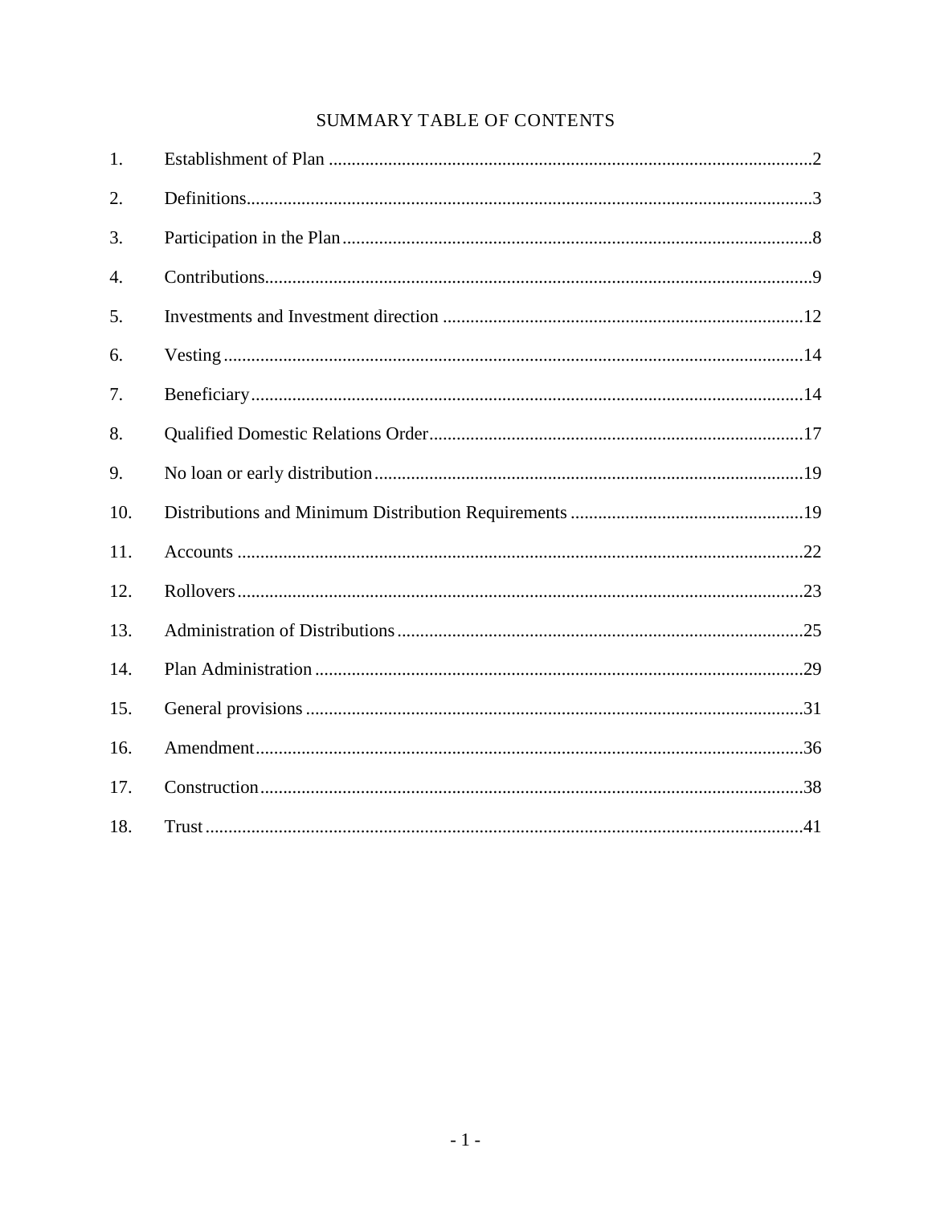## SUMMARY TABLE OF CONTENTS

| | | |
|---|---|---|
| 1. | Establishment of Plan | 2 |
| 2. | Definitions | 3 |
| 3. | Participation in the Plan | 8 |
| 4. | Contributions | 9 |
| 5. | Investments and Investment direction | 12 |
| 6. | Vesting | 14 |
| 7. | Beneficiary | 14 |
| 8. | Qualified Domestic Relations Order | 17 |
| 9. | No loan or early distribution | 19 |
| 10. | Distributions and Minimum Distribution Requirements | 19 |
| 11. | Accounts | 22 |
| 12. | Rollovers | 23 |
| 13. | Administration of Distributions | 25 |
| 14. | Plan Administration | 29 |
| 15. | General provisions | 31 |
| 16. | Amendment | 36 |
| 17. | Construction | 38 |
| 18. | Trust | 41 |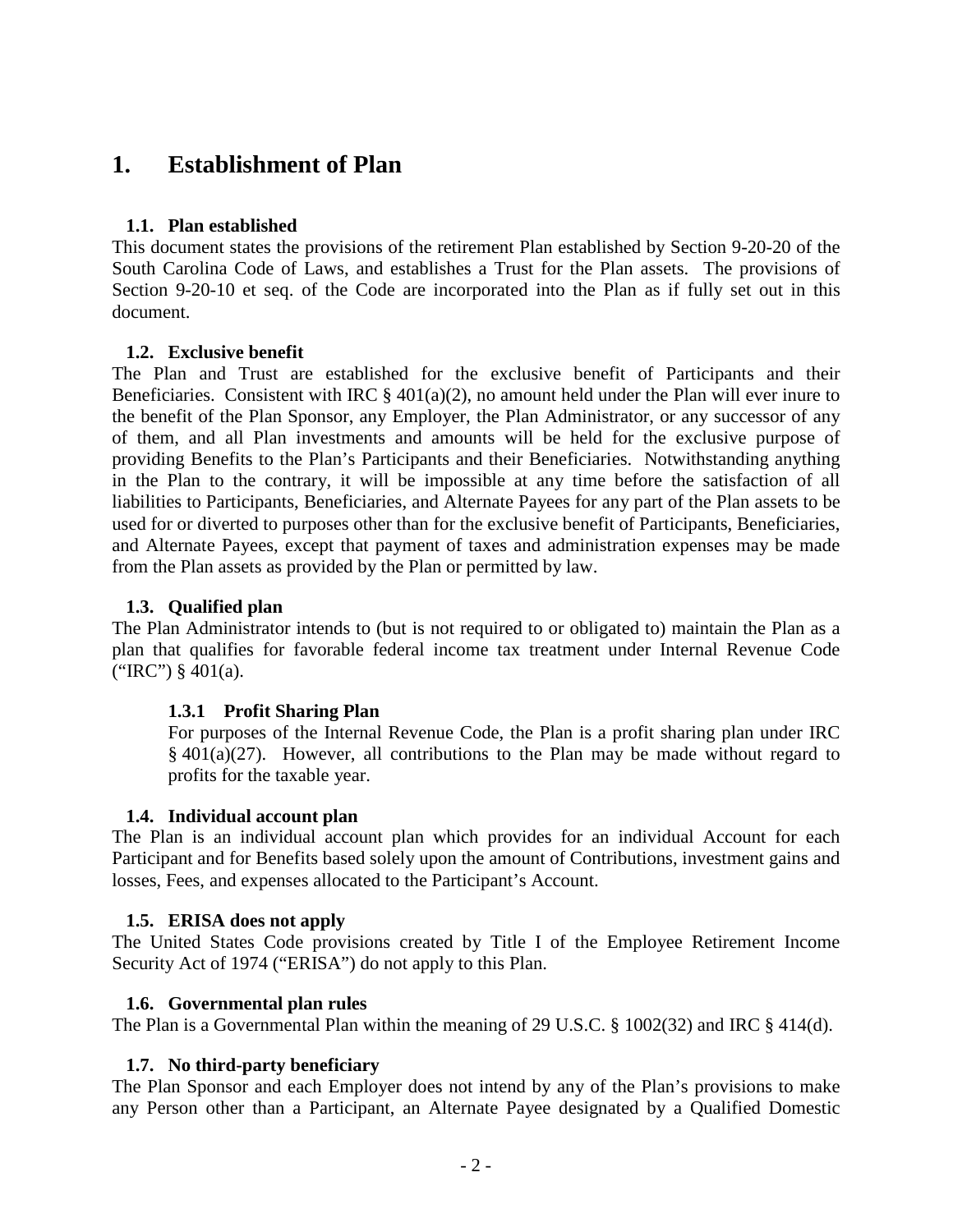# 1. Establishment of Plan

## 1.1. Plan established

This document states the provisions of the retirement Plan established by Section 9-20-20 of the South Carolina Code of Laws, and establishes a Trust for the Plan assets. The provisions of Section 9-20-10 et seq. of the Code are incorporated into the Plan as if fully set out in this document.

## 1.2. Exclusive benefit

The Plan and Trust are established for the exclusive benefit of Participants and their Beneficiaries. Consistent with IRC § 401(a)(2), no amount held under the Plan will ever inure to the benefit of the Plan Sponsor, any Employer, the Plan Administrator, or any successor of any of them, and all Plan investments and amounts will be held for the exclusive purpose of providing Benefits to the Plan's Participants and their Beneficiaries. Notwithstanding anything in the Plan to the contrary, it will be impossible at any time before the satisfaction of all liabilities to Participants, Beneficiaries, and Alternate Payees for any part of the Plan assets to be used for or diverted to purposes other than for the exclusive benefit of Participants, Beneficiaries, and Alternate Payees, except that payment of taxes and administration expenses may be made from the Plan assets as provided by the Plan or permitted by law.

## 1.3. Qualified plan

The Plan Administrator intends to (but is not required to or obligated to) maintain the Plan as a plan that qualifies for favorable federal income tax treatment under Internal Revenue Code ("IRC") § 401(a).

### 1.3.1 Profit Sharing Plan

For purposes of the Internal Revenue Code, the Plan is a profit sharing plan under IRC § 401(a)(27). However, all contributions to the Plan may be made without regard to profits for the taxable year.

## 1.4. Individual account plan

The Plan is an individual account plan which provides for an individual Account for each Participant and for Benefits based solely upon the amount of Contributions, investment gains and losses, Fees, and expenses allocated to the Participant's Account.

## 1.5. ERISA does not apply

The United States Code provisions created by Title I of the Employee Retirement Income Security Act of 1974 ("ERISA") do not apply to this Plan.

## 1.6. Governmental plan rules

The Plan is a Governmental Plan within the meaning of 29 U.S.C. § 1002(32) and IRC § 414(d).

## 1.7. No third-party beneficiary

The Plan Sponsor and each Employer does not intend by any of the Plan's provisions to make any Person other than a Participant, an Alternate Payee designated by a Qualified Domestic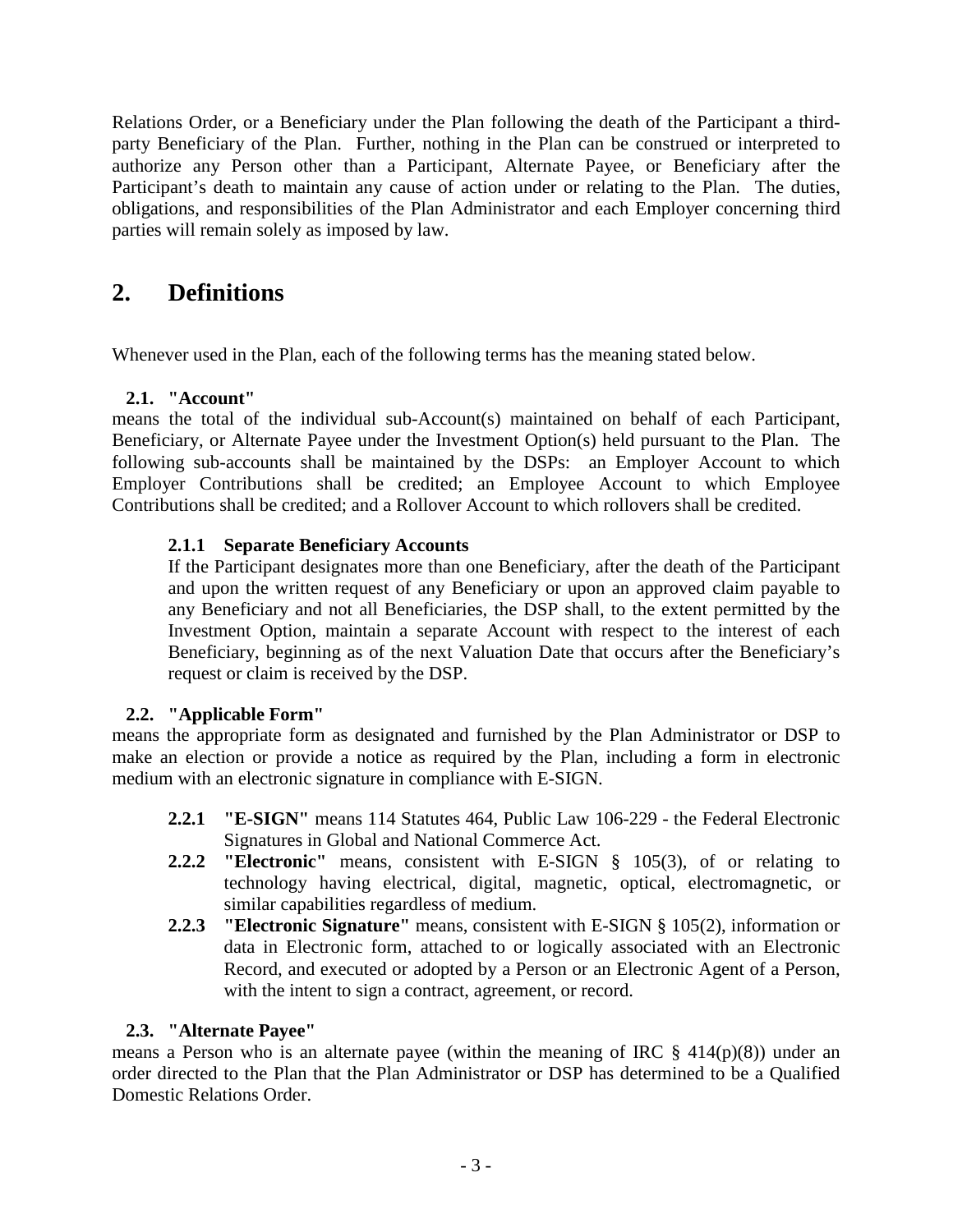Relations Order, or a Beneficiary under the Plan following the death of the Participant a third-party Beneficiary of the Plan. Further, nothing in the Plan can be construed or interpreted to authorize any Person other than a Participant, Alternate Payee, or Beneficiary after the Participant's death to maintain any cause of action under or relating to the Plan. The duties, obligations, and responsibilities of the Plan Administrator and each Employer concerning third parties will remain solely as imposed by law.

# 2. Definitions

Whenever used in the Plan, each of the following terms has the meaning stated below.

### 2.1. "Account"

means the total of the individual sub-Account(s) maintained on behalf of each Participant, Beneficiary, or Alternate Payee under the Investment Option(s) held pursuant to the Plan. The following sub-accounts shall be maintained by the DSPs: an Employer Account to which Employer Contributions shall be credited; an Employee Account to which Employee Contributions shall be credited; and a Rollover Account to which rollovers shall be credited.

#### 2.1.1 Separate Beneficiary Accounts

If the Participant designates more than one Beneficiary, after the death of the Participant and upon the written request of any Beneficiary or upon an approved claim payable to any Beneficiary and not all Beneficiaries, the DSP shall, to the extent permitted by the Investment Option, maintain a separate Account with respect to the interest of each Beneficiary, beginning as of the next Valuation Date that occurs after the Beneficiary's request or claim is received by the DSP.

### 2.2. "Applicable Form"

means the appropriate form as designated and furnished by the Plan Administrator or DSP to make an election or provide a notice as required by the Plan, including a form in electronic medium with an electronic signature in compliance with E-SIGN.

- **2.2.1 "E-SIGN"** means 114 Statutes 464, Public Law 106-229 - the Federal Electronic Signatures in Global and National Commerce Act.
- **2.2.2 "Electronic"** means, consistent with E-SIGN § 105(3), of or relating to technology having electrical, digital, magnetic, optical, electromagnetic, or similar capabilities regardless of medium.
- **2.2.3 "Electronic Signature"** means, consistent with E-SIGN § 105(2), information or data in Electronic form, attached to or logically associated with an Electronic Record, and executed or adopted by a Person or an Electronic Agent of a Person, with the intent to sign a contract, agreement, or record.

### 2.3. "Alternate Payee"

means a Person who is an alternate payee (within the meaning of IRC § 414(p)(8)) under an order directed to the Plan that the Plan Administrator or DSP has determined to be a Qualified Domestic Relations Order.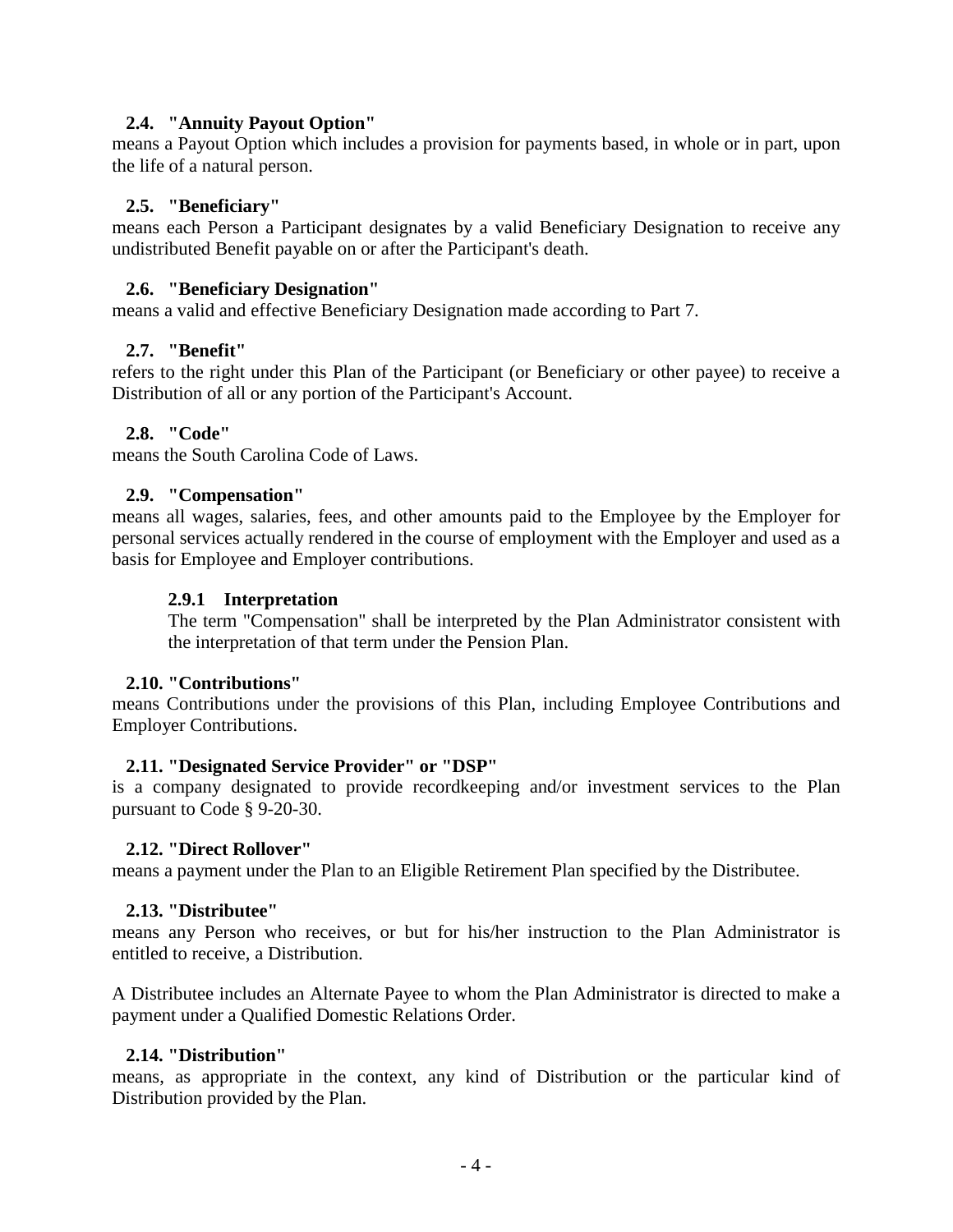### 2.4. "Annuity Payout Option"

means a Payout Option which includes a provision for payments based, in whole or in part, upon the life of a natural person.

### 2.5. "Beneficiary"

means each Person a Participant designates by a valid Beneficiary Designation to receive any undistributed Benefit payable on or after the Participant's death.

### 2.6. "Beneficiary Designation"

means a valid and effective Beneficiary Designation made according to Part 7.

### 2.7. "Benefit"

refers to the right under this Plan of the Participant (or Beneficiary or other payee) to receive a Distribution of all or any portion of the Participant's Account.

### 2.8. "Code"

means the South Carolina Code of Laws.

### 2.9. "Compensation"

means all wages, salaries, fees, and other amounts paid to the Employee by the Employer for personal services actually rendered in the course of employment with the Employer and used as a basis for Employee and Employer contributions.

#### 2.9.1 Interpretation

The term "Compensation" shall be interpreted by the Plan Administrator consistent with the interpretation of that term under the Pension Plan.

### 2.10. "Contributions"

means Contributions under the provisions of this Plan, including Employee Contributions and Employer Contributions.

### 2.11. "Designated Service Provider" or "DSP"

is a company designated to provide recordkeeping and/or investment services to the Plan pursuant to Code § 9-20-30.

### 2.12. "Direct Rollover"

means a payment under the Plan to an Eligible Retirement Plan specified by the Distributee.

### 2.13. "Distributee"

means any Person who receives, or but for his/her instruction to the Plan Administrator is entitled to receive, a Distribution.

A Distributee includes an Alternate Payee to whom the Plan Administrator is directed to make a payment under a Qualified Domestic Relations Order.

### 2.14. "Distribution"

means, as appropriate in the context, any kind of Distribution or the particular kind of Distribution provided by the Plan.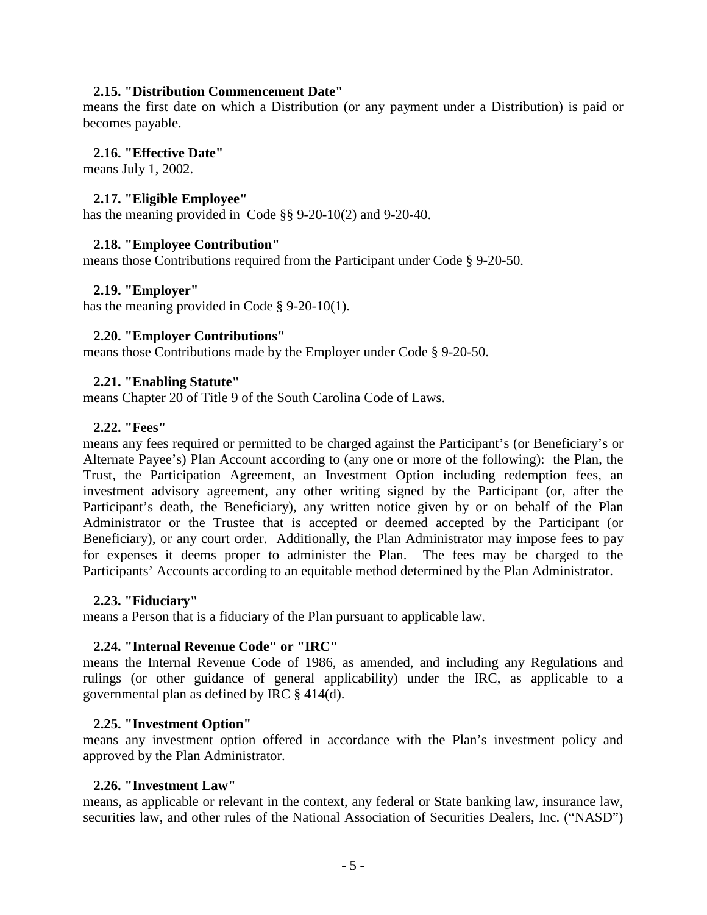### 2.15. "Distribution Commencement Date"

means the first date on which a Distribution (or any payment under a Distribution) is paid or becomes payable.

### 2.16. "Effective Date"

means July 1, 2002.

### 2.17. "Eligible Employee"

has the meaning provided in Code §§ 9-20-10(2) and 9-20-40.

### 2.18. "Employee Contribution"

means those Contributions required from the Participant under Code § 9-20-50.

### 2.19. "Employer"

has the meaning provided in Code § 9-20-10(1).

### 2.20. "Employer Contributions"

means those Contributions made by the Employer under Code § 9-20-50.

### 2.21. "Enabling Statute"

means Chapter 20 of Title 9 of the South Carolina Code of Laws.

### 2.22. "Fees"

means any fees required or permitted to be charged against the Participant's (or Beneficiary's or Alternate Payee's) Plan Account according to (any one or more of the following): the Plan, the Trust, the Participation Agreement, an Investment Option including redemption fees, an investment advisory agreement, any other writing signed by the Participant (or, after the Participant's death, the Beneficiary), any written notice given by or on behalf of the Plan Administrator or the Trustee that is accepted or deemed accepted by the Participant (or Beneficiary), or any court order. Additionally, the Plan Administrator may impose fees to pay for expenses it deems proper to administer the Plan. The fees may be charged to the Participants' Accounts according to an equitable method determined by the Plan Administrator.

### 2.23. "Fiduciary"

means a Person that is a fiduciary of the Plan pursuant to applicable law.

### 2.24. "Internal Revenue Code" or "IRC"

means the Internal Revenue Code of 1986, as amended, and including any Regulations and rulings (or other guidance of general applicability) under the IRC, as applicable to a governmental plan as defined by IRC § 414(d).

### 2.25. "Investment Option"

means any investment option offered in accordance with the Plan's investment policy and approved by the Plan Administrator.

### 2.26. "Investment Law"

means, as applicable or relevant in the context, any federal or State banking law, insurance law, securities law, and other rules of the National Association of Securities Dealers, Inc. ("NASD")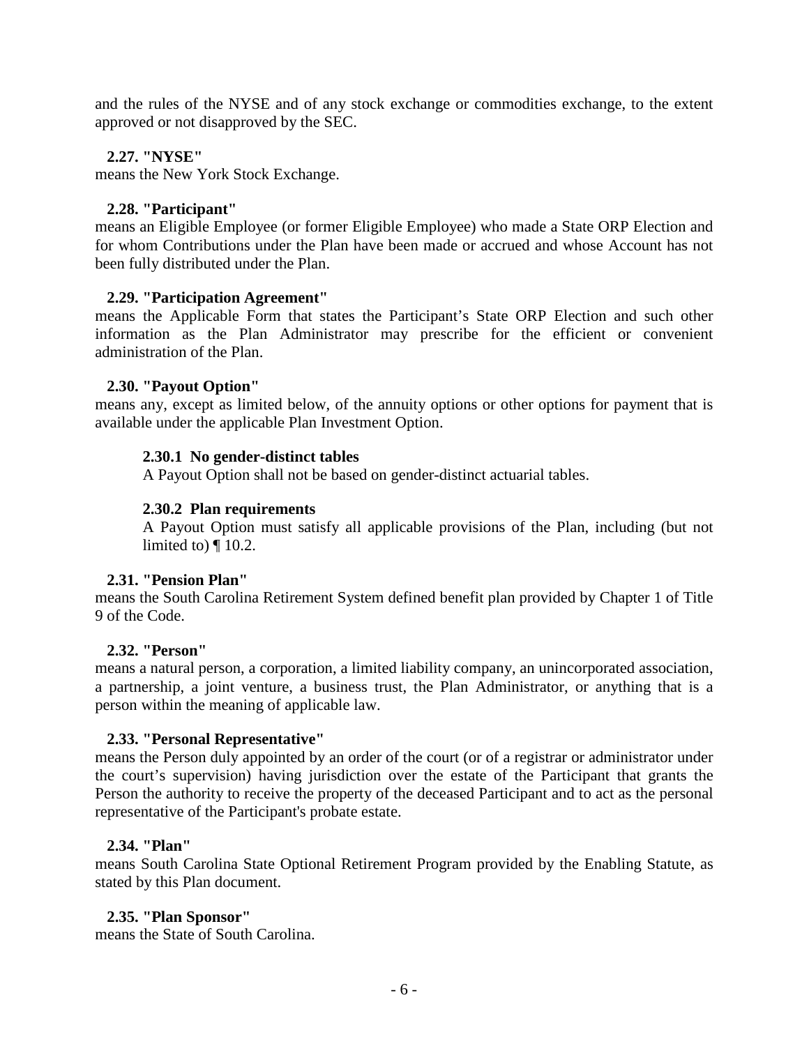and the rules of the NYSE and of any stock exchange or commodities exchange, to the extent approved or not disapproved by the SEC.

### 2.27. "NYSE"

means the New York Stock Exchange.

### 2.28. "Participant"

means an Eligible Employee (or former Eligible Employee) who made a State ORP Election and for whom Contributions under the Plan have been made or accrued and whose Account has not been fully distributed under the Plan.

### 2.29. "Participation Agreement"

means the Applicable Form that states the Participant's State ORP Election and such other information as the Plan Administrator may prescribe for the efficient or convenient administration of the Plan.

### 2.30. "Payout Option"

means any, except as limited below, of the annuity options or other options for payment that is available under the applicable Plan Investment Option.

#### 2.30.1 No gender-distinct tables

A Payout Option shall not be based on gender-distinct actuarial tables.

#### 2.30.2 Plan requirements

A Payout Option must satisfy all applicable provisions of the Plan, including (but not limited to) ¶ 10.2.

### 2.31. "Pension Plan"

means the South Carolina Retirement System defined benefit plan provided by Chapter 1 of Title 9 of the Code.

### 2.32. "Person"

means a natural person, a corporation, a limited liability company, an unincorporated association, a partnership, a joint venture, a business trust, the Plan Administrator, or anything that is a person within the meaning of applicable law.

### 2.33. "Personal Representative"

means the Person duly appointed by an order of the court (or of a registrar or administrator under the court's supervision) having jurisdiction over the estate of the Participant that grants the Person the authority to receive the property of the deceased Participant and to act as the personal representative of the Participant's probate estate.

### 2.34. "Plan"

means South Carolina State Optional Retirement Program provided by the Enabling Statute, as stated by this Plan document.

### 2.35. "Plan Sponsor"

means the State of South Carolina.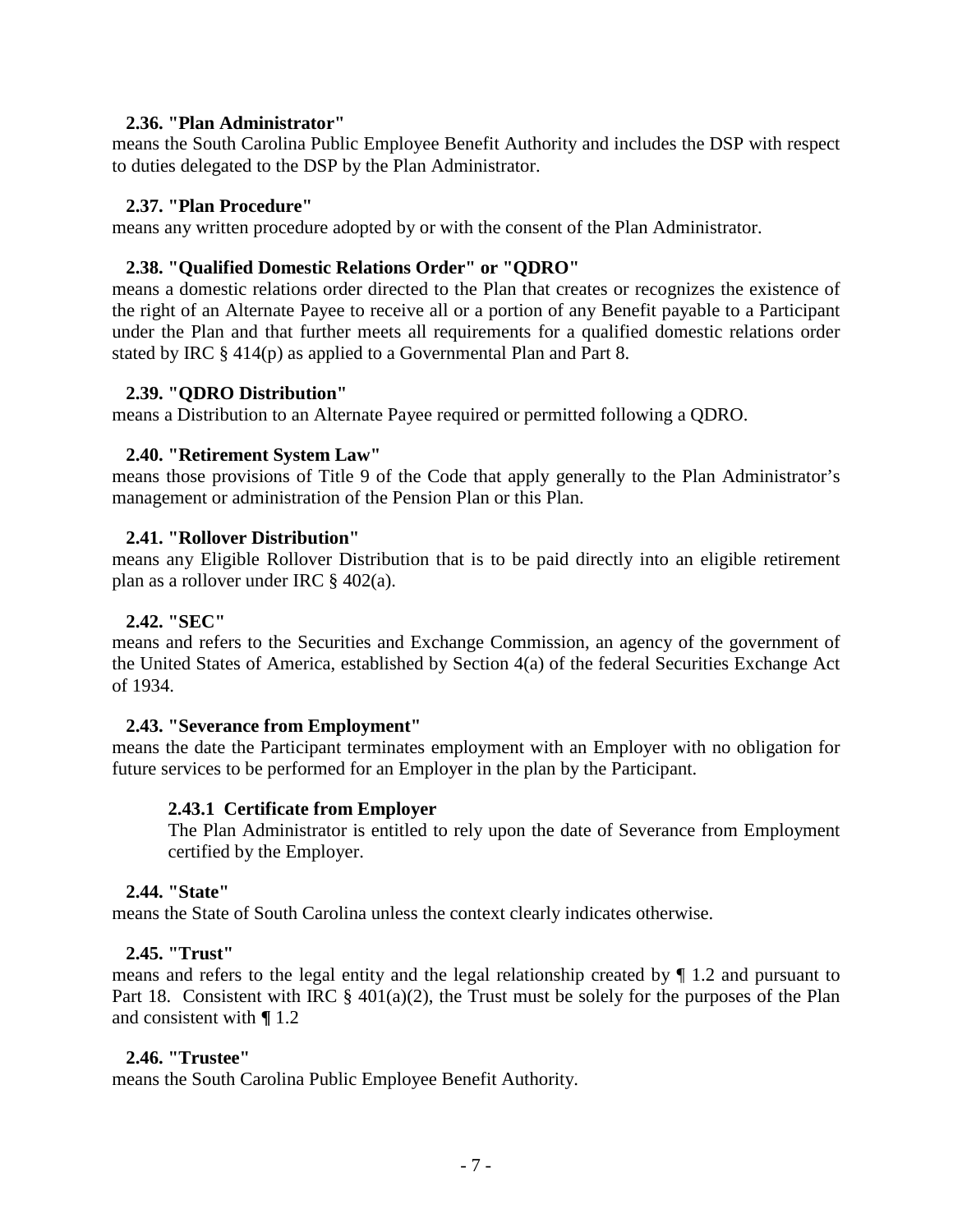### 2.36. "Plan Administrator"

means the South Carolina Public Employee Benefit Authority and includes the DSP with respect to duties delegated to the DSP by the Plan Administrator.

### 2.37. "Plan Procedure"

means any written procedure adopted by or with the consent of the Plan Administrator.

### 2.38. "Qualified Domestic Relations Order" or "QDRO"

means a domestic relations order directed to the Plan that creates or recognizes the existence of the right of an Alternate Payee to receive all or a portion of any Benefit payable to a Participant under the Plan and that further meets all requirements for a qualified domestic relations order stated by IRC § 414(p) as applied to a Governmental Plan and Part 8.

### 2.39. "QDRO Distribution"

means a Distribution to an Alternate Payee required or permitted following a QDRO.

### 2.40. "Retirement System Law"

means those provisions of Title 9 of the Code that apply generally to the Plan Administrator's management or administration of the Pension Plan or this Plan.

### 2.41. "Rollover Distribution"

means any Eligible Rollover Distribution that is to be paid directly into an eligible retirement plan as a rollover under IRC § 402(a).

### 2.42. "SEC"

means and refers to the Securities and Exchange Commission, an agency of the government of the United States of America, established by Section 4(a) of the federal Securities Exchange Act of 1934.

### 2.43. "Severance from Employment"

means the date the Participant terminates employment with an Employer with no obligation for future services to be performed for an Employer in the plan by the Participant.

#### 2.43.1 Certificate from Employer

The Plan Administrator is entitled to rely upon the date of Severance from Employment certified by the Employer.

### 2.44. "State"

means the State of South Carolina unless the context clearly indicates otherwise.

### 2.45. "Trust"

means and refers to the legal entity and the legal relationship created by ¶ 1.2 and pursuant to Part 18. Consistent with IRC § 401(a)(2), the Trust must be solely for the purposes of the Plan and consistent with **¶** 1.2

### 2.46. "Trustee"

means the South Carolina Public Employee Benefit Authority.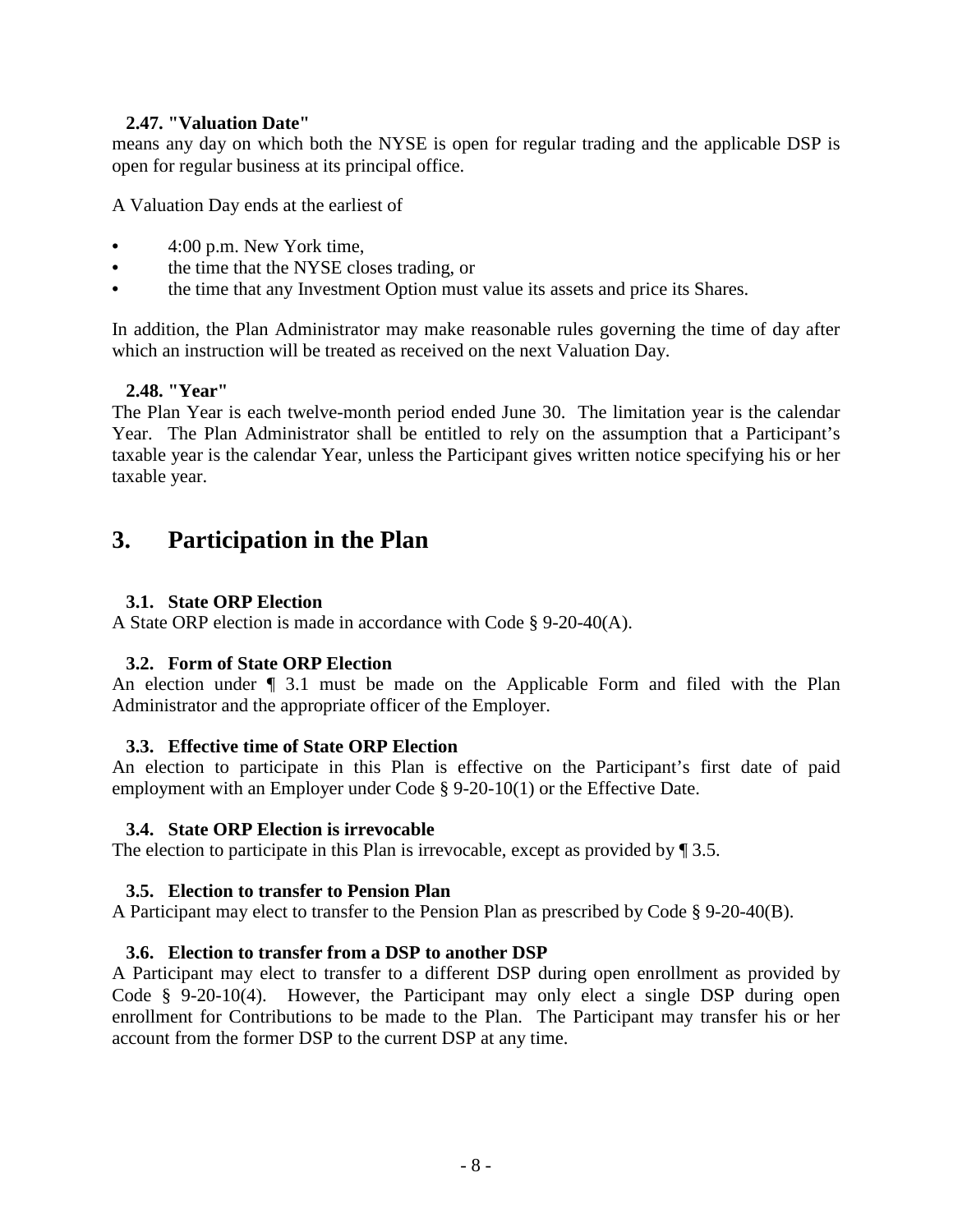### 2.47. "Valuation Date"

means any day on which both the NYSE is open for regular trading and the applicable DSP is open for regular business at its principal office.

A Valuation Day ends at the earliest of

- 4:00 p.m. New York time,
- the time that the NYSE closes trading, or
- the time that any Investment Option must value its assets and price its Shares.

In addition, the Plan Administrator may make reasonable rules governing the time of day after which an instruction will be treated as received on the next Valuation Day.

### 2.48. "Year"

The Plan Year is each twelve-month period ended June 30. The limitation year is the calendar Year. The Plan Administrator shall be entitled to rely on the assumption that a Participant's taxable year is the calendar Year, unless the Participant gives written notice specifying his or her taxable year.

# 3. Participation in the Plan

### 3.1. State ORP Election

A State ORP election is made in accordance with Code § 9-20-40(A).

### 3.2. Form of State ORP Election

An election under ¶ 3.1 must be made on the Applicable Form and filed with the Plan Administrator and the appropriate officer of the Employer.

### 3.3. Effective time of State ORP Election

An election to participate in this Plan is effective on the Participant's first date of paid employment with an Employer under Code § 9-20-10(1) or the Effective Date.

### 3.4. State ORP Election is irrevocable

The election to participate in this Plan is irrevocable, except as provided by ¶ 3.5.

### 3.5. Election to transfer to Pension Plan

A Participant may elect to transfer to the Pension Plan as prescribed by Code § 9-20-40(B).

### 3.6. Election to transfer from a DSP to another DSP

A Participant may elect to transfer to a different DSP during open enrollment as provided by Code § 9-20-10(4). However, the Participant may only elect a single DSP during open enrollment for Contributions to be made to the Plan. The Participant may transfer his or her account from the former DSP to the current DSP at any time.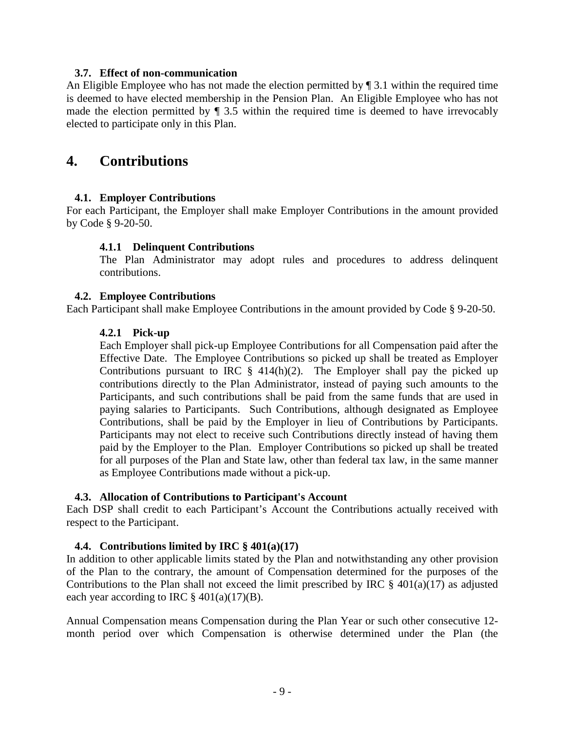### 3.7. Effect of non-communication

An Eligible Employee who has not made the election permitted by ¶ 3.1 within the required time is deemed to have elected membership in the Pension Plan. An Eligible Employee who has not made the election permitted by ¶ 3.5 within the required time is deemed to have irrevocably elected to participate only in this Plan.

## 4. Contributions

### 4.1. Employer Contributions

For each Participant, the Employer shall make Employer Contributions in the amount provided by Code § 9-20-50.

#### 4.1.1 Delinquent Contributions

The Plan Administrator may adopt rules and procedures to address delinquent contributions.

### 4.2. Employee Contributions

Each Participant shall make Employee Contributions in the amount provided by Code § 9-20-50.

#### 4.2.1 Pick-up

Each Employer shall pick-up Employee Contributions for all Compensation paid after the Effective Date. The Employee Contributions so picked up shall be treated as Employer Contributions pursuant to IRC § 414(h)(2). The Employer shall pay the picked up contributions directly to the Plan Administrator, instead of paying such amounts to the Participants, and such contributions shall be paid from the same funds that are used in paying salaries to Participants. Such Contributions, although designated as Employee Contributions, shall be paid by the Employer in lieu of Contributions by Participants. Participants may not elect to receive such Contributions directly instead of having them paid by the Employer to the Plan. Employer Contributions so picked up shall be treated for all purposes of the Plan and State law, other than federal tax law, in the same manner as Employee Contributions made without a pick-up.

### 4.3. Allocation of Contributions to Participant's Account

Each DSP shall credit to each Participant's Account the Contributions actually received with respect to the Participant.

### 4.4. Contributions limited by IRC § 401(a)(17)

In addition to other applicable limits stated by the Plan and notwithstanding any other provision of the Plan to the contrary, the amount of Compensation determined for the purposes of the Contributions to the Plan shall not exceed the limit prescribed by IRC § 401(a)(17) as adjusted each year according to IRC § 401(a)(17)(B).

Annual Compensation means Compensation during the Plan Year or such other consecutive 12-month period over which Compensation is otherwise determined under the Plan (the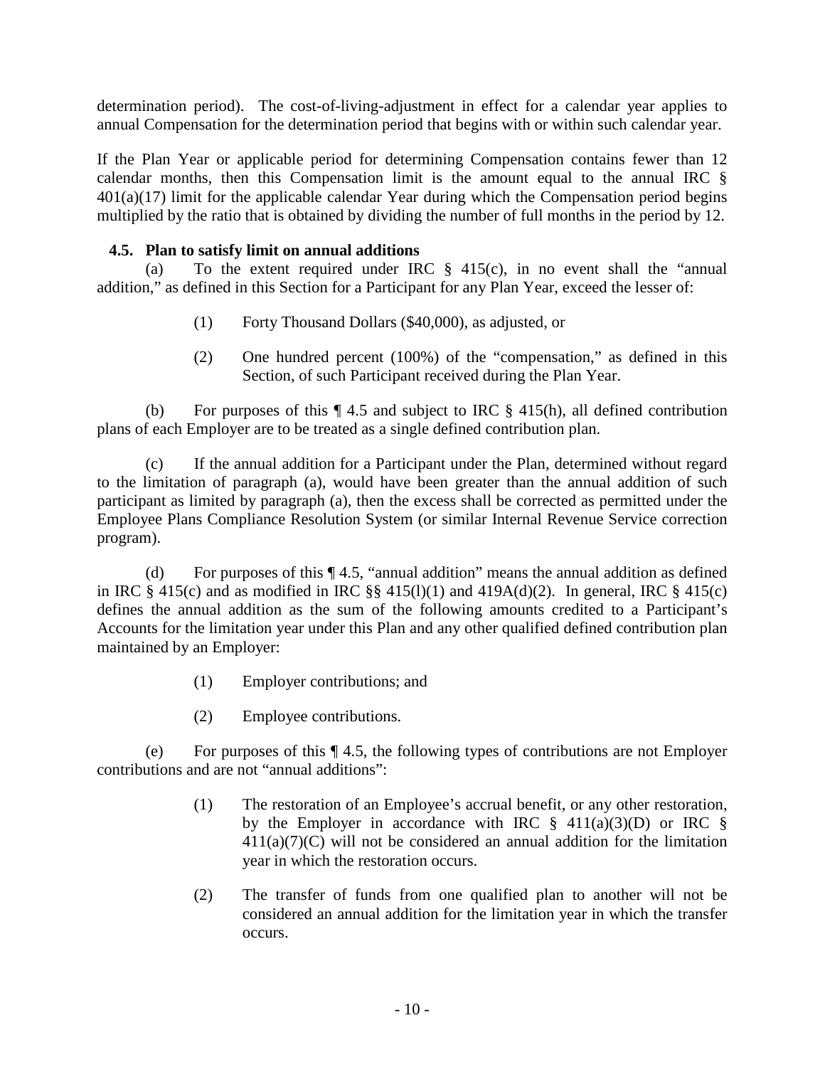determination period). The cost-of-living-adjustment in effect for a calendar year applies to annual Compensation for the determination period that begins with or within such calendar year.

If the Plan Year or applicable period for determining Compensation contains fewer than 12 calendar months, then this Compensation limit is the amount equal to the annual IRC § 401(a)(17) limit for the applicable calendar Year during which the Compensation period begins multiplied by the ratio that is obtained by dividing the number of full months in the period by 12.

### 4.5. Plan to satisfy limit on annual additions

(a) To the extent required under IRC § 415(c), in no event shall the "annual addition," as defined in this Section for a Participant for any Plan Year, exceed the lesser of:

> (1) Forty Thousand Dollars ($40,000), as adjusted, or
>
> (2) One hundred percent (100%) of the "compensation," as defined in this Section, of such Participant received during the Plan Year.

(b) For purposes of this ¶ 4.5 and subject to IRC § 415(h), all defined contribution plans of each Employer are to be treated as a single defined contribution plan.

(c) If the annual addition for a Participant under the Plan, determined without regard to the limitation of paragraph (a), would have been greater than the annual addition of such participant as limited by paragraph (a), then the excess shall be corrected as permitted under the Employee Plans Compliance Resolution System (or similar Internal Revenue Service correction program).

(d) For purposes of this ¶ 4.5, "annual addition" means the annual addition as defined in IRC § 415(c) and as modified in IRC §§ 415(l)(1) and 419A(d)(2). In general, IRC § 415(c) defines the annual addition as the sum of the following amounts credited to a Participant's Accounts for the limitation year under this Plan and any other qualified defined contribution plan maintained by an Employer:

> (1) Employer contributions; and
>
> (2) Employee contributions.

(e) For purposes of this ¶ 4.5, the following types of contributions are not Employer contributions and are not "annual additions":

> (1) The restoration of an Employee's accrual benefit, or any other restoration, by the Employer in accordance with IRC § 411(a)(3)(D) or IRC § 411(a)(7)(C) will not be considered an annual addition for the limitation year in which the restoration occurs.
>
> (2) The transfer of funds from one qualified plan to another will not be considered an annual addition for the limitation year in which the transfer occurs.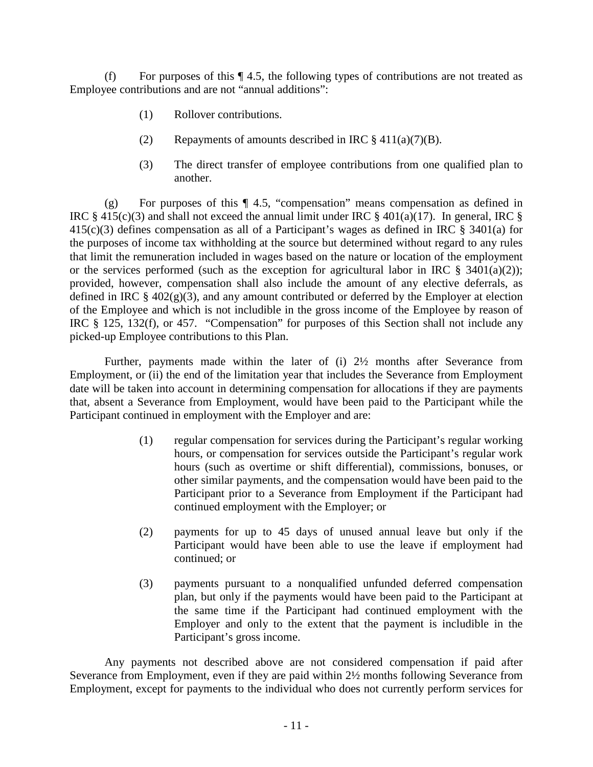(f) For purposes of this ¶ 4.5, the following types of contributions are not treated as Employee contributions and are not "annual additions":

> (1) Rollover contributions.
>
> (2) Repayments of amounts described in IRC § 411(a)(7)(B).
>
> (3) The direct transfer of employee contributions from one qualified plan to another.

(g) For purposes of this ¶ 4.5, "compensation" means compensation as defined in IRC § 415(c)(3) and shall not exceed the annual limit under IRC § 401(a)(17). In general, IRC § 415(c)(3) defines compensation as all of a Participant's wages as defined in IRC § 3401(a) for the purposes of income tax withholding at the source but determined without regard to any rules that limit the remuneration included in wages based on the nature or location of the employment or the services performed (such as the exception for agricultural labor in IRC § 3401(a)(2)); provided, however, compensation shall also include the amount of any elective deferrals, as defined in IRC § 402(g)(3), and any amount contributed or deferred by the Employer at election of the Employee and which is not includible in the gross income of the Employee by reason of IRC § 125, 132(f), or 457. "Compensation" for purposes of this Section shall not include any picked-up Employee contributions to this Plan.

Further, payments made within the later of (i) 2½ months after Severance from Employment, or (ii) the end of the limitation year that includes the Severance from Employment date will be taken into account in determining compensation for allocations if they are payments that, absent a Severance from Employment, would have been paid to the Participant while the Participant continued in employment with the Employer and are:

> (1) regular compensation for services during the Participant's regular working hours, or compensation for services outside the Participant's regular work hours (such as overtime or shift differential), commissions, bonuses, or other similar payments, and the compensation would have been paid to the Participant prior to a Severance from Employment if the Participant had continued employment with the Employer; or
>
> (2) payments for up to 45 days of unused annual leave but only if the Participant would have been able to use the leave if employment had continued; or
>
> (3) payments pursuant to a nonqualified unfunded deferred compensation plan, but only if the payments would have been paid to the Participant at the same time if the Participant had continued employment with the Employer and only to the extent that the payment is includible in the Participant's gross income.

Any payments not described above are not considered compensation if paid after Severance from Employment, even if they are paid within 2½ months following Severance from Employment, except for payments to the individual who does not currently perform services for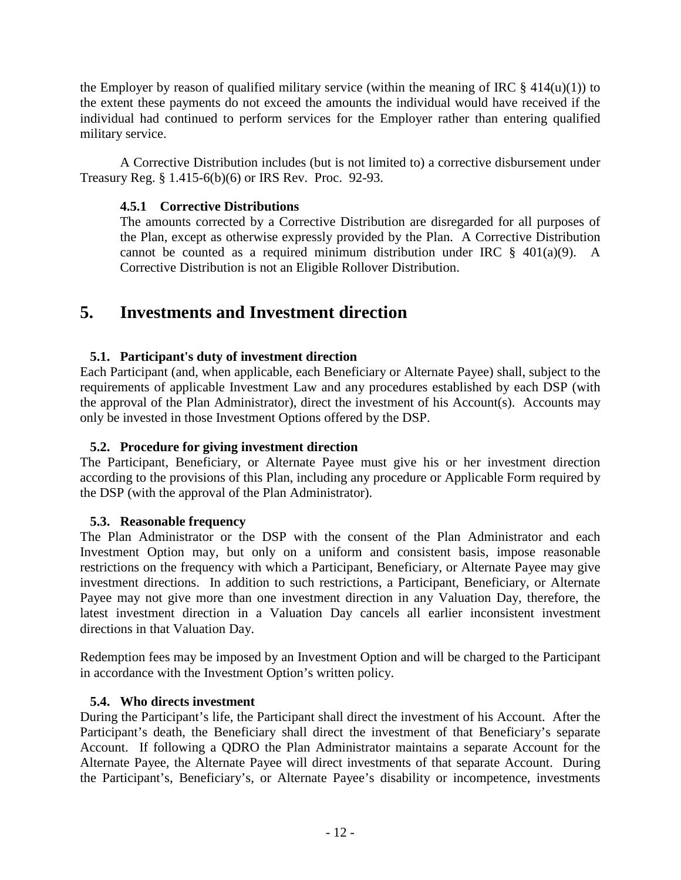the Employer by reason of qualified military service (within the meaning of IRC § 414(u)(1)) to the extent these payments do not exceed the amounts the individual would have received if the individual had continued to perform services for the Employer rather than entering qualified military service.

A Corrective Distribution includes (but is not limited to) a corrective disbursement under Treasury Reg. § 1.415-6(b)(6) or IRS Rev. Proc. 92-93.

#### 4.5.1 Corrective Distributions

The amounts corrected by a Corrective Distribution are disregarded for all purposes of the Plan, except as otherwise expressly provided by the Plan. A Corrective Distribution cannot be counted as a required minimum distribution under IRC § 401(a)(9). A Corrective Distribution is not an Eligible Rollover Distribution.

## 5. Investments and Investment direction

### 5.1. Participant's duty of investment direction

Each Participant (and, when applicable, each Beneficiary or Alternate Payee) shall, subject to the requirements of applicable Investment Law and any procedures established by each DSP (with the approval of the Plan Administrator), direct the investment of his Account(s). Accounts may only be invested in those Investment Options offered by the DSP.

### 5.2. Procedure for giving investment direction

The Participant, Beneficiary, or Alternate Payee must give his or her investment direction according to the provisions of this Plan, including any procedure or Applicable Form required by the DSP (with the approval of the Plan Administrator).

### 5.3. Reasonable frequency

The Plan Administrator or the DSP with the consent of the Plan Administrator and each Investment Option may, but only on a uniform and consistent basis, impose reasonable restrictions on the frequency with which a Participant, Beneficiary, or Alternate Payee may give investment directions. In addition to such restrictions, a Participant, Beneficiary, or Alternate Payee may not give more than one investment direction in any Valuation Day, therefore, the latest investment direction in a Valuation Day cancels all earlier inconsistent investment directions in that Valuation Day.

Redemption fees may be imposed by an Investment Option and will be charged to the Participant in accordance with the Investment Option's written policy.

### 5.4. Who directs investment

During the Participant's life, the Participant shall direct the investment of his Account. After the Participant's death, the Beneficiary shall direct the investment of that Beneficiary's separate Account. If following a QDRO the Plan Administrator maintains a separate Account for the Alternate Payee, the Alternate Payee will direct investments of that separate Account. During the Participant's, Beneficiary's, or Alternate Payee's disability or incompetence, investments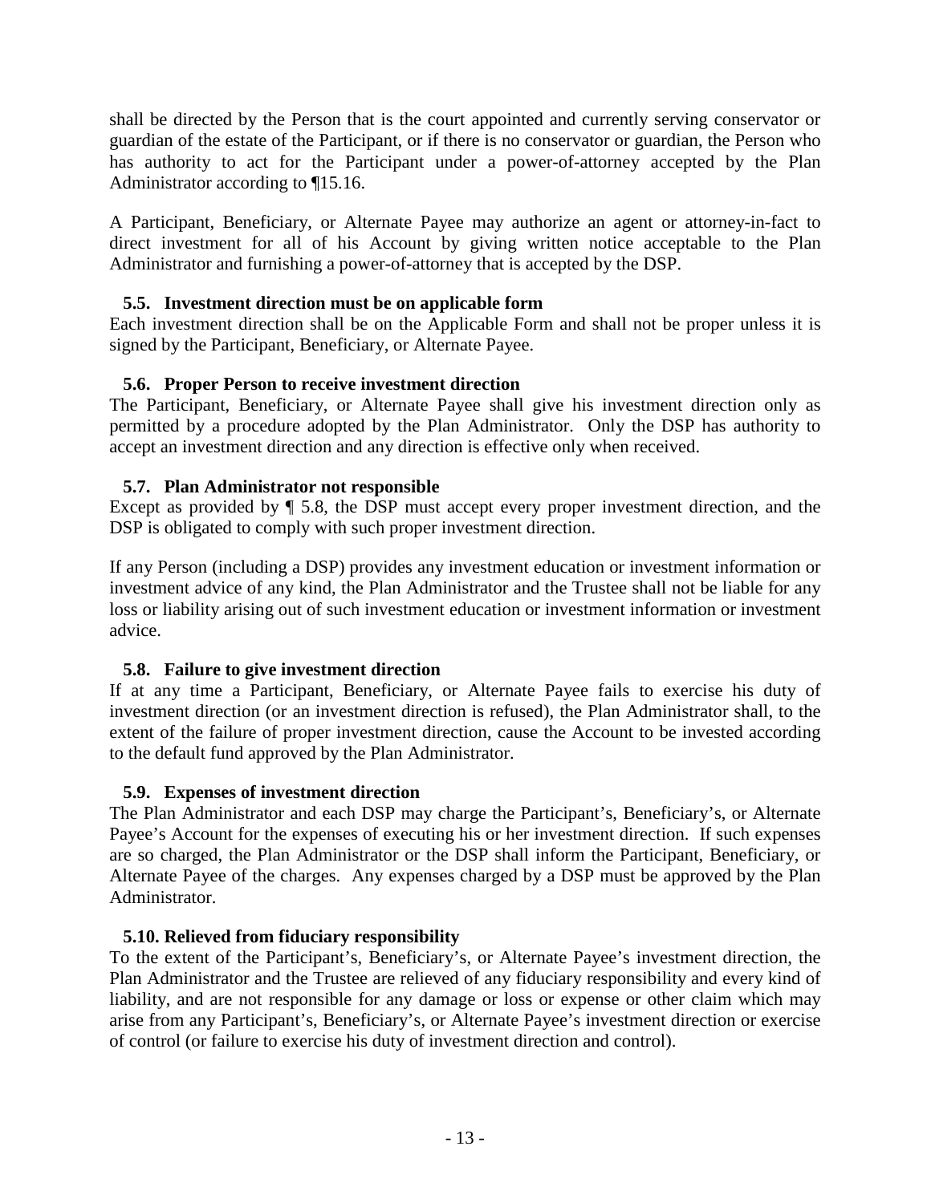shall be directed by the Person that is the court appointed and currently serving conservator or guardian of the estate of the Participant, or if there is no conservator or guardian, the Person who has authority to act for the Participant under a power-of-attorney accepted by the Plan Administrator according to ¶15.16.

A Participant, Beneficiary, or Alternate Payee may authorize an agent or attorney-in-fact to direct investment for all of his Account by giving written notice acceptable to the Plan Administrator and furnishing a power-of-attorney that is accepted by the DSP.

### 5.5. Investment direction must be on applicable form

Each investment direction shall be on the Applicable Form and shall not be proper unless it is signed by the Participant, Beneficiary, or Alternate Payee.

### 5.6. Proper Person to receive investment direction

The Participant, Beneficiary, or Alternate Payee shall give his investment direction only as permitted by a procedure adopted by the Plan Administrator. Only the DSP has authority to accept an investment direction and any direction is effective only when received.

### 5.7. Plan Administrator not responsible

Except as provided by ¶ 5.8, the DSP must accept every proper investment direction, and the DSP is obligated to comply with such proper investment direction.

If any Person (including a DSP) provides any investment education or investment information or investment advice of any kind, the Plan Administrator and the Trustee shall not be liable for any loss or liability arising out of such investment education or investment information or investment advice.

### 5.8. Failure to give investment direction

If at any time a Participant, Beneficiary, or Alternate Payee fails to exercise his duty of investment direction (or an investment direction is refused), the Plan Administrator shall, to the extent of the failure of proper investment direction, cause the Account to be invested according to the default fund approved by the Plan Administrator.

### 5.9. Expenses of investment direction

The Plan Administrator and each DSP may charge the Participant's, Beneficiary's, or Alternate Payee's Account for the expenses of executing his or her investment direction. If such expenses are so charged, the Plan Administrator or the DSP shall inform the Participant, Beneficiary, or Alternate Payee of the charges. Any expenses charged by a DSP must be approved by the Plan Administrator.

### 5.10. Relieved from fiduciary responsibility

To the extent of the Participant's, Beneficiary's, or Alternate Payee's investment direction, the Plan Administrator and the Trustee are relieved of any fiduciary responsibility and every kind of liability, and are not responsible for any damage or loss or expense or other claim which may arise from any Participant's, Beneficiary's, or Alternate Payee's investment direction or exercise of control (or failure to exercise his duty of investment direction and control).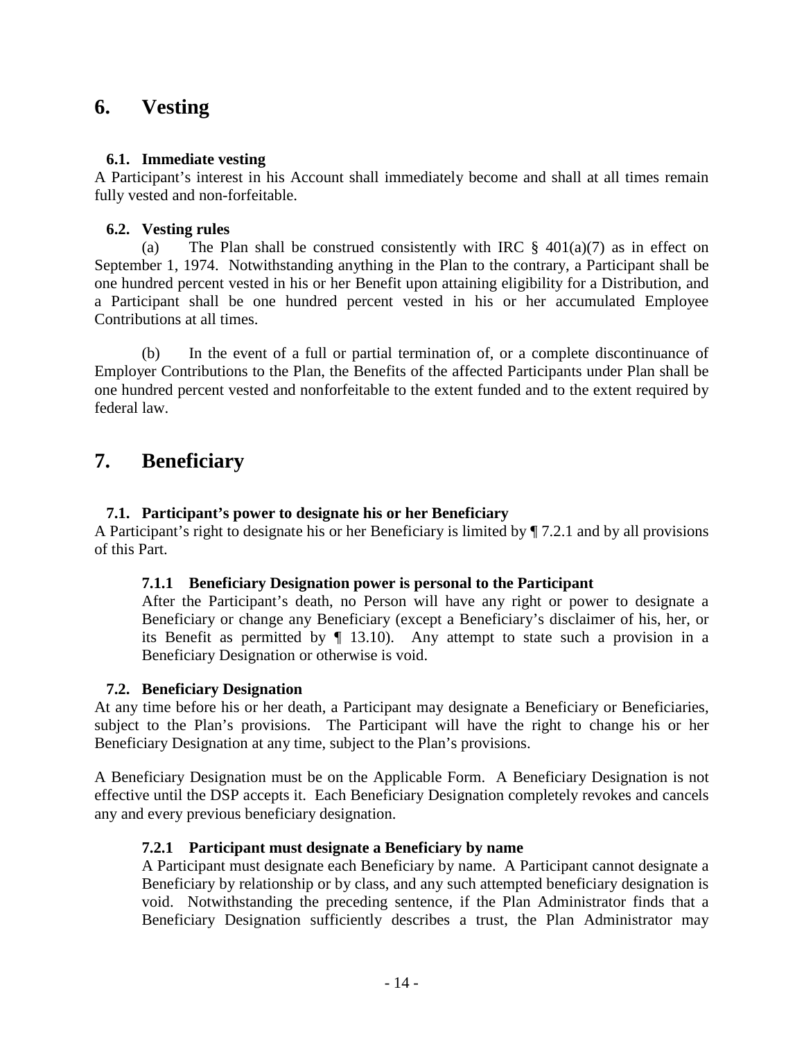# 6. Vesting

### 6.1. Immediate vesting

A Participant's interest in his Account shall immediately become and shall at all times remain fully vested and non-forfeitable.

### 6.2. Vesting rules

(a) The Plan shall be construed consistently with IRC § 401(a)(7) as in effect on September 1, 1974. Notwithstanding anything in the Plan to the contrary, a Participant shall be one hundred percent vested in his or her Benefit upon attaining eligibility for a Distribution, and a Participant shall be one hundred percent vested in his or her accumulated Employee Contributions at all times.

(b) In the event of a full or partial termination of, or a complete discontinuance of Employer Contributions to the Plan, the Benefits of the affected Participants under Plan shall be one hundred percent vested and nonforfeitable to the extent funded and to the extent required by federal law.

# 7. Beneficiary

### 7.1. Participant's power to designate his or her Beneficiary

A Participant's right to designate his or her Beneficiary is limited by ¶ 7.2.1 and by all provisions of this Part.

#### 7.1.1 Beneficiary Designation power is personal to the Participant

After the Participant's death, no Person will have any right or power to designate a Beneficiary or change any Beneficiary (except a Beneficiary's disclaimer of his, her, or its Benefit as permitted by ¶ 13.10). Any attempt to state such a provision in a Beneficiary Designation or otherwise is void.

### 7.2. Beneficiary Designation

At any time before his or her death, a Participant may designate a Beneficiary or Beneficiaries, subject to the Plan's provisions. The Participant will have the right to change his or her Beneficiary Designation at any time, subject to the Plan's provisions.

A Beneficiary Designation must be on the Applicable Form. A Beneficiary Designation is not effective until the DSP accepts it. Each Beneficiary Designation completely revokes and cancels any and every previous beneficiary designation.

#### 7.2.1 Participant must designate a Beneficiary by name

A Participant must designate each Beneficiary by name. A Participant cannot designate a Beneficiary by relationship or by class, and any such attempted beneficiary designation is void. Notwithstanding the preceding sentence, if the Plan Administrator finds that a Beneficiary Designation sufficiently describes a trust, the Plan Administrator may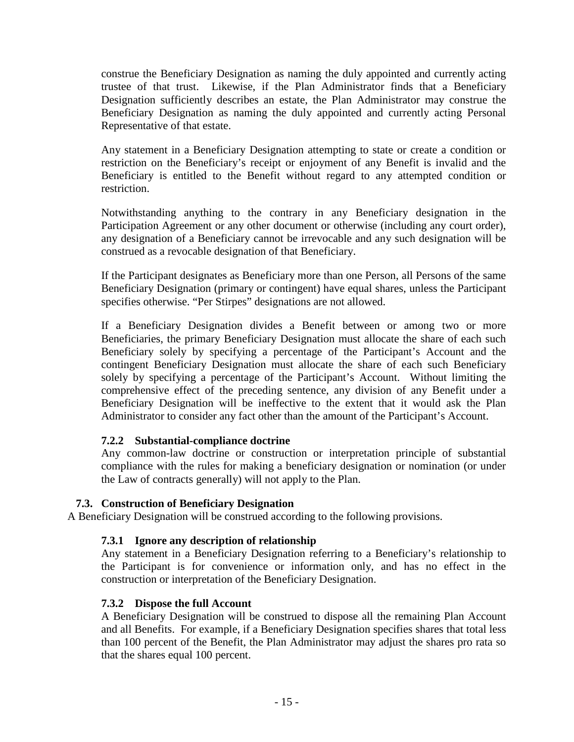construe the Beneficiary Designation as naming the duly appointed and currently acting trustee of that trust. Likewise, if the Plan Administrator finds that a Beneficiary Designation sufficiently describes an estate, the Plan Administrator may construe the Beneficiary Designation as naming the duly appointed and currently acting Personal Representative of that estate.

Any statement in a Beneficiary Designation attempting to state or create a condition or restriction on the Beneficiary's receipt or enjoyment of any Benefit is invalid and the Beneficiary is entitled to the Benefit without regard to any attempted condition or restriction.

Notwithstanding anything to the contrary in any Beneficiary designation in the Participation Agreement or any other document or otherwise (including any court order), any designation of a Beneficiary cannot be irrevocable and any such designation will be construed as a revocable designation of that Beneficiary.

If the Participant designates as Beneficiary more than one Person, all Persons of the same Beneficiary Designation (primary or contingent) have equal shares, unless the Participant specifies otherwise. "Per Stirpes" designations are not allowed.

If a Beneficiary Designation divides a Benefit between or among two or more Beneficiaries, the primary Beneficiary Designation must allocate the share of each such Beneficiary solely by specifying a percentage of the Participant's Account and the contingent Beneficiary Designation must allocate the share of each such Beneficiary solely by specifying a percentage of the Participant's Account. Without limiting the comprehensive effect of the preceding sentence, any division of any Benefit under a Beneficiary Designation will be ineffective to the extent that it would ask the Plan Administrator to consider any fact other than the amount of the Participant's Account.

#### 7.2.2 Substantial-compliance doctrine

Any common-law doctrine or construction or interpretation principle of substantial compliance with the rules for making a beneficiary designation or nomination (or under the Law of contracts generally) will not apply to the Plan.

### 7.3. Construction of Beneficiary Designation

A Beneficiary Designation will be construed according to the following provisions.

#### 7.3.1 Ignore any description of relationship

Any statement in a Beneficiary Designation referring to a Beneficiary's relationship to the Participant is for convenience or information only, and has no effect in the construction or interpretation of the Beneficiary Designation.

#### 7.3.2 Dispose the full Account

A Beneficiary Designation will be construed to dispose all the remaining Plan Account and all Benefits. For example, if a Beneficiary Designation specifies shares that total less than 100 percent of the Benefit, the Plan Administrator may adjust the shares pro rata so that the shares equal 100 percent.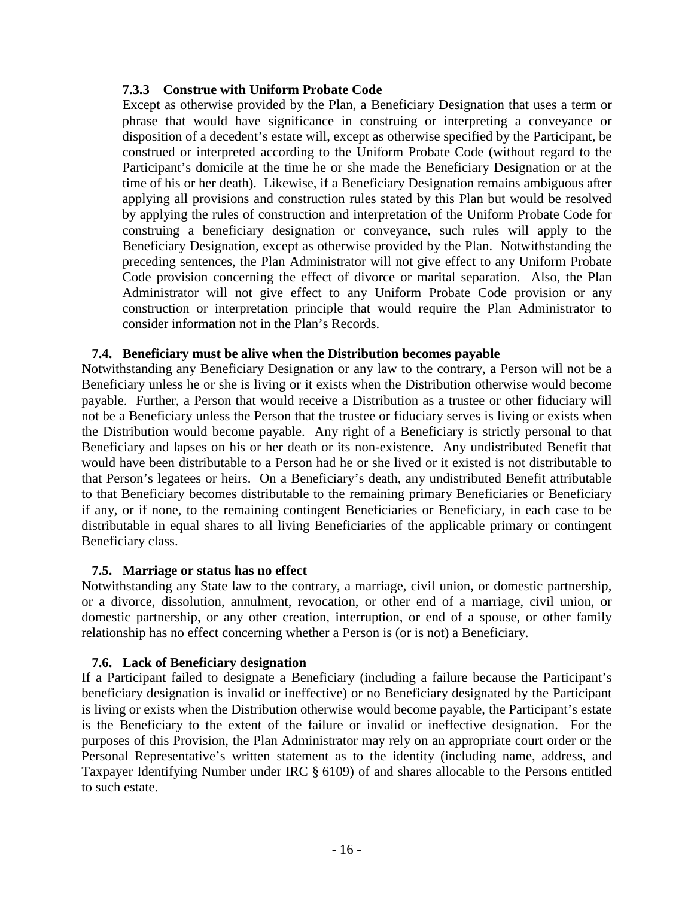#### 7.3.3 Construe with Uniform Probate Code

Except as otherwise provided by the Plan, a Beneficiary Designation that uses a term or phrase that would have significance in construing or interpreting a conveyance or disposition of a decedent's estate will, except as otherwise specified by the Participant, be construed or interpreted according to the Uniform Probate Code (without regard to the Participant's domicile at the time he or she made the Beneficiary Designation or at the time of his or her death). Likewise, if a Beneficiary Designation remains ambiguous after applying all provisions and construction rules stated by this Plan but would be resolved by applying the rules of construction and interpretation of the Uniform Probate Code for construing a beneficiary designation or conveyance, such rules will apply to the Beneficiary Designation, except as otherwise provided by the Plan. Notwithstanding the preceding sentences, the Plan Administrator will not give effect to any Uniform Probate Code provision concerning the effect of divorce or marital separation. Also, the Plan Administrator will not give effect to any Uniform Probate Code provision or any construction or interpretation principle that would require the Plan Administrator to consider information not in the Plan's Records.

### 7.4. Beneficiary must be alive when the Distribution becomes payable

Notwithstanding any Beneficiary Designation or any law to the contrary, a Person will not be a Beneficiary unless he or she is living or it exists when the Distribution otherwise would become payable. Further, a Person that would receive a Distribution as a trustee or other fiduciary will not be a Beneficiary unless the Person that the trustee or fiduciary serves is living or exists when the Distribution would become payable. Any right of a Beneficiary is strictly personal to that Beneficiary and lapses on his or her death or its non-existence. Any undistributed Benefit that would have been distributable to a Person had he or she lived or it existed is not distributable to that Person's legatees or heirs. On a Beneficiary's death, any undistributed Benefit attributable to that Beneficiary becomes distributable to the remaining primary Beneficiaries or Beneficiary if any, or if none, to the remaining contingent Beneficiaries or Beneficiary, in each case to be distributable in equal shares to all living Beneficiaries of the applicable primary or contingent Beneficiary class.

### 7.5. Marriage or status has no effect

Notwithstanding any State law to the contrary, a marriage, civil union, or domestic partnership, or a divorce, dissolution, annulment, revocation, or other end of a marriage, civil union, or domestic partnership, or any other creation, interruption, or end of a spouse, or other family relationship has no effect concerning whether a Person is (or is not) a Beneficiary.

### 7.6. Lack of Beneficiary designation

If a Participant failed to designate a Beneficiary (including a failure because the Participant's beneficiary designation is invalid or ineffective) or no Beneficiary designated by the Participant is living or exists when the Distribution otherwise would become payable, the Participant's estate is the Beneficiary to the extent of the failure or invalid or ineffective designation. For the purposes of this Provision, the Plan Administrator may rely on an appropriate court order or the Personal Representative's written statement as to the identity (including name, address, and Taxpayer Identifying Number under IRC § 6109) of and shares allocable to the Persons entitled to such estate.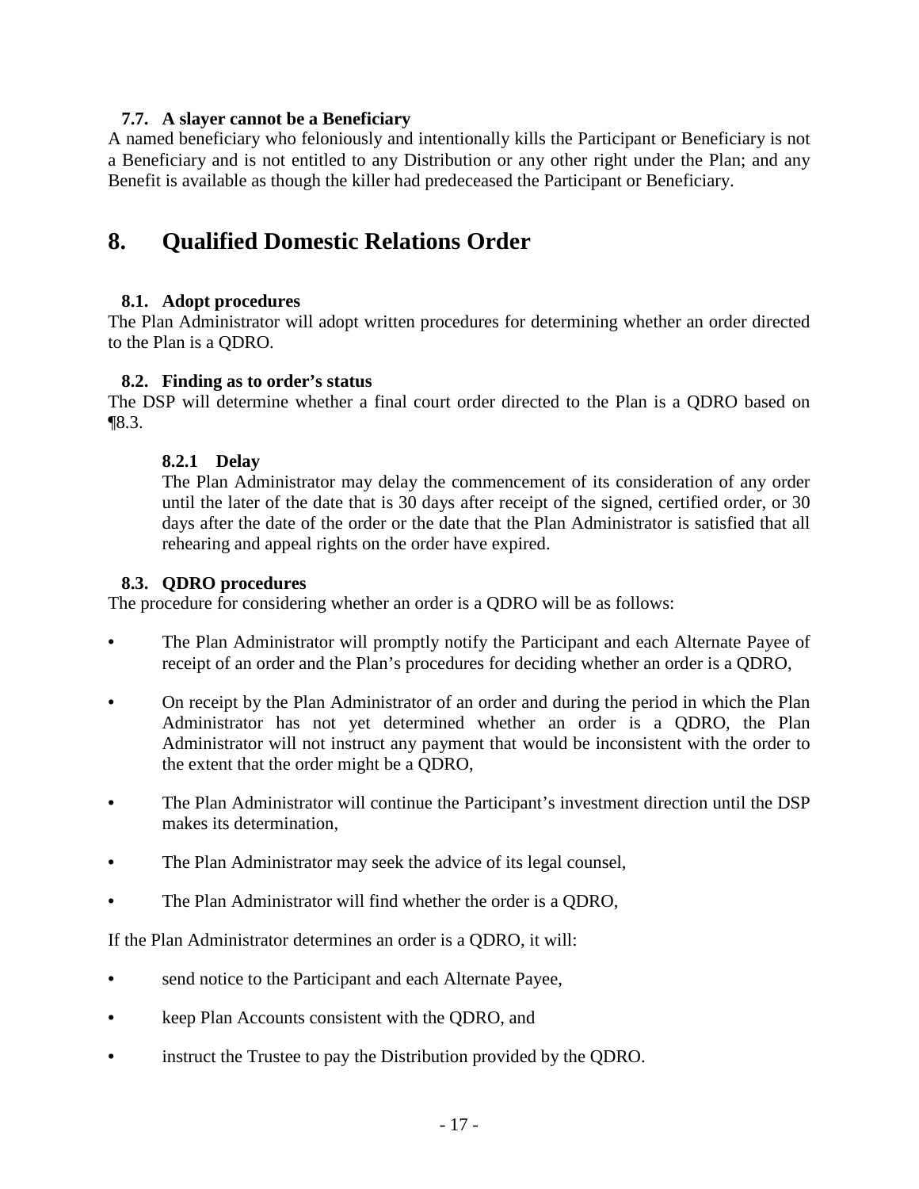### 7.7. A slayer cannot be a Beneficiary

A named beneficiary who feloniously and intentionally kills the Participant or Beneficiary is not a Beneficiary and is not entitled to any Distribution or any other right under the Plan; and any Benefit is available as though the killer had predeceased the Participant or Beneficiary.

# 8. Qualified Domestic Relations Order

### 8.1. Adopt procedures

The Plan Administrator will adopt written procedures for determining whether an order directed to the Plan is a QDRO.

### 8.2. Finding as to order's status

The DSP will determine whether a final court order directed to the Plan is a QDRO based on ¶8.3.

#### 8.2.1 Delay

The Plan Administrator may delay the commencement of its consideration of any order until the later of the date that is 30 days after receipt of the signed, certified order, or 30 days after the date of the order or the date that the Plan Administrator is satisfied that all rehearing and appeal rights on the order have expired.

### 8.3. QDRO procedures

The procedure for considering whether an order is a QDRO will be as follows:

- The Plan Administrator will promptly notify the Participant and each Alternate Payee of receipt of an order and the Plan's procedures for deciding whether an order is a QDRO,
- On receipt by the Plan Administrator of an order and during the period in which the Plan Administrator has not yet determined whether an order is a QDRO, the Plan Administrator will not instruct any payment that would be inconsistent with the order to the extent that the order might be a QDRO,
- The Plan Administrator will continue the Participant's investment direction until the DSP makes its determination,
- The Plan Administrator may seek the advice of its legal counsel,
- The Plan Administrator will find whether the order is a QDRO,

If the Plan Administrator determines an order is a QDRO, it will:

- send notice to the Participant and each Alternate Payee,
- keep Plan Accounts consistent with the QDRO, and
- instruct the Trustee to pay the Distribution provided by the QDRO.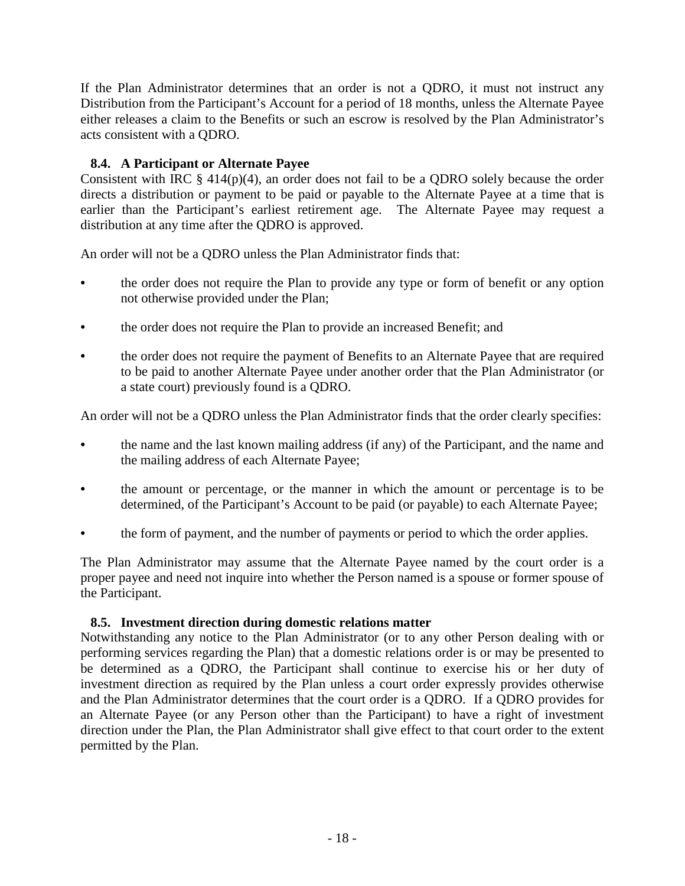If the Plan Administrator determines that an order is not a QDRO, it must not instruct any Distribution from the Participant's Account for a period of 18 months, unless the Alternate Payee either releases a claim to the Benefits or such an escrow is resolved by the Plan Administrator's acts consistent with a QDRO.

### 8.4. A Participant or Alternate Payee

Consistent with IRC § 414(p)(4), an order does not fail to be a QDRO solely because the order directs a distribution or payment to be paid or payable to the Alternate Payee at a time that is earlier than the Participant's earliest retirement age. The Alternate Payee may request a distribution at any time after the QDRO is approved.

An order will not be a QDRO unless the Plan Administrator finds that:

- the order does not require the Plan to provide any type or form of benefit or any option not otherwise provided under the Plan;
- the order does not require the Plan to provide an increased Benefit; and
- the order does not require the payment of Benefits to an Alternate Payee that are required to be paid to another Alternate Payee under another order that the Plan Administrator (or a state court) previously found is a QDRO.

An order will not be a QDRO unless the Plan Administrator finds that the order clearly specifies:

- the name and the last known mailing address (if any) of the Participant, and the name and the mailing address of each Alternate Payee;
- the amount or percentage, or the manner in which the amount or percentage is to be determined, of the Participant's Account to be paid (or payable) to each Alternate Payee;
- the form of payment, and the number of payments or period to which the order applies.

The Plan Administrator may assume that the Alternate Payee named by the court order is a proper payee and need not inquire into whether the Person named is a spouse or former spouse of the Participant.

### 8.5. Investment direction during domestic relations matter

Notwithstanding any notice to the Plan Administrator (or to any other Person dealing with or performing services regarding the Plan) that a domestic relations order is or may be presented to be determined as a QDRO, the Participant shall continue to exercise his or her duty of investment direction as required by the Plan unless a court order expressly provides otherwise and the Plan Administrator determines that the court order is a QDRO. If a QDRO provides for an Alternate Payee (or any Person other than the Participant) to have a right of investment direction under the Plan, the Plan Administrator shall give effect to that court order to the extent permitted by the Plan.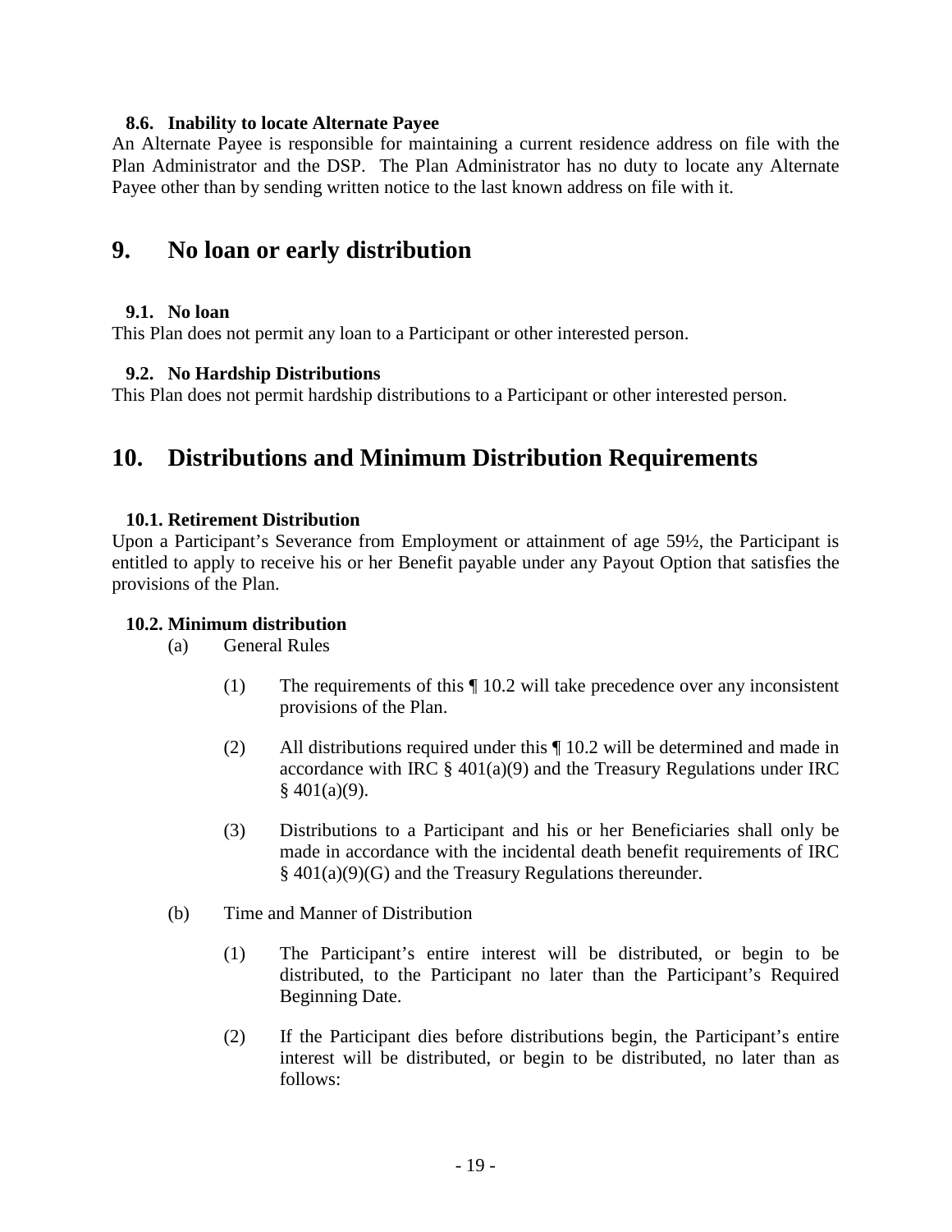### 8.6. Inability to locate Alternate Payee

An Alternate Payee is responsible for maintaining a current residence address on file with the Plan Administrator and the DSP. The Plan Administrator has no duty to locate any Alternate Payee other than by sending written notice to the last known address on file with it.

## 9. No loan or early distribution

### 9.1. No loan

This Plan does not permit any loan to a Participant or other interested person.

### 9.2. No Hardship Distributions

This Plan does not permit hardship distributions to a Participant or other interested person.

## 10. Distributions and Minimum Distribution Requirements

### 10.1. Retirement Distribution

Upon a Participant's Severance from Employment or attainment of age 59½, the Participant is entitled to apply to receive his or her Benefit payable under any Payout Option that satisfies the provisions of the Plan.

### 10.2. Minimum distribution

(a) General Rules

(1) The requirements of this ¶ 10.2 will take precedence over any inconsistent provisions of the Plan.

(2) All distributions required under this ¶ 10.2 will be determined and made in accordance with IRC § 401(a)(9) and the Treasury Regulations under IRC § 401(a)(9).

(3) Distributions to a Participant and his or her Beneficiaries shall only be made in accordance with the incidental death benefit requirements of IRC § 401(a)(9)(G) and the Treasury Regulations thereunder.

(b) Time and Manner of Distribution

(1) The Participant's entire interest will be distributed, or begin to be distributed, to the Participant no later than the Participant's Required Beginning Date.

(2) If the Participant dies before distributions begin, the Participant's entire interest will be distributed, or begin to be distributed, no later than as follows: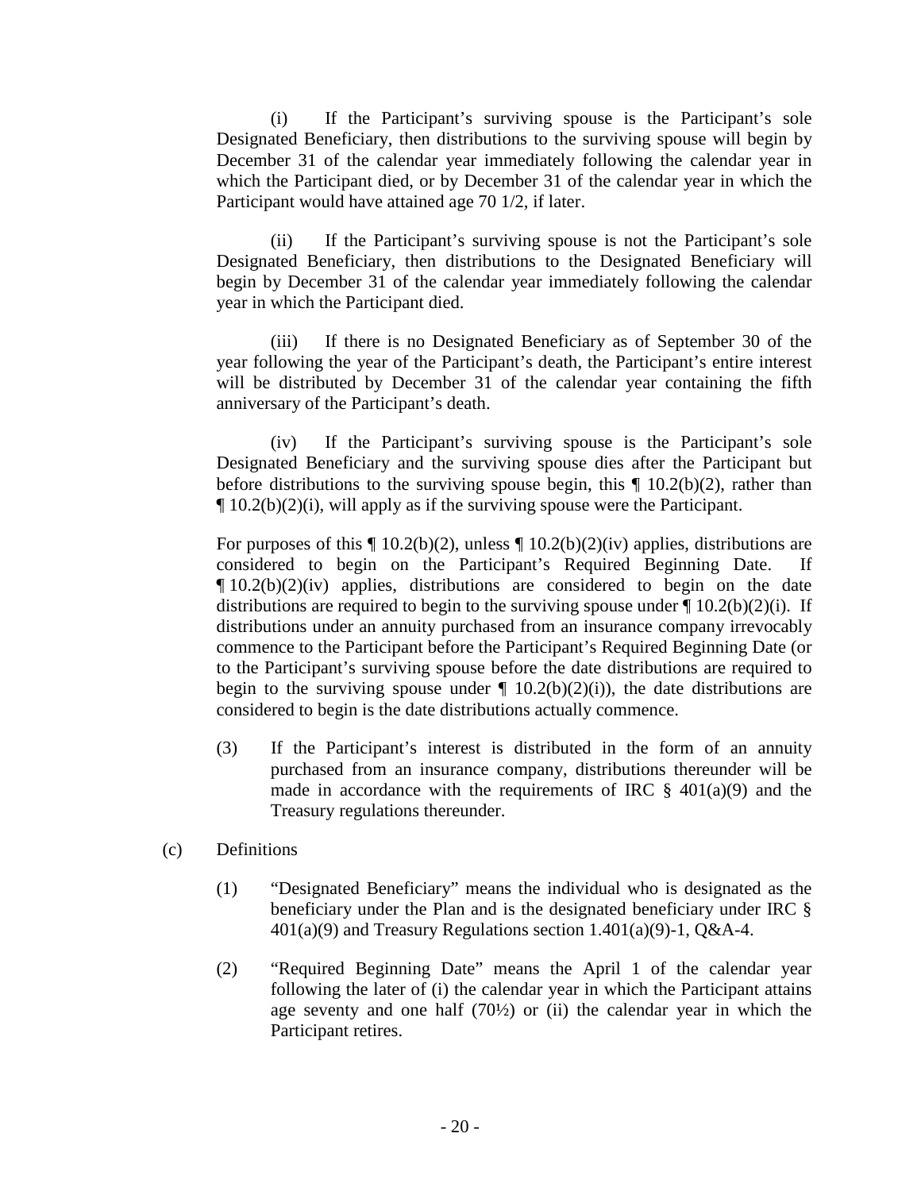(i) If the Participant's surviving spouse is the Participant's sole Designated Beneficiary, then distributions to the surviving spouse will begin by December 31 of the calendar year immediately following the calendar year in which the Participant died, or by December 31 of the calendar year in which the Participant would have attained age 70 1/2, if later.

(ii) If the Participant's surviving spouse is not the Participant's sole Designated Beneficiary, then distributions to the Designated Beneficiary will begin by December 31 of the calendar year immediately following the calendar year in which the Participant died.

(iii) If there is no Designated Beneficiary as of September 30 of the year following the year of the Participant's death, the Participant's entire interest will be distributed by December 31 of the calendar year containing the fifth anniversary of the Participant's death.

(iv) If the Participant's surviving spouse is the Participant's sole Designated Beneficiary and the surviving spouse dies after the Participant but before distributions to the surviving spouse begin, this ¶ 10.2(b)(2), rather than ¶ 10.2(b)(2)(i), will apply as if the surviving spouse were the Participant.

For purposes of this ¶ 10.2(b)(2), unless ¶ 10.2(b)(2)(iv) applies, distributions are considered to begin on the Participant's Required Beginning Date. If ¶ 10.2(b)(2)(iv) applies, distributions are considered to begin on the date distributions are required to begin to the surviving spouse under ¶ 10.2(b)(2)(i). If distributions under an annuity purchased from an insurance company irrevocably commence to the Participant before the Participant's Required Beginning Date (or to the Participant's surviving spouse before the date distributions are required to begin to the surviving spouse under ¶ 10.2(b)(2)(i)), the date distributions are considered to begin is the date distributions actually commence.

(3) If the Participant's interest is distributed in the form of an annuity purchased from an insurance company, distributions thereunder will be made in accordance with the requirements of IRC § 401(a)(9) and the Treasury regulations thereunder.

(c) Definitions

(1) "Designated Beneficiary" means the individual who is designated as the beneficiary under the Plan and is the designated beneficiary under IRC § 401(a)(9) and Treasury Regulations section 1.401(a)(9)-1, Q&A-4.

(2) "Required Beginning Date" means the April 1 of the calendar year following the later of (i) the calendar year in which the Participant attains age seventy and one half (70½) or (ii) the calendar year in which the Participant retires.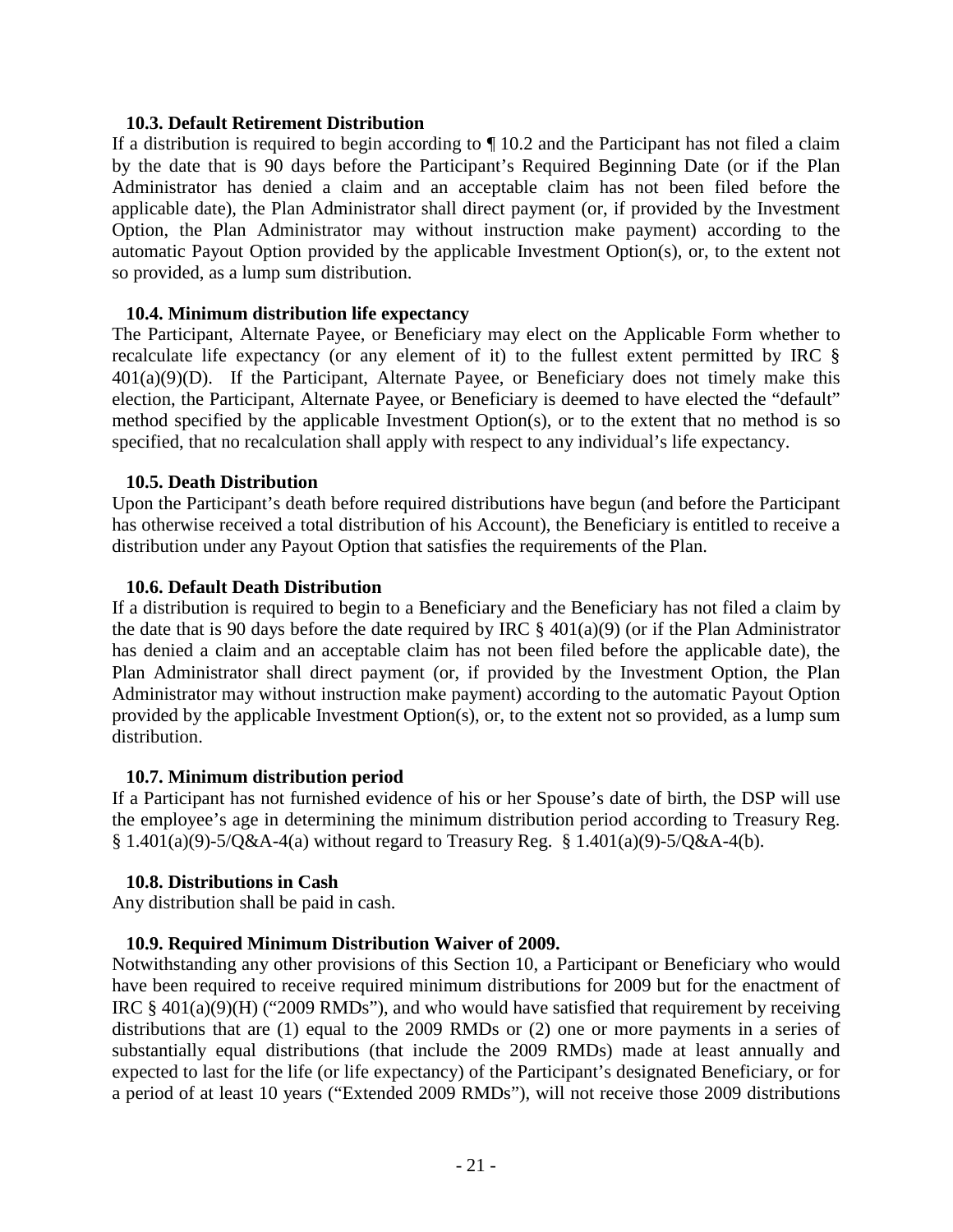### 10.3. Default Retirement Distribution

If a distribution is required to begin according to ¶ 10.2 and the Participant has not filed a claim by the date that is 90 days before the Participant's Required Beginning Date (or if the Plan Administrator has denied a claim and an acceptable claim has not been filed before the applicable date), the Plan Administrator shall direct payment (or, if provided by the Investment Option, the Plan Administrator may without instruction make payment) according to the automatic Payout Option provided by the applicable Investment Option(s), or, to the extent not so provided, as a lump sum distribution.

### 10.4. Minimum distribution life expectancy

The Participant, Alternate Payee, or Beneficiary may elect on the Applicable Form whether to recalculate life expectancy (or any element of it) to the fullest extent permitted by IRC § 401(a)(9)(D). If the Participant, Alternate Payee, or Beneficiary does not timely make this election, the Participant, Alternate Payee, or Beneficiary is deemed to have elected the "default" method specified by the applicable Investment Option(s), or to the extent that no method is so specified, that no recalculation shall apply with respect to any individual's life expectancy.

### 10.5. Death Distribution

Upon the Participant's death before required distributions have begun (and before the Participant has otherwise received a total distribution of his Account), the Beneficiary is entitled to receive a distribution under any Payout Option that satisfies the requirements of the Plan.

### 10.6. Default Death Distribution

If a distribution is required to begin to a Beneficiary and the Beneficiary has not filed a claim by the date that is 90 days before the date required by IRC § 401(a)(9) (or if the Plan Administrator has denied a claim and an acceptable claim has not been filed before the applicable date), the Plan Administrator shall direct payment (or, if provided by the Investment Option, the Plan Administrator may without instruction make payment) according to the automatic Payout Option provided by the applicable Investment Option(s), or, to the extent not so provided, as a lump sum distribution.

### 10.7. Minimum distribution period

If a Participant has not furnished evidence of his or her Spouse's date of birth, the DSP will use the employee's age in determining the minimum distribution period according to Treasury Reg. § 1.401(a)(9)-5/Q&A-4(a) without regard to Treasury Reg. § 1.401(a)(9)-5/Q&A-4(b).

### 10.8. Distributions in Cash

Any distribution shall be paid in cash.

### 10.9. Required Minimum Distribution Waiver of 2009.

Notwithstanding any other provisions of this Section 10, a Participant or Beneficiary who would have been required to receive required minimum distributions for 2009 but for the enactment of IRC § 401(a)(9)(H) ("2009 RMDs"), and who would have satisfied that requirement by receiving distributions that are (1) equal to the 2009 RMDs or (2) one or more payments in a series of substantially equal distributions (that include the 2009 RMDs) made at least annually and expected to last for the life (or life expectancy) of the Participant's designated Beneficiary, or for a period of at least 10 years ("Extended 2009 RMDs"), will not receive those 2009 distributions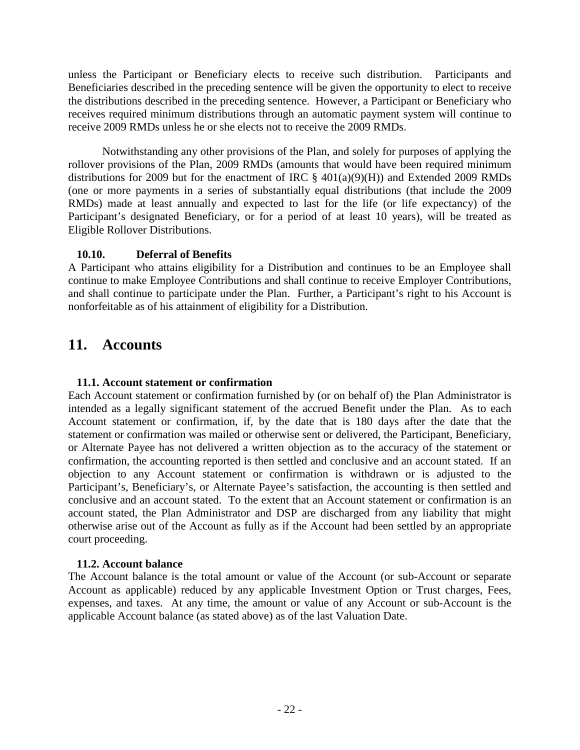unless the Participant or Beneficiary elects to receive such distribution. Participants and Beneficiaries described in the preceding sentence will be given the opportunity to elect to receive the distributions described in the preceding sentence. However, a Participant or Beneficiary who receives required minimum distributions through an automatic payment system will continue to receive 2009 RMDs unless he or she elects not to receive the 2009 RMDs.

Notwithstanding any other provisions of the Plan, and solely for purposes of applying the rollover provisions of the Plan, 2009 RMDs (amounts that would have been required minimum distributions for 2009 but for the enactment of IRC § 401(a)(9)(H)) and Extended 2009 RMDs (one or more payments in a series of substantially equal distributions (that include the 2009 RMDs) made at least annually and expected to last for the life (or life expectancy) of the Participant's designated Beneficiary, or for a period of at least 10 years), will be treated as Eligible Rollover Distributions.

### 10.10. Deferral of Benefits

A Participant who attains eligibility for a Distribution and continues to be an Employee shall continue to make Employee Contributions and shall continue to receive Employer Contributions, and shall continue to participate under the Plan. Further, a Participant's right to his Account is nonforfeitable as of his attainment of eligibility for a Distribution.

## 11. Accounts

### 11.1. Account statement or confirmation

Each Account statement or confirmation furnished by (or on behalf of) the Plan Administrator is intended as a legally significant statement of the accrued Benefit under the Plan. As to each Account statement or confirmation, if, by the date that is 180 days after the date that the statement or confirmation was mailed or otherwise sent or delivered, the Participant, Beneficiary, or Alternate Payee has not delivered a written objection as to the accuracy of the statement or confirmation, the accounting reported is then settled and conclusive and an account stated. If an objection to any Account statement or confirmation is withdrawn or is adjusted to the Participant's, Beneficiary's, or Alternate Payee's satisfaction, the accounting is then settled and conclusive and an account stated. To the extent that an Account statement or confirmation is an account stated, the Plan Administrator and DSP are discharged from any liability that might otherwise arise out of the Account as fully as if the Account had been settled by an appropriate court proceeding.

### 11.2. Account balance

The Account balance is the total amount or value of the Account (or sub-Account or separate Account as applicable) reduced by any applicable Investment Option or Trust charges, Fees, expenses, and taxes. At any time, the amount or value of any Account or sub-Account is the applicable Account balance (as stated above) as of the last Valuation Date.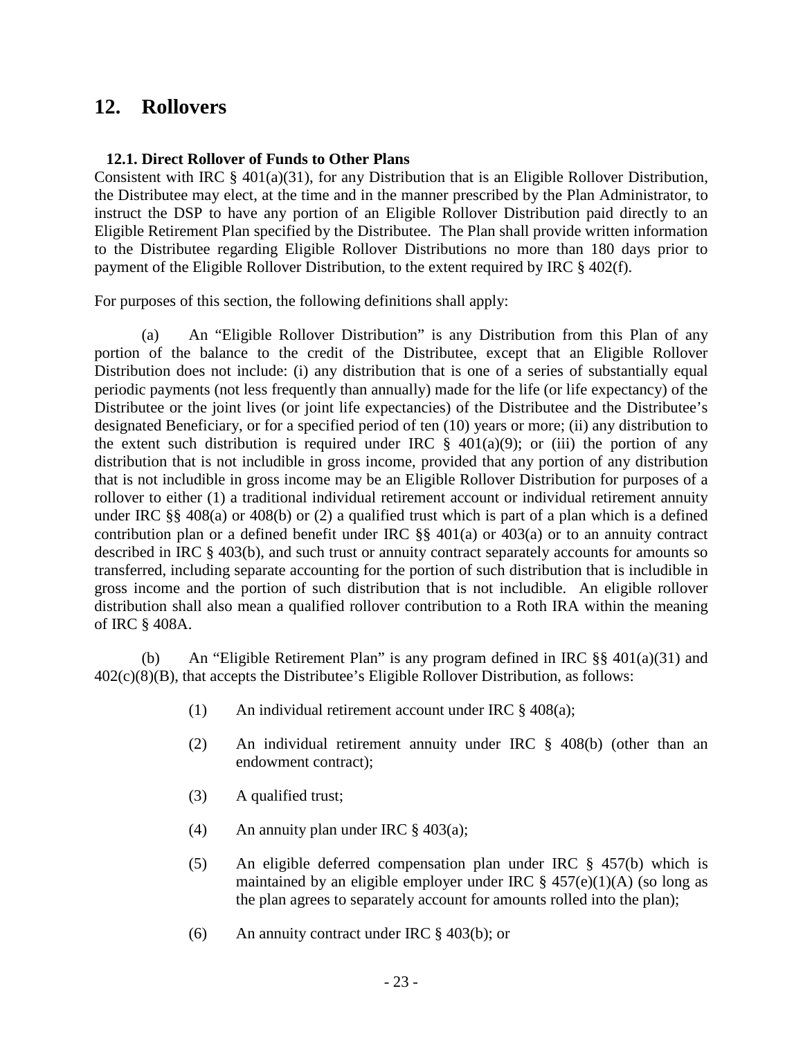# 12. Rollovers

### 12.1. Direct Rollover of Funds to Other Plans

Consistent with IRC § 401(a)(31), for any Distribution that is an Eligible Rollover Distribution, the Distributee may elect, at the time and in the manner prescribed by the Plan Administrator, to instruct the DSP to have any portion of an Eligible Rollover Distribution paid directly to an Eligible Retirement Plan specified by the Distributee. The Plan shall provide written information to the Distributee regarding Eligible Rollover Distributions no more than 180 days prior to payment of the Eligible Rollover Distribution, to the extent required by IRC § 402(f).

For purposes of this section, the following definitions shall apply:

(a) An "Eligible Rollover Distribution" is any Distribution from this Plan of any portion of the balance to the credit of the Distributee, except that an Eligible Rollover Distribution does not include: (i) any distribution that is one of a series of substantially equal periodic payments (not less frequently than annually) made for the life (or life expectancy) of the Distributee or the joint lives (or joint life expectancies) of the Distributee and the Distributee's designated Beneficiary, or for a specified period of ten (10) years or more; (ii) any distribution to the extent such distribution is required under IRC § 401(a)(9); or (iii) the portion of any distribution that is not includible in gross income, provided that any portion of any distribution that is not includible in gross income may be an Eligible Rollover Distribution for purposes of a rollover to either (1) a traditional individual retirement account or individual retirement annuity under IRC §§ 408(a) or 408(b) or (2) a qualified trust which is part of a plan which is a defined contribution plan or a defined benefit under IRC §§ 401(a) or 403(a) or to an annuity contract described in IRC § 403(b), and such trust or annuity contract separately accounts for amounts so transferred, including separate accounting for the portion of such distribution that is includible in gross income and the portion of such distribution that is not includible. An eligible rollover distribution shall also mean a qualified rollover contribution to a Roth IRA within the meaning of IRC § 408A.

(b) An "Eligible Retirement Plan" is any program defined in IRC §§ 401(a)(31) and 402(c)(8)(B), that accepts the Distributee's Eligible Rollover Distribution, as follows:

(1) An individual retirement account under IRC § 408(a);

(2) An individual retirement annuity under IRC § 408(b) (other than an endowment contract);

(3) A qualified trust;

(4) An annuity plan under IRC § 403(a);

(5) An eligible deferred compensation plan under IRC § 457(b) which is maintained by an eligible employer under IRC § 457(e)(1)(A) (so long as the plan agrees to separately account for amounts rolled into the plan);

(6) An annuity contract under IRC § 403(b); or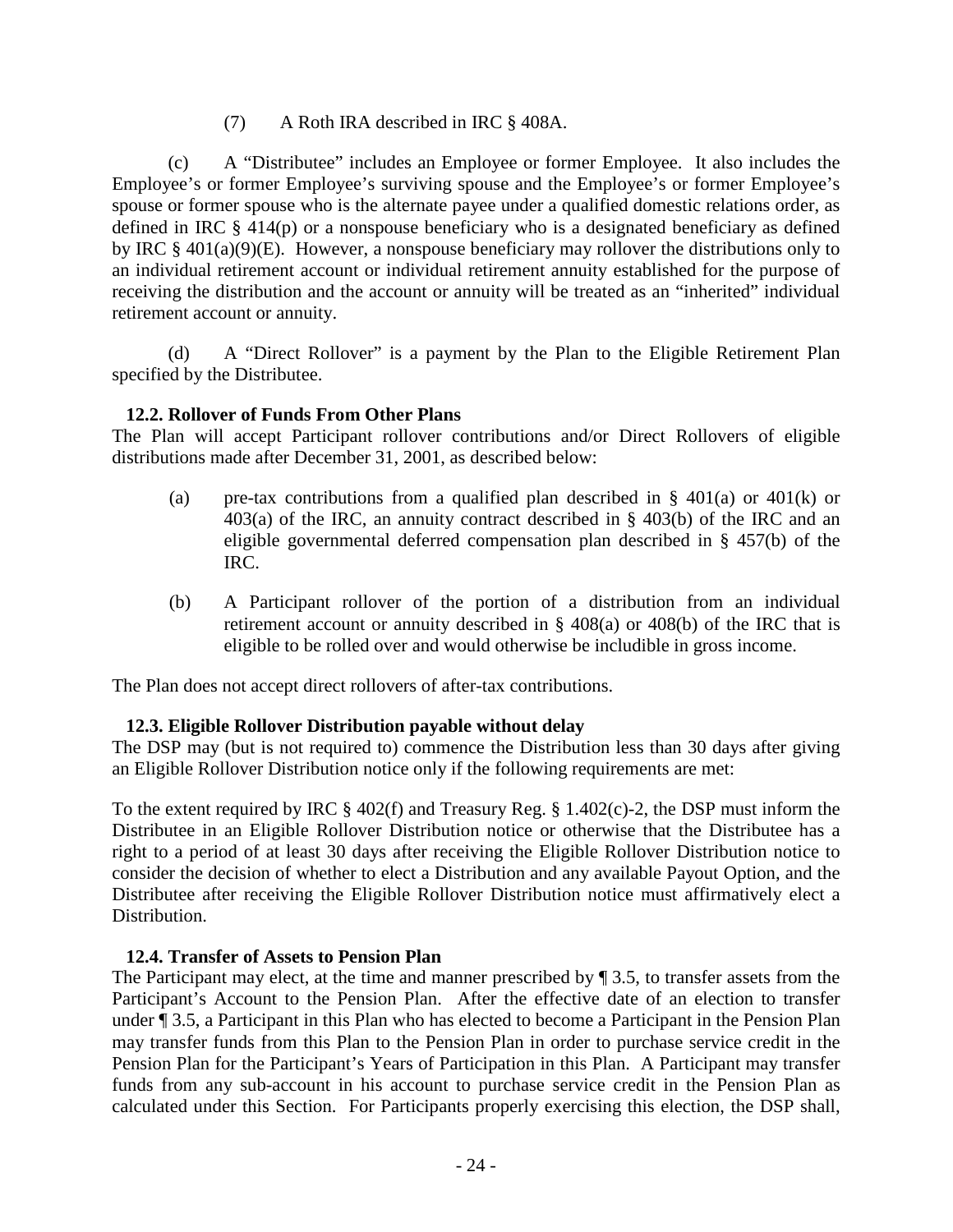(7) A Roth IRA described in IRC § 408A.

(c) A "Distributee" includes an Employee or former Employee. It also includes the Employee's or former Employee's surviving spouse and the Employee's or former Employee's spouse or former spouse who is the alternate payee under a qualified domestic relations order, as defined in IRC § 414(p) or a nonspouse beneficiary who is a designated beneficiary as defined by IRC § 401(a)(9)(E). However, a nonspouse beneficiary may rollover the distributions only to an individual retirement account or individual retirement annuity established for the purpose of receiving the distribution and the account or annuity will be treated as an "inherited" individual retirement account or annuity.

(d) A "Direct Rollover" is a payment by the Plan to the Eligible Retirement Plan specified by the Distributee.

**12.2. Rollover of Funds From Other Plans**

The Plan will accept Participant rollover contributions and/or Direct Rollovers of eligible distributions made after December 31, 2001, as described below:

(a) pre-tax contributions from a qualified plan described in § 401(a) or 401(k) or 403(a) of the IRC, an annuity contract described in § 403(b) of the IRC and an eligible governmental deferred compensation plan described in § 457(b) of the IRC.

(b) A Participant rollover of the portion of a distribution from an individual retirement account or annuity described in § 408(a) or 408(b) of the IRC that is eligible to be rolled over and would otherwise be includible in gross income.

The Plan does not accept direct rollovers of after-tax contributions.

**12.3. Eligible Rollover Distribution payable without delay**

The DSP may (but is not required to) commence the Distribution less than 30 days after giving an Eligible Rollover Distribution notice only if the following requirements are met:

To the extent required by IRC § 402(f) and Treasury Reg. § 1.402(c)-2, the DSP must inform the Distributee in an Eligible Rollover Distribution notice or otherwise that the Distributee has a right to a period of at least 30 days after receiving the Eligible Rollover Distribution notice to consider the decision of whether to elect a Distribution and any available Payout Option, and the Distributee after receiving the Eligible Rollover Distribution notice must affirmatively elect a Distribution.

**12.4. Transfer of Assets to Pension Plan**

The Participant may elect, at the time and manner prescribed by ¶ 3.5, to transfer assets from the Participant's Account to the Pension Plan. After the effective date of an election to transfer under ¶ 3.5, a Participant in this Plan who has elected to become a Participant in the Pension Plan may transfer funds from this Plan to the Pension Plan in order to purchase service credit in the Pension Plan for the Participant's Years of Participation in this Plan. A Participant may transfer funds from any sub-account in his account to purchase service credit in the Pension Plan as calculated under this Section. For Participants properly exercising this election, the DSP shall,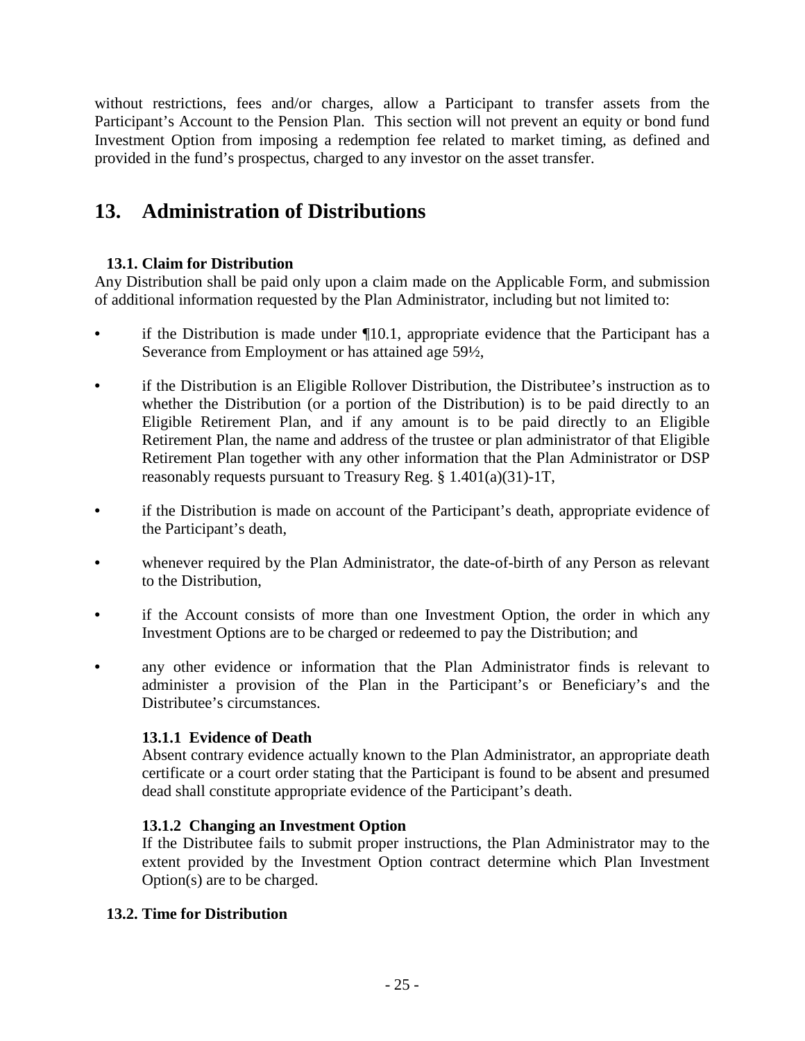without restrictions, fees and/or charges, allow a Participant to transfer assets from the Participant's Account to the Pension Plan. This section will not prevent an equity or bond fund Investment Option from imposing a redemption fee related to market timing, as defined and provided in the fund's prospectus, charged to any investor on the asset transfer.

# 13. Administration of Distributions

### 13.1. Claim for Distribution

Any Distribution shall be paid only upon a claim made on the Applicable Form, and submission of additional information requested by the Plan Administrator, including but not limited to:

- if the Distribution is made under ¶10.1, appropriate evidence that the Participant has a Severance from Employment or has attained age 59½,
- if the Distribution is an Eligible Rollover Distribution, the Distributee's instruction as to whether the Distribution (or a portion of the Distribution) is to be paid directly to an Eligible Retirement Plan, and if any amount is to be paid directly to an Eligible Retirement Plan, the name and address of the trustee or plan administrator of that Eligible Retirement Plan together with any other information that the Plan Administrator or DSP reasonably requests pursuant to Treasury Reg. § 1.401(a)(31)-1T,
- if the Distribution is made on account of the Participant's death, appropriate evidence of the Participant's death,
- whenever required by the Plan Administrator, the date-of-birth of any Person as relevant to the Distribution,
- if the Account consists of more than one Investment Option, the order in which any Investment Options are to be charged or redeemed to pay the Distribution; and
- any other evidence or information that the Plan Administrator finds is relevant to administer a provision of the Plan in the Participant's or Beneficiary's and the Distributee's circumstances.

#### 13.1.1 Evidence of Death

Absent contrary evidence actually known to the Plan Administrator, an appropriate death certificate or a court order stating that the Participant is found to be absent and presumed dead shall constitute appropriate evidence of the Participant's death.

#### 13.1.2 Changing an Investment Option

If the Distributee fails to submit proper instructions, the Plan Administrator may to the extent provided by the Investment Option contract determine which Plan Investment Option(s) are to be charged.

### 13.2. Time for Distribution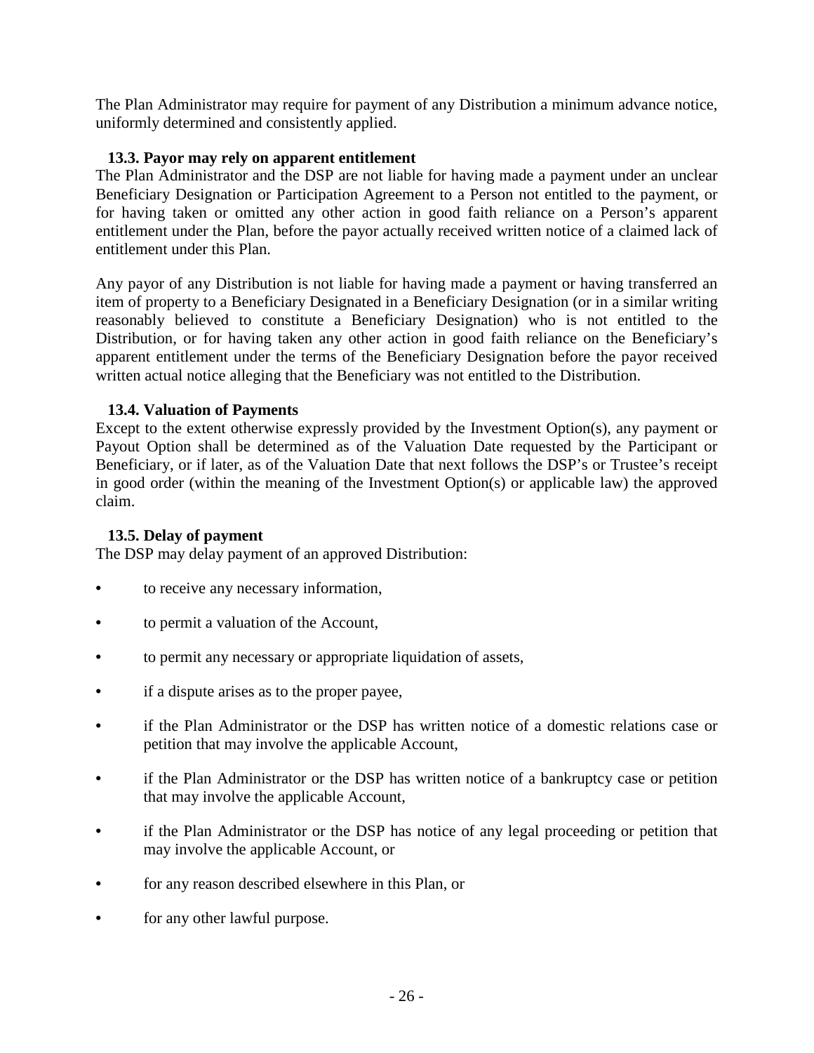The Plan Administrator may require for payment of any Distribution a minimum advance notice, uniformly determined and consistently applied.

### 13.3. Payor may rely on apparent entitlement

The Plan Administrator and the DSP are not liable for having made a payment under an unclear Beneficiary Designation or Participation Agreement to a Person not entitled to the payment, or for having taken or omitted any other action in good faith reliance on a Person's apparent entitlement under the Plan, before the payor actually received written notice of a claimed lack of entitlement under this Plan.

Any payor of any Distribution is not liable for having made a payment or having transferred an item of property to a Beneficiary Designated in a Beneficiary Designation (or in a similar writing reasonably believed to constitute a Beneficiary Designation) who is not entitled to the Distribution, or for having taken any other action in good faith reliance on the Beneficiary's apparent entitlement under the terms of the Beneficiary Designation before the payor received written actual notice alleging that the Beneficiary was not entitled to the Distribution.

### 13.4. Valuation of Payments

Except to the extent otherwise expressly provided by the Investment Option(s), any payment or Payout Option shall be determined as of the Valuation Date requested by the Participant or Beneficiary, or if later, as of the Valuation Date that next follows the DSP's or Trustee's receipt in good order (within the meaning of the Investment Option(s) or applicable law) the approved claim.

### 13.5. Delay of payment

The DSP may delay payment of an approved Distribution:

- to receive any necessary information,
- to permit a valuation of the Account,
- to permit any necessary or appropriate liquidation of assets,
- if a dispute arises as to the proper payee,
- if the Plan Administrator or the DSP has written notice of a domestic relations case or petition that may involve the applicable Account,
- if the Plan Administrator or the DSP has written notice of a bankruptcy case or petition that may involve the applicable Account,
- if the Plan Administrator or the DSP has notice of any legal proceeding or petition that may involve the applicable Account, or
- for any reason described elsewhere in this Plan, or
- for any other lawful purpose.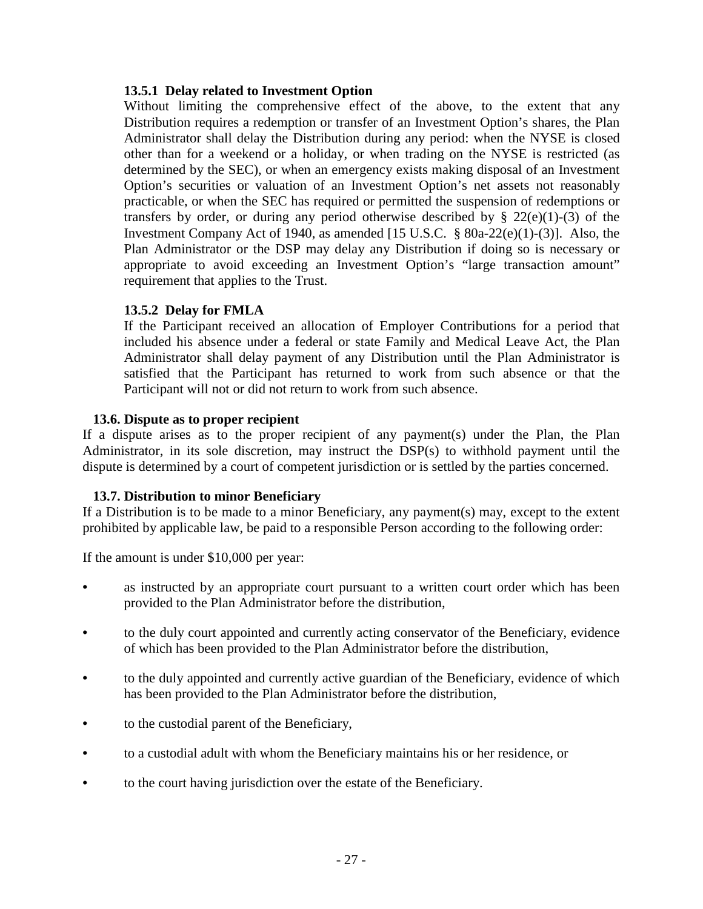#### 13.5.1 Delay related to Investment Option

Without limiting the comprehensive effect of the above, to the extent that any Distribution requires a redemption or transfer of an Investment Option's shares, the Plan Administrator shall delay the Distribution during any period: when the NYSE is closed other than for a weekend or a holiday, or when trading on the NYSE is restricted (as determined by the SEC), or when an emergency exists making disposal of an Investment Option's securities or valuation of an Investment Option's net assets not reasonably practicable, or when the SEC has required or permitted the suspension of redemptions or transfers by order, or during any period otherwise described by § 22(e)(1)-(3) of the Investment Company Act of 1940, as amended [15 U.S.C. § 80a-22(e)(1)-(3)]. Also, the Plan Administrator or the DSP may delay any Distribution if doing so is necessary or appropriate to avoid exceeding an Investment Option's "large transaction amount" requirement that applies to the Trust.

#### 13.5.2 Delay for FMLA

If the Participant received an allocation of Employer Contributions for a period that included his absence under a federal or state Family and Medical Leave Act, the Plan Administrator shall delay payment of any Distribution until the Plan Administrator is satisfied that the Participant has returned to work from such absence or that the Participant will not or did not return to work from such absence.

### 13.6. Dispute as to proper recipient

If a dispute arises as to the proper recipient of any payment(s) under the Plan, the Plan Administrator, in its sole discretion, may instruct the DSP(s) to withhold payment until the dispute is determined by a court of competent jurisdiction or is settled by the parties concerned.

### 13.7. Distribution to minor Beneficiary

If a Distribution is to be made to a minor Beneficiary, any payment(s) may, except to the extent prohibited by applicable law, be paid to a responsible Person according to the following order:

If the amount is under $10,000 per year:

- as instructed by an appropriate court pursuant to a written court order which has been provided to the Plan Administrator before the distribution,
- to the duly court appointed and currently acting conservator of the Beneficiary, evidence of which has been provided to the Plan Administrator before the distribution,
- to the duly appointed and currently active guardian of the Beneficiary, evidence of which has been provided to the Plan Administrator before the distribution,
- to the custodial parent of the Beneficiary,
- to a custodial adult with whom the Beneficiary maintains his or her residence, or
- to the court having jurisdiction over the estate of the Beneficiary.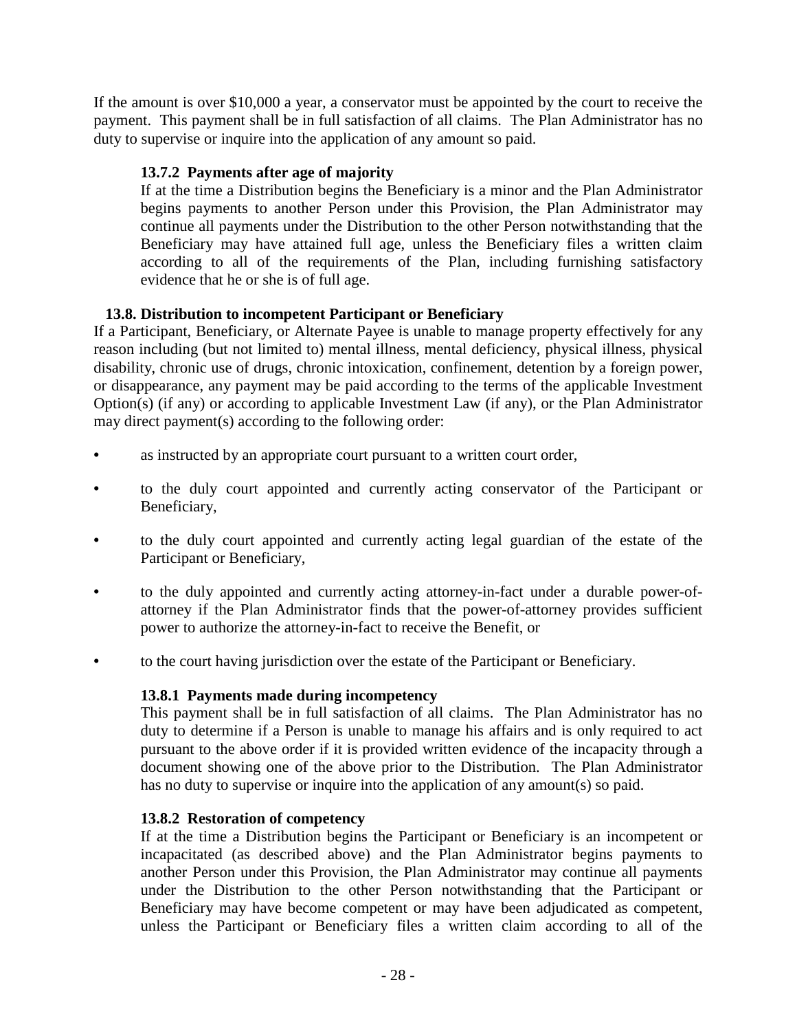If the amount is over $10,000 a year, a conservator must be appointed by the court to receive the payment. This payment shall be in full satisfaction of all claims. The Plan Administrator has no duty to supervise or inquire into the application of any amount so paid.

#### 13.7.2 Payments after age of majority

If at the time a Distribution begins the Beneficiary is a minor and the Plan Administrator begins payments to another Person under this Provision, the Plan Administrator may continue all payments under the Distribution to the other Person notwithstanding that the Beneficiary may have attained full age, unless the Beneficiary files a written claim according to all of the requirements of the Plan, including furnishing satisfactory evidence that he or she is of full age.

### 13.8. Distribution to incompetent Participant or Beneficiary

If a Participant, Beneficiary, or Alternate Payee is unable to manage property effectively for any reason including (but not limited to) mental illness, mental deficiency, physical illness, physical disability, chronic use of drugs, chronic intoxication, confinement, detention by a foreign power, or disappearance, any payment may be paid according to the terms of the applicable Investment Option(s) (if any) or according to applicable Investment Law (if any), or the Plan Administrator may direct payment(s) according to the following order:

- as instructed by an appropriate court pursuant to a written court order,
- to the duly court appointed and currently acting conservator of the Participant or Beneficiary,
- to the duly court appointed and currently acting legal guardian of the estate of the Participant or Beneficiary,
- to the duly appointed and currently acting attorney-in-fact under a durable power-of-attorney if the Plan Administrator finds that the power-of-attorney provides sufficient power to authorize the attorney-in-fact to receive the Benefit, or
- to the court having jurisdiction over the estate of the Participant or Beneficiary.

#### 13.8.1 Payments made during incompetency

This payment shall be in full satisfaction of all claims. The Plan Administrator has no duty to determine if a Person is unable to manage his affairs and is only required to act pursuant to the above order if it is provided written evidence of the incapacity through a document showing one of the above prior to the Distribution. The Plan Administrator has no duty to supervise or inquire into the application of any amount(s) so paid.

#### 13.8.2 Restoration of competency

If at the time a Distribution begins the Participant or Beneficiary is an incompetent or incapacitated (as described above) and the Plan Administrator begins payments to another Person under this Provision, the Plan Administrator may continue all payments under the Distribution to the other Person notwithstanding that the Participant or Beneficiary may have become competent or may have been adjudicated as competent, unless the Participant or Beneficiary files a written claim according to all of the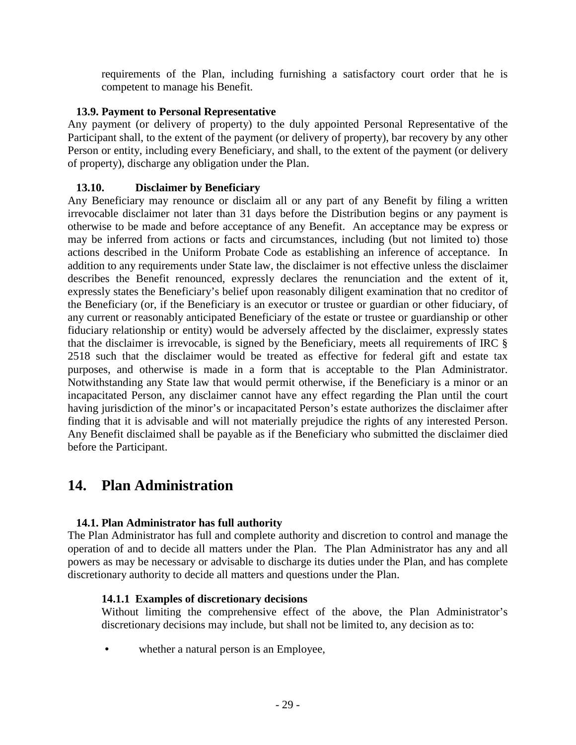requirements of the Plan, including furnishing a satisfactory court order that he is competent to manage his Benefit.

### 13.9. Payment to Personal Representative

Any payment (or delivery of property) to the duly appointed Personal Representative of the Participant shall, to the extent of the payment (or delivery of property), bar recovery by any other Person or entity, including every Beneficiary, and shall, to the extent of the payment (or delivery of property), discharge any obligation under the Plan.

### 13.10. Disclaimer by Beneficiary

Any Beneficiary may renounce or disclaim all or any part of any Benefit by filing a written irrevocable disclaimer not later than 31 days before the Distribution begins or any payment is otherwise to be made and before acceptance of any Benefit. An acceptance may be express or may be inferred from actions or facts and circumstances, including (but not limited to) those actions described in the Uniform Probate Code as establishing an inference of acceptance. In addition to any requirements under State law, the disclaimer is not effective unless the disclaimer describes the Benefit renounced, expressly declares the renunciation and the extent of it, expressly states the Beneficiary's belief upon reasonably diligent examination that no creditor of the Beneficiary (or, if the Beneficiary is an executor or trustee or guardian or other fiduciary, of any current or reasonably anticipated Beneficiary of the estate or trustee or guardianship or other fiduciary relationship or entity) would be adversely affected by the disclaimer, expressly states that the disclaimer is irrevocable, is signed by the Beneficiary, meets all requirements of IRC § 2518 such that the disclaimer would be treated as effective for federal gift and estate tax purposes, and otherwise is made in a form that is acceptable to the Plan Administrator. Notwithstanding any State law that would permit otherwise, if the Beneficiary is a minor or an incapacitated Person, any disclaimer cannot have any effect regarding the Plan until the court having jurisdiction of the minor's or incapacitated Person's estate authorizes the disclaimer after finding that it is advisable and will not materially prejudice the rights of any interested Person. Any Benefit disclaimed shall be payable as if the Beneficiary who submitted the disclaimer died before the Participant.

## 14. Plan Administration

### 14.1. Plan Administrator has full authority

The Plan Administrator has full and complete authority and discretion to control and manage the operation of and to decide all matters under the Plan. The Plan Administrator has any and all powers as may be necessary or advisable to discharge its duties under the Plan, and has complete discretionary authority to decide all matters and questions under the Plan.

#### 14.1.1 Examples of discretionary decisions

Without limiting the comprehensive effect of the above, the Plan Administrator's discretionary decisions may include, but shall not be limited to, any decision as to:

- whether a natural person is an Employee,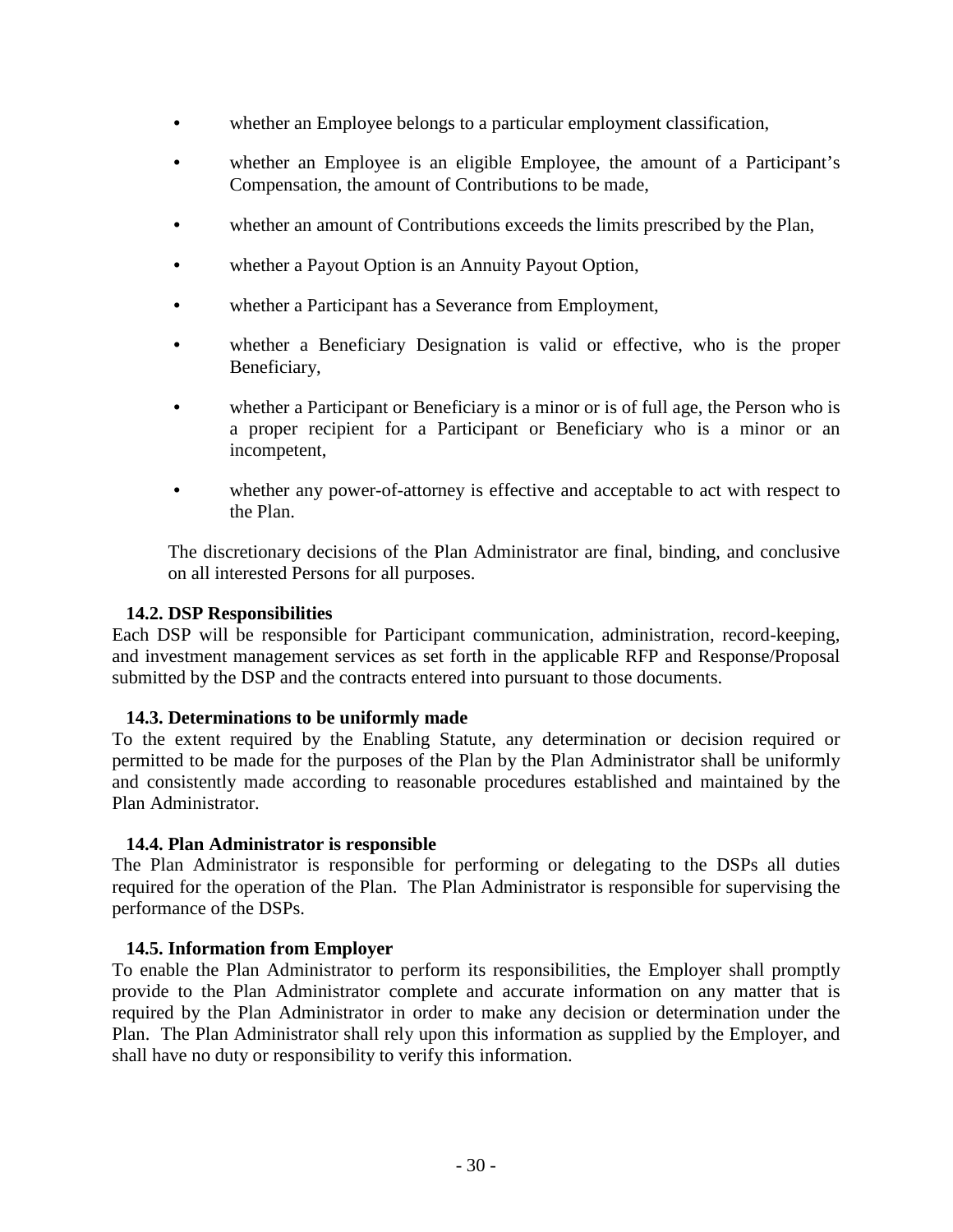- whether an Employee belongs to a particular employment classification,
- whether an Employee is an eligible Employee, the amount of a Participant's Compensation, the amount of Contributions to be made,
- whether an amount of Contributions exceeds the limits prescribed by the Plan,
- whether a Payout Option is an Annuity Payout Option,
- whether a Participant has a Severance from Employment,
- whether a Beneficiary Designation is valid or effective, who is the proper Beneficiary,
- whether a Participant or Beneficiary is a minor or is of full age, the Person who is a proper recipient for a Participant or Beneficiary who is a minor or an incompetent,
- whether any power-of-attorney is effective and acceptable to act with respect to the Plan.

The discretionary decisions of the Plan Administrator are final, binding, and conclusive on all interested Persons for all purposes.

**14.2. DSP Responsibilities**

Each DSP will be responsible for Participant communication, administration, record-keeping, and investment management services as set forth in the applicable RFP and Response/Proposal submitted by the DSP and the contracts entered into pursuant to those documents.

**14.3. Determinations to be uniformly made**

To the extent required by the Enabling Statute, any determination or decision required or permitted to be made for the purposes of the Plan by the Plan Administrator shall be uniformly and consistently made according to reasonable procedures established and maintained by the Plan Administrator.

**14.4. Plan Administrator is responsible**

The Plan Administrator is responsible for performing or delegating to the DSPs all duties required for the operation of the Plan. The Plan Administrator is responsible for supervising the performance of the DSPs.

**14.5. Information from Employer**

To enable the Plan Administrator to perform its responsibilities, the Employer shall promptly provide to the Plan Administrator complete and accurate information on any matter that is required by the Plan Administrator in order to make any decision or determination under the Plan. The Plan Administrator shall rely upon this information as supplied by the Employer, and shall have no duty or responsibility to verify this information.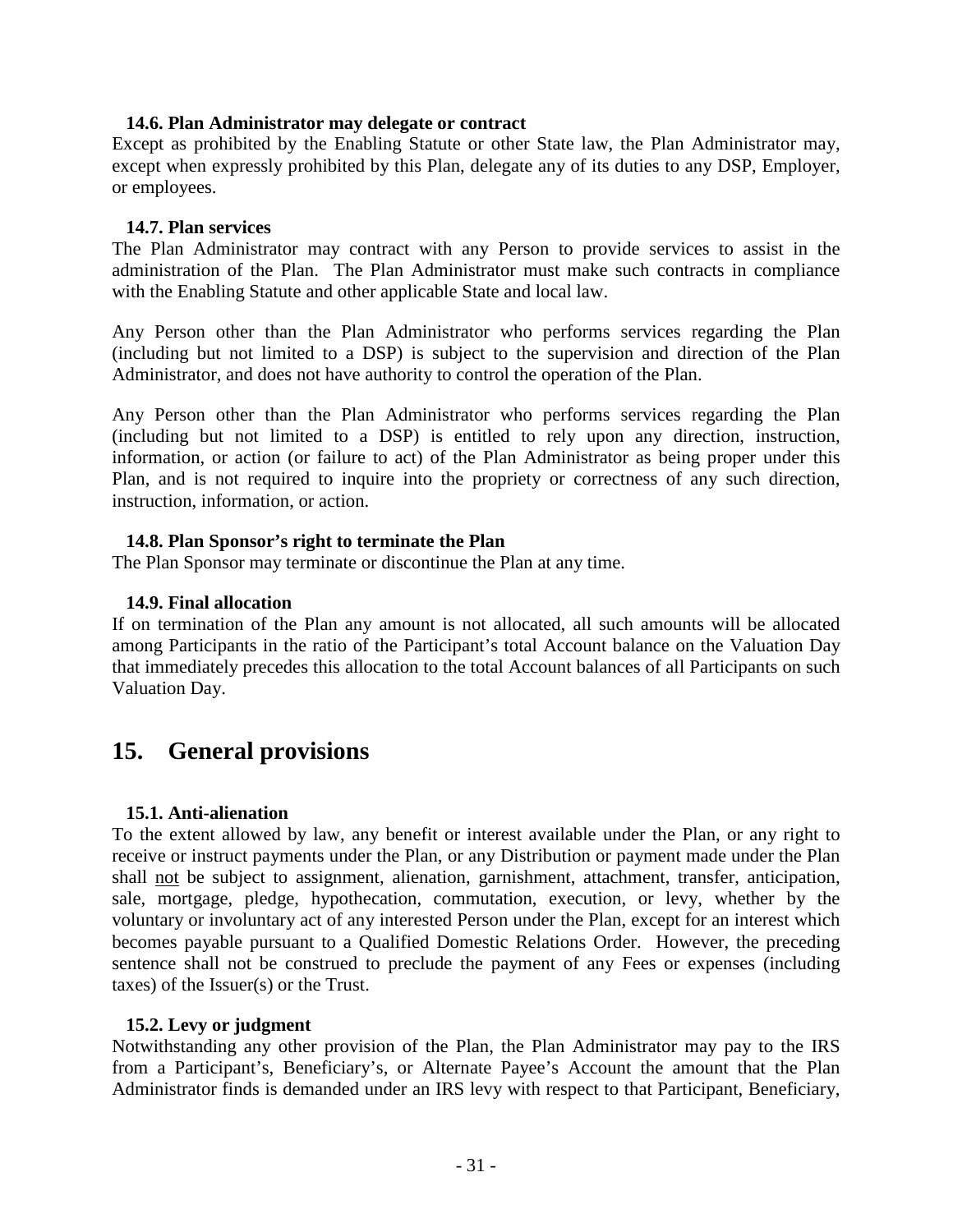### 14.6. Plan Administrator may delegate or contract

Except as prohibited by the Enabling Statute or other State law, the Plan Administrator may, except when expressly prohibited by this Plan, delegate any of its duties to any DSP, Employer, or employees.

### 14.7. Plan services

The Plan Administrator may contract with any Person to provide services to assist in the administration of the Plan. The Plan Administrator must make such contracts in compliance with the Enabling Statute and other applicable State and local law.

Any Person other than the Plan Administrator who performs services regarding the Plan (including but not limited to a DSP) is subject to the supervision and direction of the Plan Administrator, and does not have authority to control the operation of the Plan.

Any Person other than the Plan Administrator who performs services regarding the Plan (including but not limited to a DSP) is entitled to rely upon any direction, instruction, information, or action (or failure to act) of the Plan Administrator as being proper under this Plan, and is not required to inquire into the propriety or correctness of any such direction, instruction, information, or action.

### 14.8. Plan Sponsor's right to terminate the Plan

The Plan Sponsor may terminate or discontinue the Plan at any time.

### 14.9. Final allocation

If on termination of the Plan any amount is not allocated, all such amounts will be allocated among Participants in the ratio of the Participant's total Account balance on the Valuation Day that immediately precedes this allocation to the total Account balances of all Participants on such Valuation Day.

## 15. General provisions

### 15.1. Anti-alienation

To the extent allowed by law, any benefit or interest available under the Plan, or any right to receive or instruct payments under the Plan, or any Distribution or payment made under the Plan shall not be subject to assignment, alienation, garnishment, attachment, transfer, anticipation, sale, mortgage, pledge, hypothecation, commutation, execution, or levy, whether by the voluntary or involuntary act of any interested Person under the Plan, except for an interest which becomes payable pursuant to a Qualified Domestic Relations Order. However, the preceding sentence shall not be construed to preclude the payment of any Fees or expenses (including taxes) of the Issuer(s) or the Trust.

### 15.2. Levy or judgment

Notwithstanding any other provision of the Plan, the Plan Administrator may pay to the IRS from a Participant's, Beneficiary's, or Alternate Payee's Account the amount that the Plan Administrator finds is demanded under an IRS levy with respect to that Participant, Beneficiary,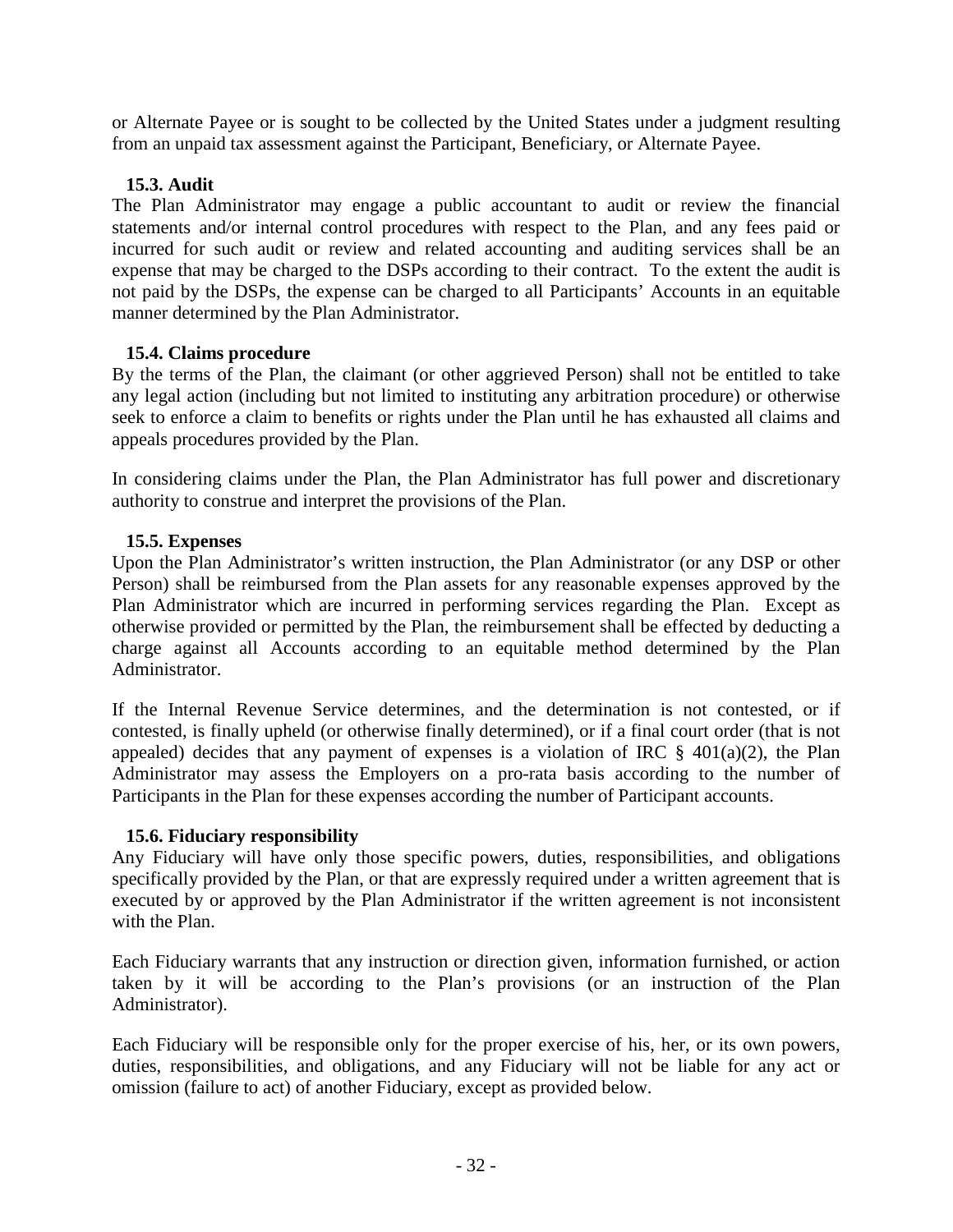or Alternate Payee or is sought to be collected by the United States under a judgment resulting from an unpaid tax assessment against the Participant, Beneficiary, or Alternate Payee.

### 15.3. Audit

The Plan Administrator may engage a public accountant to audit or review the financial statements and/or internal control procedures with respect to the Plan, and any fees paid or incurred for such audit or review and related accounting and auditing services shall be an expense that may be charged to the DSPs according to their contract. To the extent the audit is not paid by the DSPs, the expense can be charged to all Participants' Accounts in an equitable manner determined by the Plan Administrator.

### 15.4. Claims procedure

By the terms of the Plan, the claimant (or other aggrieved Person) shall not be entitled to take any legal action (including but not limited to instituting any arbitration procedure) or otherwise seek to enforce a claim to benefits or rights under the Plan until he has exhausted all claims and appeals procedures provided by the Plan.

In considering claims under the Plan, the Plan Administrator has full power and discretionary authority to construe and interpret the provisions of the Plan.

### 15.5. Expenses

Upon the Plan Administrator's written instruction, the Plan Administrator (or any DSP or other Person) shall be reimbursed from the Plan assets for any reasonable expenses approved by the Plan Administrator which are incurred in performing services regarding the Plan. Except as otherwise provided or permitted by the Plan, the reimbursement shall be effected by deducting a charge against all Accounts according to an equitable method determined by the Plan Administrator.

If the Internal Revenue Service determines, and the determination is not contested, or if contested, is finally upheld (or otherwise finally determined), or if a final court order (that is not appealed) decides that any payment of expenses is a violation of IRC § 401(a)(2), the Plan Administrator may assess the Employers on a pro-rata basis according to the number of Participants in the Plan for these expenses according the number of Participant accounts.

### 15.6. Fiduciary responsibility

Any Fiduciary will have only those specific powers, duties, responsibilities, and obligations specifically provided by the Plan, or that are expressly required under a written agreement that is executed by or approved by the Plan Administrator if the written agreement is not inconsistent with the Plan.

Each Fiduciary warrants that any instruction or direction given, information furnished, or action taken by it will be according to the Plan's provisions (or an instruction of the Plan Administrator).

Each Fiduciary will be responsible only for the proper exercise of his, her, or its own powers, duties, responsibilities, and obligations, and any Fiduciary will not be liable for any act or omission (failure to act) of another Fiduciary, except as provided below.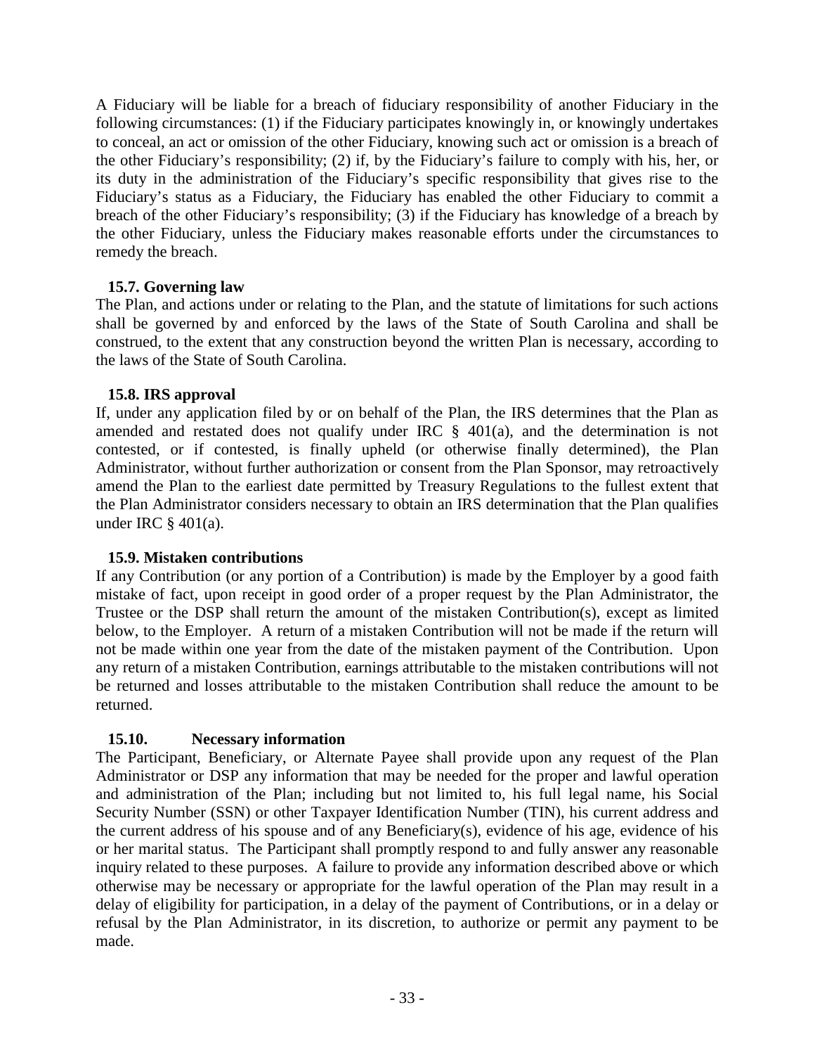A Fiduciary will be liable for a breach of fiduciary responsibility of another Fiduciary in the following circumstances: (1) if the Fiduciary participates knowingly in, or knowingly undertakes to conceal, an act or omission of the other Fiduciary, knowing such act or omission is a breach of the other Fiduciary's responsibility; (2) if, by the Fiduciary's failure to comply with his, her, or its duty in the administration of the Fiduciary's specific responsibility that gives rise to the Fiduciary's status as a Fiduciary, the Fiduciary has enabled the other Fiduciary to commit a breach of the other Fiduciary's responsibility; (3) if the Fiduciary has knowledge of a breach by the other Fiduciary, unless the Fiduciary makes reasonable efforts under the circumstances to remedy the breach.

### 15.7. Governing law

The Plan, and actions under or relating to the Plan, and the statute of limitations for such actions shall be governed by and enforced by the laws of the State of South Carolina and shall be construed, to the extent that any construction beyond the written Plan is necessary, according to the laws of the State of South Carolina.

### 15.8. IRS approval

If, under any application filed by or on behalf of the Plan, the IRS determines that the Plan as amended and restated does not qualify under IRC § 401(a), and the determination is not contested, or if contested, is finally upheld (or otherwise finally determined), the Plan Administrator, without further authorization or consent from the Plan Sponsor, may retroactively amend the Plan to the earliest date permitted by Treasury Regulations to the fullest extent that the Plan Administrator considers necessary to obtain an IRS determination that the Plan qualifies under IRC § 401(a).

### 15.9. Mistaken contributions

If any Contribution (or any portion of a Contribution) is made by the Employer by a good faith mistake of fact, upon receipt in good order of a proper request by the Plan Administrator, the Trustee or the DSP shall return the amount of the mistaken Contribution(s), except as limited below, to the Employer. A return of a mistaken Contribution will not be made if the return will not be made within one year from the date of the mistaken payment of the Contribution. Upon any return of a mistaken Contribution, earnings attributable to the mistaken contributions will not be returned and losses attributable to the mistaken Contribution shall reduce the amount to be returned.

### 15.10. Necessary information

The Participant, Beneficiary, or Alternate Payee shall provide upon any request of the Plan Administrator or DSP any information that may be needed for the proper and lawful operation and administration of the Plan; including but not limited to, his full legal name, his Social Security Number (SSN) or other Taxpayer Identification Number (TIN), his current address and the current address of his spouse and of any Beneficiary(s), evidence of his age, evidence of his or her marital status. The Participant shall promptly respond to and fully answer any reasonable inquiry related to these purposes. A failure to provide any information described above or which otherwise may be necessary or appropriate for the lawful operation of the Plan may result in a delay of eligibility for participation, in a delay of the payment of Contributions, or in a delay or refusal by the Plan Administrator, in its discretion, to authorize or permit any payment to be made.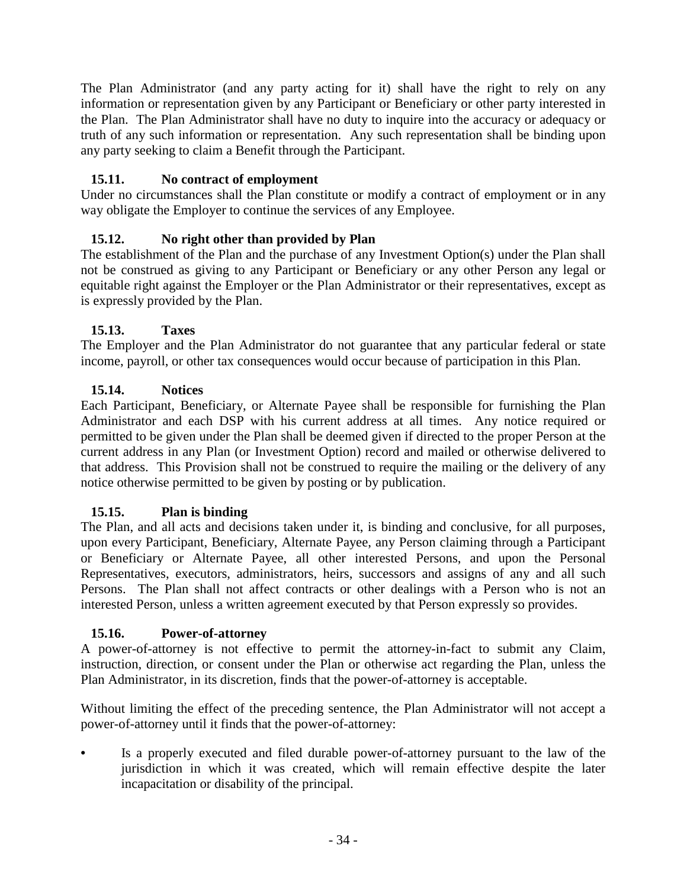The Plan Administrator (and any party acting for it) shall have the right to rely on any information or representation given by any Participant or Beneficiary or other party interested in the Plan. The Plan Administrator shall have no duty to inquire into the accuracy or adequacy or truth of any such information or representation. Any such representation shall be binding upon any party seeking to claim a Benefit through the Participant.

### 15.11. No contract of employment

Under no circumstances shall the Plan constitute or modify a contract of employment or in any way obligate the Employer to continue the services of any Employee.

### 15.12. No right other than provided by Plan

The establishment of the Plan and the purchase of any Investment Option(s) under the Plan shall not be construed as giving to any Participant or Beneficiary or any other Person any legal or equitable right against the Employer or the Plan Administrator or their representatives, except as is expressly provided by the Plan.

### 15.13. Taxes

The Employer and the Plan Administrator do not guarantee that any particular federal or state income, payroll, or other tax consequences would occur because of participation in this Plan.

### 15.14. Notices

Each Participant, Beneficiary, or Alternate Payee shall be responsible for furnishing the Plan Administrator and each DSP with his current address at all times. Any notice required or permitted to be given under the Plan shall be deemed given if directed to the proper Person at the current address in any Plan (or Investment Option) record and mailed or otherwise delivered to that address. This Provision shall not be construed to require the mailing or the delivery of any notice otherwise permitted to be given by posting or by publication.

### 15.15. Plan is binding

The Plan, and all acts and decisions taken under it, is binding and conclusive, for all purposes, upon every Participant, Beneficiary, Alternate Payee, any Person claiming through a Participant or Beneficiary or Alternate Payee, all other interested Persons, and upon the Personal Representatives, executors, administrators, heirs, successors and assigns of any and all such Persons. The Plan shall not affect contracts or other dealings with a Person who is not an interested Person, unless a written agreement executed by that Person expressly so provides.

### 15.16. Power-of-attorney

A power-of-attorney is not effective to permit the attorney-in-fact to submit any Claim, instruction, direction, or consent under the Plan or otherwise act regarding the Plan, unless the Plan Administrator, in its discretion, finds that the power-of-attorney is acceptable.

Without limiting the effect of the preceding sentence, the Plan Administrator will not accept a power-of-attorney until it finds that the power-of-attorney:

- Is a properly executed and filed durable power-of-attorney pursuant to the law of the jurisdiction in which it was created, which will remain effective despite the later incapacitation or disability of the principal.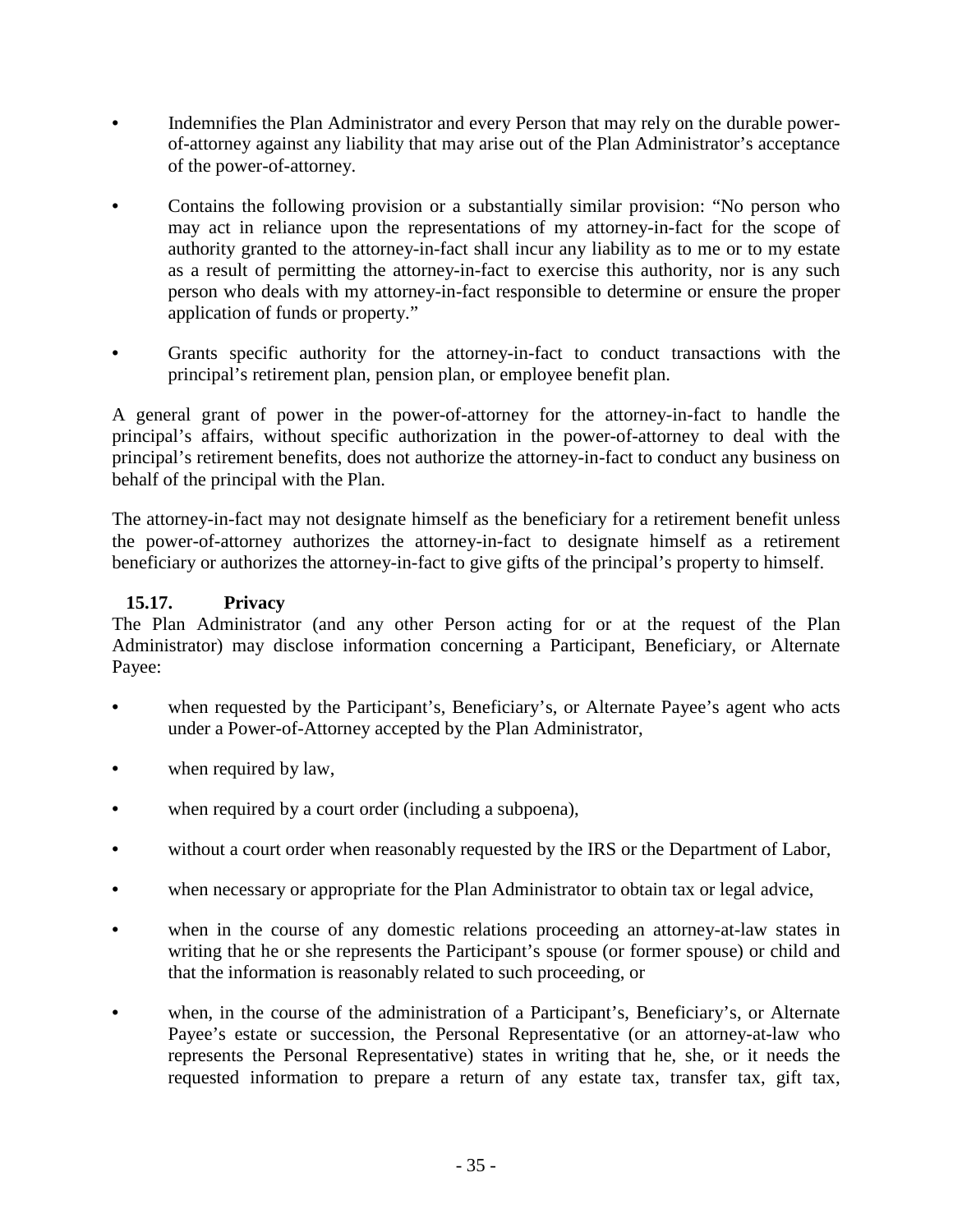- Indemnifies the Plan Administrator and every Person that may rely on the durable power-of-attorney against any liability that may arise out of the Plan Administrator's acceptance of the power-of-attorney.

- Contains the following provision or a substantially similar provision: "No person who may act in reliance upon the representations of my attorney-in-fact for the scope of authority granted to the attorney-in-fact shall incur any liability as to me or to my estate as a result of permitting the attorney-in-fact to exercise this authority, nor is any such person who deals with my attorney-in-fact responsible to determine or ensure the proper application of funds or property."

- Grants specific authority for the attorney-in-fact to conduct transactions with the principal's retirement plan, pension plan, or employee benefit plan.

A general grant of power in the power-of-attorney for the attorney-in-fact to handle the principal's affairs, without specific authorization in the power-of-attorney to deal with the principal's retirement benefits, does not authorize the attorney-in-fact to conduct any business on behalf of the principal with the Plan.

The attorney-in-fact may not designate himself as the beneficiary for a retirement benefit unless the power-of-attorney authorizes the attorney-in-fact to designate himself as a retirement beneficiary or authorizes the attorney-in-fact to give gifts of the principal's property to himself.

### 15.17. Privacy

The Plan Administrator (and any other Person acting for or at the request of the Plan Administrator) may disclose information concerning a Participant, Beneficiary, or Alternate Payee:

- when requested by the Participant's, Beneficiary's, or Alternate Payee's agent who acts under a Power-of-Attorney accepted by the Plan Administrator,

- when required by law,

- when required by a court order (including a subpoena),

- without a court order when reasonably requested by the IRS or the Department of Labor,

- when necessary or appropriate for the Plan Administrator to obtain tax or legal advice,

- when in the course of any domestic relations proceeding an attorney-at-law states in writing that he or she represents the Participant's spouse (or former spouse) or child and that the information is reasonably related to such proceeding, or

- when, in the course of the administration of a Participant's, Beneficiary's, or Alternate Payee's estate or succession, the Personal Representative (or an attorney-at-law who represents the Personal Representative) states in writing that he, she, or it needs the requested information to prepare a return of any estate tax, transfer tax, gift tax,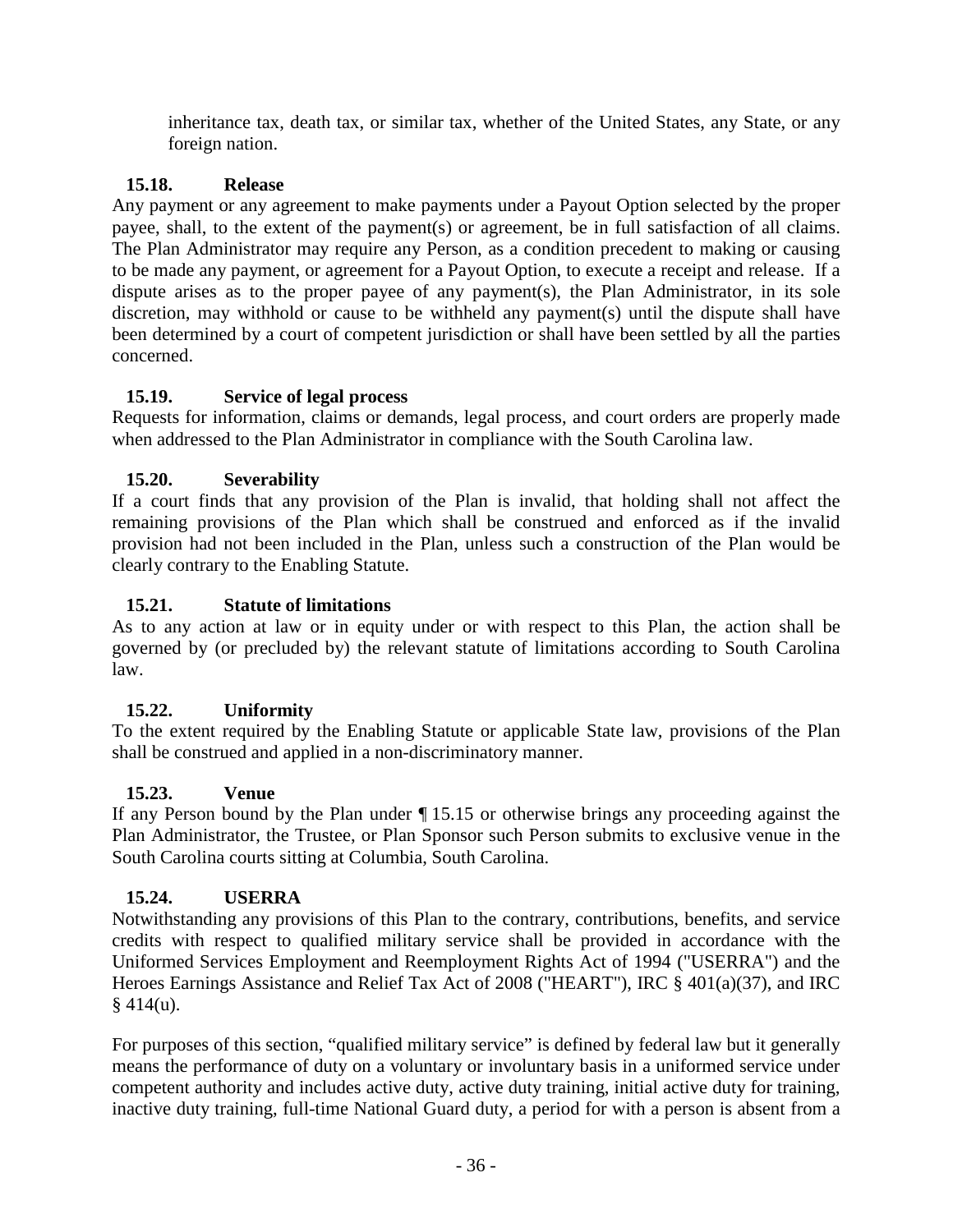inheritance tax, death tax, or similar tax, whether of the United States, any State, or any foreign nation.

### 15.18. Release

Any payment or any agreement to make payments under a Payout Option selected by the proper payee, shall, to the extent of the payment(s) or agreement, be in full satisfaction of all claims. The Plan Administrator may require any Person, as a condition precedent to making or causing to be made any payment, or agreement for a Payout Option, to execute a receipt and release. If a dispute arises as to the proper payee of any payment(s), the Plan Administrator, in its sole discretion, may withhold or cause to be withheld any payment(s) until the dispute shall have been determined by a court of competent jurisdiction or shall have been settled by all the parties concerned.

### 15.19. Service of legal process

Requests for information, claims or demands, legal process, and court orders are properly made when addressed to the Plan Administrator in compliance with the South Carolina law.

### 15.20. Severability

If a court finds that any provision of the Plan is invalid, that holding shall not affect the remaining provisions of the Plan which shall be construed and enforced as if the invalid provision had not been included in the Plan, unless such a construction of the Plan would be clearly contrary to the Enabling Statute.

### 15.21. Statute of limitations

As to any action at law or in equity under or with respect to this Plan, the action shall be governed by (or precluded by) the relevant statute of limitations according to South Carolina law.

### 15.22. Uniformity

To the extent required by the Enabling Statute or applicable State law, provisions of the Plan shall be construed and applied in a non-discriminatory manner.

### 15.23. Venue

If any Person bound by the Plan under ¶ 15.15 or otherwise brings any proceeding against the Plan Administrator, the Trustee, or Plan Sponsor such Person submits to exclusive venue in the South Carolina courts sitting at Columbia, South Carolina.

### 15.24. USERRA

Notwithstanding any provisions of this Plan to the contrary, contributions, benefits, and service credits with respect to qualified military service shall be provided in accordance with the Uniformed Services Employment and Reemployment Rights Act of 1994 ("USERRA") and the Heroes Earnings Assistance and Relief Tax Act of 2008 ("HEART"), IRC § 401(a)(37), and IRC § 414(u).

For purposes of this section, "qualified military service" is defined by federal law but it generally means the performance of duty on a voluntary or involuntary basis in a uniformed service under competent authority and includes active duty, active duty training, initial active duty for training, inactive duty training, full-time National Guard duty, a period for with a person is absent from a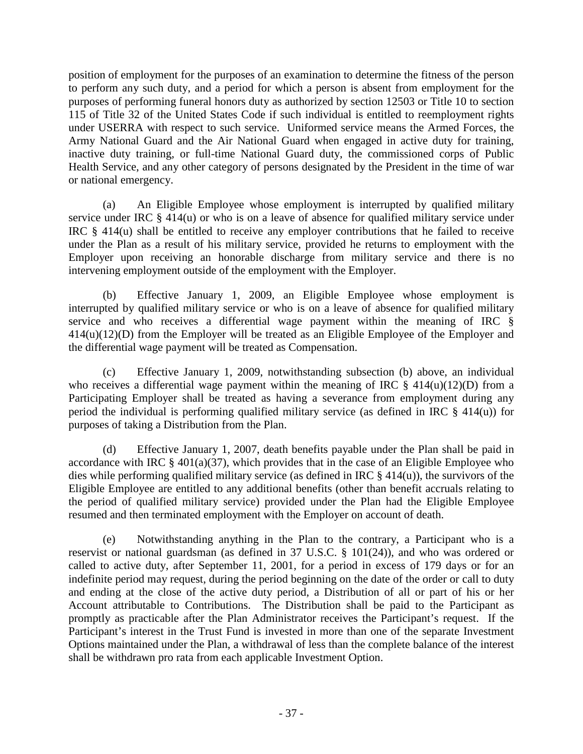position of employment for the purposes of an examination to determine the fitness of the person to perform any such duty, and a period for which a person is absent from employment for the purposes of performing funeral honors duty as authorized by section 12503 or Title 10 to section 115 of Title 32 of the United States Code if such individual is entitled to reemployment rights under USERRA with respect to such service. Uniformed service means the Armed Forces, the Army National Guard and the Air National Guard when engaged in active duty for training, inactive duty training, or full-time National Guard duty, the commissioned corps of Public Health Service, and any other category of persons designated by the President in the time of war or national emergency.

(a) An Eligible Employee whose employment is interrupted by qualified military service under IRC § 414(u) or who is on a leave of absence for qualified military service under IRC § 414(u) shall be entitled to receive any employer contributions that he failed to receive under the Plan as a result of his military service, provided he returns to employment with the Employer upon receiving an honorable discharge from military service and there is no intervening employment outside of the employment with the Employer.

(b) Effective January 1, 2009, an Eligible Employee whose employment is interrupted by qualified military service or who is on a leave of absence for qualified military service and who receives a differential wage payment within the meaning of IRC § 414(u)(12)(D) from the Employer will be treated as an Eligible Employee of the Employer and the differential wage payment will be treated as Compensation.

(c) Effective January 1, 2009, notwithstanding subsection (b) above, an individual who receives a differential wage payment within the meaning of IRC § 414(u)(12)(D) from a Participating Employer shall be treated as having a severance from employment during any period the individual is performing qualified military service (as defined in IRC § 414(u)) for purposes of taking a Distribution from the Plan.

(d) Effective January 1, 2007, death benefits payable under the Plan shall be paid in accordance with IRC § 401(a)(37), which provides that in the case of an Eligible Employee who dies while performing qualified military service (as defined in IRC § 414(u)), the survivors of the Eligible Employee are entitled to any additional benefits (other than benefit accruals relating to the period of qualified military service) provided under the Plan had the Eligible Employee resumed and then terminated employment with the Employer on account of death.

(e) Notwithstanding anything in the Plan to the contrary, a Participant who is a reservist or national guardsman (as defined in 37 U.S.C. § 101(24)), and who was ordered or called to active duty, after September 11, 2001, for a period in excess of 179 days or for an indefinite period may request, during the period beginning on the date of the order or call to duty and ending at the close of the active duty period, a Distribution of all or part of his or her Account attributable to Contributions. The Distribution shall be paid to the Participant as promptly as practicable after the Plan Administrator receives the Participant's request. If the Participant's interest in the Trust Fund is invested in more than one of the separate Investment Options maintained under the Plan, a withdrawal of less than the complete balance of the interest shall be withdrawn pro rata from each applicable Investment Option.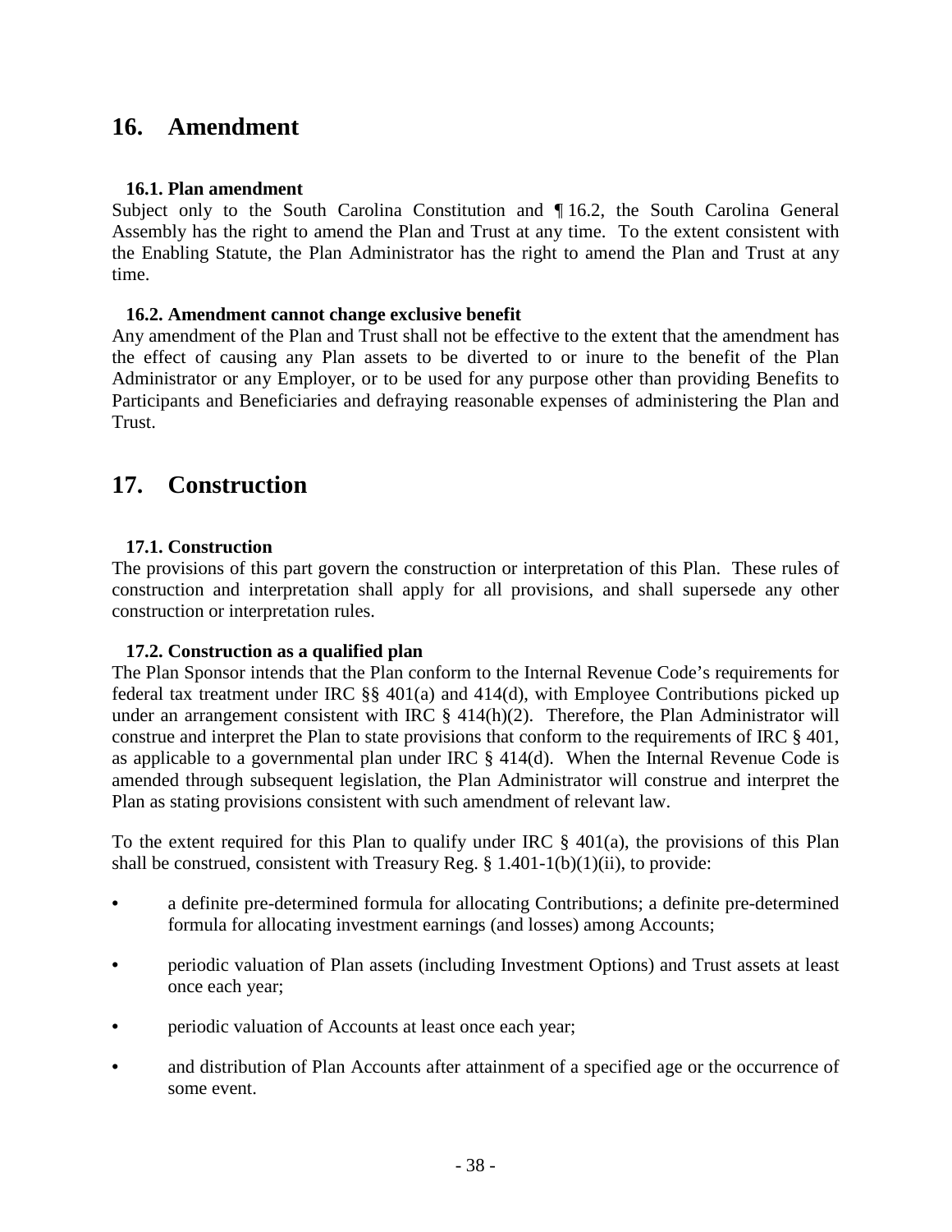## 16. Amendment

### 16.1. Plan amendment

Subject only to the South Carolina Constitution and ¶ 16.2, the South Carolina General Assembly has the right to amend the Plan and Trust at any time. To the extent consistent with the Enabling Statute, the Plan Administrator has the right to amend the Plan and Trust at any time.

### 16.2. Amendment cannot change exclusive benefit

Any amendment of the Plan and Trust shall not be effective to the extent that the amendment has the effect of causing any Plan assets to be diverted to or inure to the benefit of the Plan Administrator or any Employer, or to be used for any purpose other than providing Benefits to Participants and Beneficiaries and defraying reasonable expenses of administering the Plan and Trust.

## 17. Construction

### 17.1. Construction

The provisions of this part govern the construction or interpretation of this Plan. These rules of construction and interpretation shall apply for all provisions, and shall supersede any other construction or interpretation rules.

### 17.2. Construction as a qualified plan

The Plan Sponsor intends that the Plan conform to the Internal Revenue Code's requirements for federal tax treatment under IRC §§ 401(a) and 414(d), with Employee Contributions picked up under an arrangement consistent with IRC § 414(h)(2). Therefore, the Plan Administrator will construe and interpret the Plan to state provisions that conform to the requirements of IRC § 401, as applicable to a governmental plan under IRC § 414(d). When the Internal Revenue Code is amended through subsequent legislation, the Plan Administrator will construe and interpret the Plan as stating provisions consistent with such amendment of relevant law.

To the extent required for this Plan to qualify under IRC § 401(a), the provisions of this Plan shall be construed, consistent with Treasury Reg. § 1.401-1(b)(1)(ii), to provide:

- a definite pre-determined formula for allocating Contributions; a definite pre-determined formula for allocating investment earnings (and losses) among Accounts;
- periodic valuation of Plan assets (including Investment Options) and Trust assets at least once each year;
- periodic valuation of Accounts at least once each year;
- and distribution of Plan Accounts after attainment of a specified age or the occurrence of some event.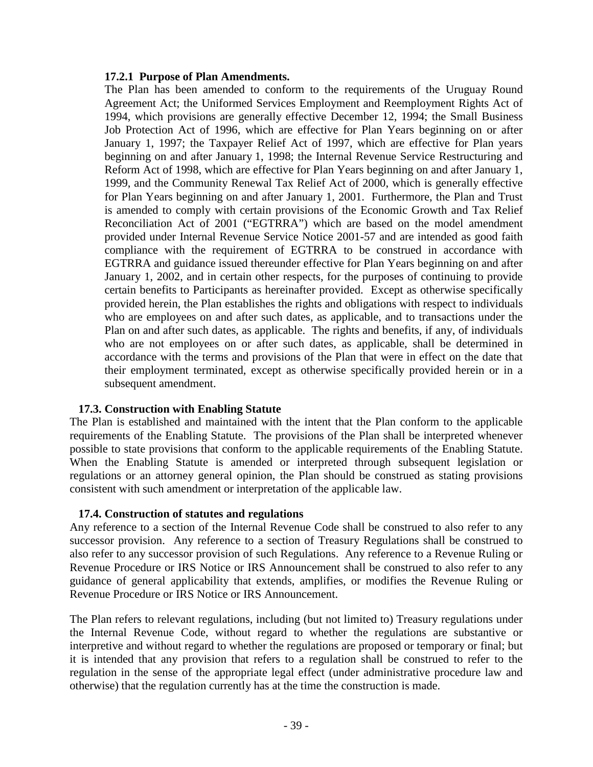#### 17.2.1 Purpose of Plan Amendments.

The Plan has been amended to conform to the requirements of the Uruguay Round Agreement Act; the Uniformed Services Employment and Reemployment Rights Act of 1994, which provisions are generally effective December 12, 1994; the Small Business Job Protection Act of 1996, which are effective for Plan Years beginning on or after January 1, 1997; the Taxpayer Relief Act of 1997, which are effective for Plan years beginning on and after January 1, 1998; the Internal Revenue Service Restructuring and Reform Act of 1998, which are effective for Plan Years beginning on and after January 1, 1999, and the Community Renewal Tax Relief Act of 2000, which is generally effective for Plan Years beginning on and after January 1, 2001. Furthermore, the Plan and Trust is amended to comply with certain provisions of the Economic Growth and Tax Relief Reconciliation Act of 2001 ("EGTRRA") which are based on the model amendment provided under Internal Revenue Service Notice 2001-57 and are intended as good faith compliance with the requirement of EGTRRA to be construed in accordance with EGTRRA and guidance issued thereunder effective for Plan Years beginning on and after January 1, 2002, and in certain other respects, for the purposes of continuing to provide certain benefits to Participants as hereinafter provided. Except as otherwise specifically provided herein, the Plan establishes the rights and obligations with respect to individuals who are employees on and after such dates, as applicable, and to transactions under the Plan on and after such dates, as applicable. The rights and benefits, if any, of individuals who are not employees on or after such dates, as applicable, shall be determined in accordance with the terms and provisions of the Plan that were in effect on the date that their employment terminated, except as otherwise specifically provided herein or in a subsequent amendment.

### 17.3. Construction with Enabling Statute

The Plan is established and maintained with the intent that the Plan conform to the applicable requirements of the Enabling Statute. The provisions of the Plan shall be interpreted whenever possible to state provisions that conform to the applicable requirements of the Enabling Statute. When the Enabling Statute is amended or interpreted through subsequent legislation or regulations or an attorney general opinion, the Plan should be construed as stating provisions consistent with such amendment or interpretation of the applicable law.

### 17.4. Construction of statutes and regulations

Any reference to a section of the Internal Revenue Code shall be construed to also refer to any successor provision. Any reference to a section of Treasury Regulations shall be construed to also refer to any successor provision of such Regulations. Any reference to a Revenue Ruling or Revenue Procedure or IRS Notice or IRS Announcement shall be construed to also refer to any guidance of general applicability that extends, amplifies, or modifies the Revenue Ruling or Revenue Procedure or IRS Notice or IRS Announcement.

The Plan refers to relevant regulations, including (but not limited to) Treasury regulations under the Internal Revenue Code, without regard to whether the regulations are substantive or interpretive and without regard to whether the regulations are proposed or temporary or final; but it is intended that any provision that refers to a regulation shall be construed to refer to the regulation in the sense of the appropriate legal effect (under administrative procedure law and otherwise) that the regulation currently has at the time the construction is made.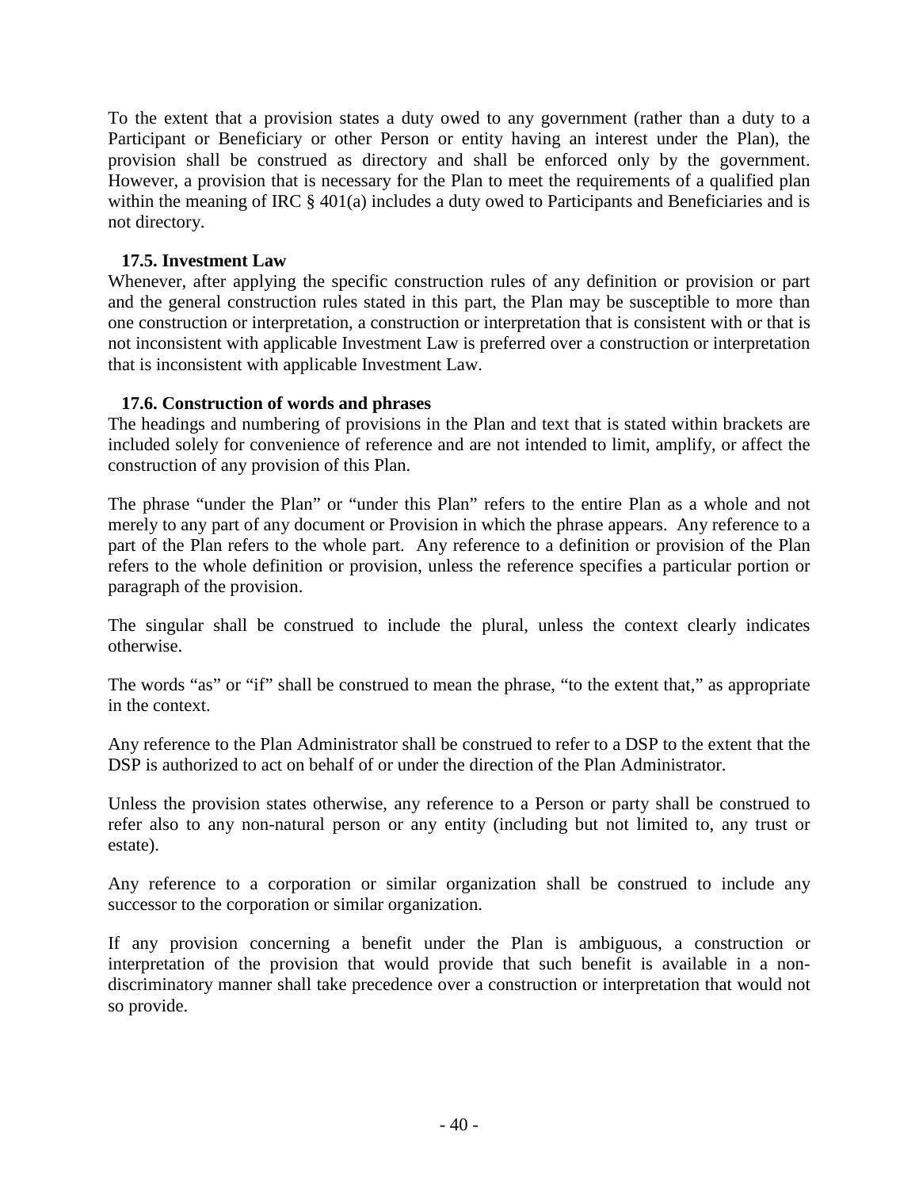To the extent that a provision states a duty owed to any government (rather than a duty to a Participant or Beneficiary or other Person or entity having an interest under the Plan), the provision shall be construed as directory and shall be enforced only by the government. However, a provision that is necessary for the Plan to meet the requirements of a qualified plan within the meaning of IRC § 401(a) includes a duty owed to Participants and Beneficiaries and is not directory.

### 17.5. Investment Law

Whenever, after applying the specific construction rules of any definition or provision or part and the general construction rules stated in this part, the Plan may be susceptible to more than one construction or interpretation, a construction or interpretation that is consistent with or that is not inconsistent with applicable Investment Law is preferred over a construction or interpretation that is inconsistent with applicable Investment Law.

### 17.6. Construction of words and phrases

The headings and numbering of provisions in the Plan and text that is stated within brackets are included solely for convenience of reference and are not intended to limit, amplify, or affect the construction of any provision of this Plan.

The phrase "under the Plan" or "under this Plan" refers to the entire Plan as a whole and not merely to any part of any document or Provision in which the phrase appears. Any reference to a part of the Plan refers to the whole part. Any reference to a definition or provision of the Plan refers to the whole definition or provision, unless the reference specifies a particular portion or paragraph of the provision.

The singular shall be construed to include the plural, unless the context clearly indicates otherwise.

The words "as" or "if" shall be construed to mean the phrase, "to the extent that," as appropriate in the context.

Any reference to the Plan Administrator shall be construed to refer to a DSP to the extent that the DSP is authorized to act on behalf of or under the direction of the Plan Administrator.

Unless the provision states otherwise, any reference to a Person or party shall be construed to refer also to any non-natural person or any entity (including but not limited to, any trust or estate).

Any reference to a corporation or similar organization shall be construed to include any successor to the corporation or similar organization.

If any provision concerning a benefit under the Plan is ambiguous, a construction or interpretation of the provision that would provide that such benefit is available in a non-discriminatory manner shall take precedence over a construction or interpretation that would not so provide.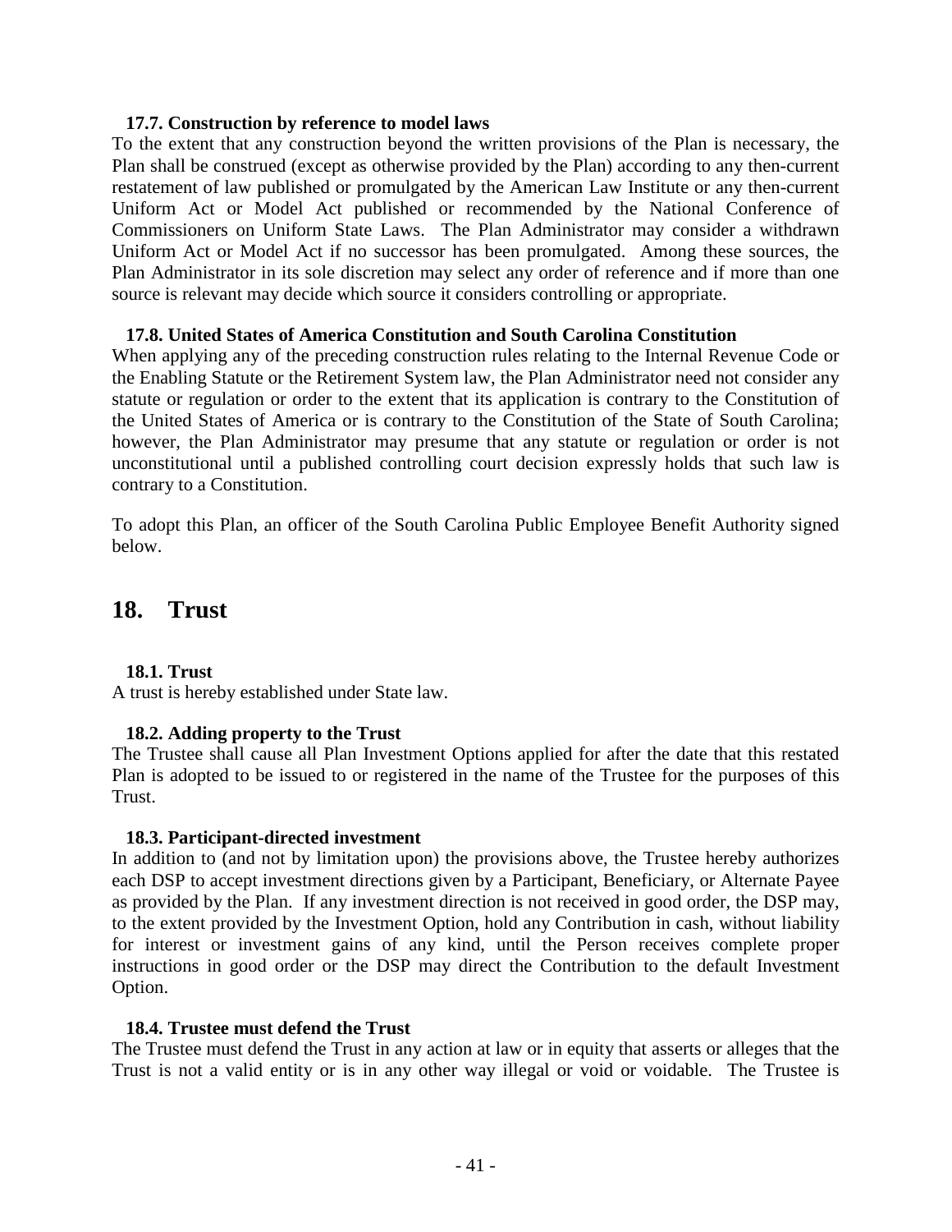### 17.7. Construction by reference to model laws

To the extent that any construction beyond the written provisions of the Plan is necessary, the Plan shall be construed (except as otherwise provided by the Plan) according to any then-current restatement of law published or promulgated by the American Law Institute or any then-current Uniform Act or Model Act published or recommended by the National Conference of Commissioners on Uniform State Laws. The Plan Administrator may consider a withdrawn Uniform Act or Model Act if no successor has been promulgated. Among these sources, the Plan Administrator in its sole discretion may select any order of reference and if more than one source is relevant may decide which source it considers controlling or appropriate.

### 17.8. United States of America Constitution and South Carolina Constitution

When applying any of the preceding construction rules relating to the Internal Revenue Code or the Enabling Statute or the Retirement System law, the Plan Administrator need not consider any statute or regulation or order to the extent that its application is contrary to the Constitution of the United States of America or is contrary to the Constitution of the State of South Carolina; however, the Plan Administrator may presume that any statute or regulation or order is not unconstitutional until a published controlling court decision expressly holds that such law is contrary to a Constitution.

To adopt this Plan, an officer of the South Carolina Public Employee Benefit Authority signed below.

## 18. Trust

### 18.1. Trust

A trust is hereby established under State law.

### 18.2. Adding property to the Trust

The Trustee shall cause all Plan Investment Options applied for after the date that this restated Plan is adopted to be issued to or registered in the name of the Trustee for the purposes of this Trust.

### 18.3. Participant-directed investment

In addition to (and not by limitation upon) the provisions above, the Trustee hereby authorizes each DSP to accept investment directions given by a Participant, Beneficiary, or Alternate Payee as provided by the Plan. If any investment direction is not received in good order, the DSP may, to the extent provided by the Investment Option, hold any Contribution in cash, without liability for interest or investment gains of any kind, until the Person receives complete proper instructions in good order or the DSP may direct the Contribution to the default Investment Option.

### 18.4. Trustee must defend the Trust

The Trustee must defend the Trust in any action at law or in equity that asserts or alleges that the Trust is not a valid entity or is in any other way illegal or void or voidable. The Trustee is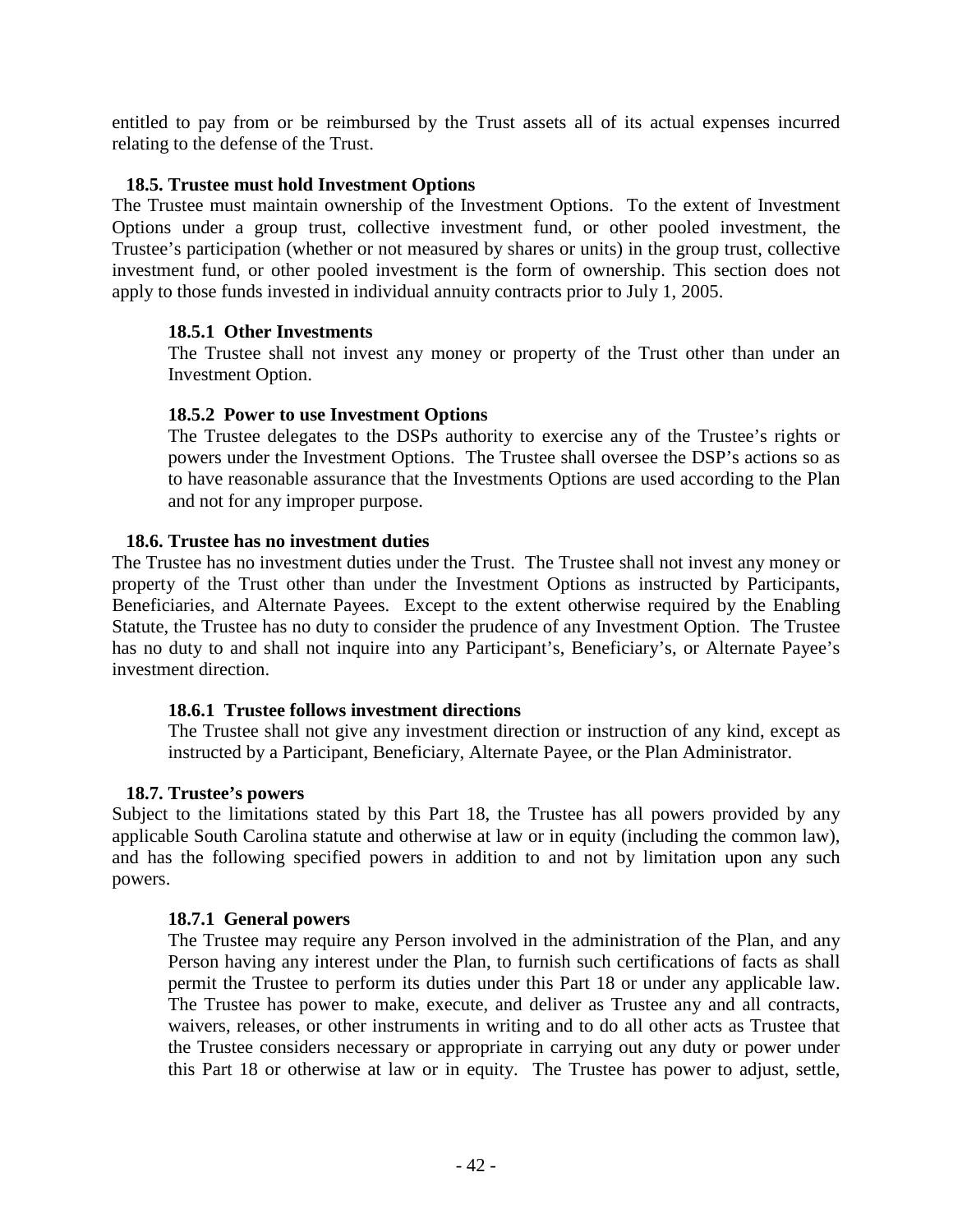entitled to pay from or be reimbursed by the Trust assets all of its actual expenses incurred relating to the defense of the Trust.

### 18.5. Trustee must hold Investment Options

The Trustee must maintain ownership of the Investment Options. To the extent of Investment Options under a group trust, collective investment fund, or other pooled investment, the Trustee's participation (whether or not measured by shares or units) in the group trust, collective investment fund, or other pooled investment is the form of ownership. This section does not apply to those funds invested in individual annuity contracts prior to July 1, 2005.

#### 18.5.1 Other Investments

The Trustee shall not invest any money or property of the Trust other than under an Investment Option.

#### 18.5.2 Power to use Investment Options

The Trustee delegates to the DSPs authority to exercise any of the Trustee's rights or powers under the Investment Options. The Trustee shall oversee the DSP's actions so as to have reasonable assurance that the Investments Options are used according to the Plan and not for any improper purpose.

### 18.6. Trustee has no investment duties

The Trustee has no investment duties under the Trust. The Trustee shall not invest any money or property of the Trust other than under the Investment Options as instructed by Participants, Beneficiaries, and Alternate Payees. Except to the extent otherwise required by the Enabling Statute, the Trustee has no duty to consider the prudence of any Investment Option. The Trustee has no duty to and shall not inquire into any Participant's, Beneficiary's, or Alternate Payee's investment direction.

#### 18.6.1 Trustee follows investment directions

The Trustee shall not give any investment direction or instruction of any kind, except as instructed by a Participant, Beneficiary, Alternate Payee, or the Plan Administrator.

### 18.7. Trustee's powers

Subject to the limitations stated by this Part 18, the Trustee has all powers provided by any applicable South Carolina statute and otherwise at law or in equity (including the common law), and has the following specified powers in addition to and not by limitation upon any such powers.

#### 18.7.1 General powers

The Trustee may require any Person involved in the administration of the Plan, and any Person having any interest under the Plan, to furnish such certifications of facts as shall permit the Trustee to perform its duties under this Part 18 or under any applicable law. The Trustee has power to make, execute, and deliver as Trustee any and all contracts, waivers, releases, or other instruments in writing and to do all other acts as Trustee that the Trustee considers necessary or appropriate in carrying out any duty or power under this Part 18 or otherwise at law or in equity. The Trustee has power to adjust, settle,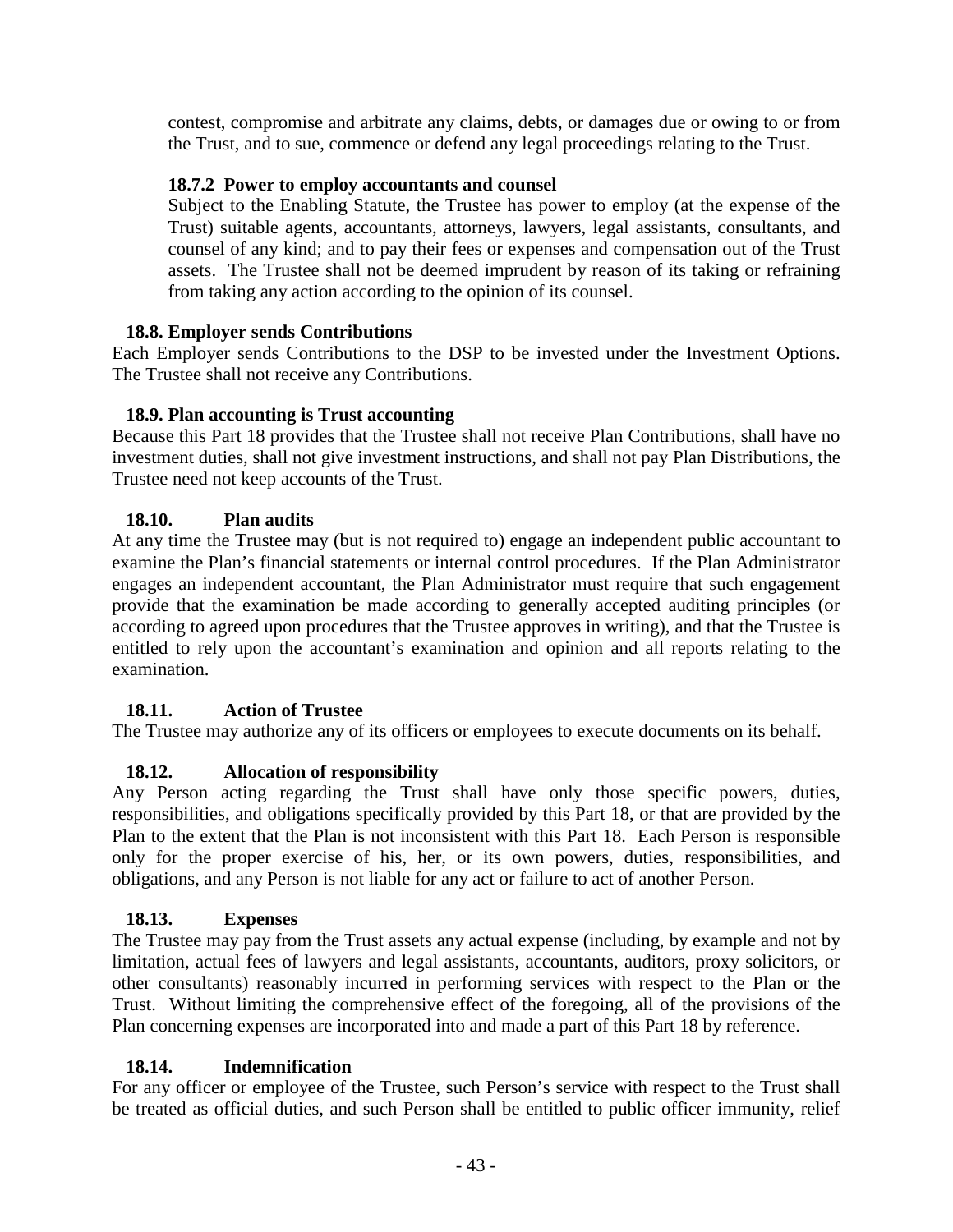contest, compromise and arbitrate any claims, debts, or damages due or owing to or from the Trust, and to sue, commence or defend any legal proceedings relating to the Trust.

#### 18.7.2 Power to employ accountants and counsel

Subject to the Enabling Statute, the Trustee has power to employ (at the expense of the Trust) suitable agents, accountants, attorneys, lawyers, legal assistants, consultants, and counsel of any kind; and to pay their fees or expenses and compensation out of the Trust assets. The Trustee shall not be deemed imprudent by reason of its taking or refraining from taking any action according to the opinion of its counsel.

### 18.8. Employer sends Contributions

Each Employer sends Contributions to the DSP to be invested under the Investment Options. The Trustee shall not receive any Contributions.

### 18.9. Plan accounting is Trust accounting

Because this Part 18 provides that the Trustee shall not receive Plan Contributions, shall have no investment duties, shall not give investment instructions, and shall not pay Plan Distributions, the Trustee need not keep accounts of the Trust.

### 18.10. Plan audits

At any time the Trustee may (but is not required to) engage an independent public accountant to examine the Plan's financial statements or internal control procedures. If the Plan Administrator engages an independent accountant, the Plan Administrator must require that such engagement provide that the examination be made according to generally accepted auditing principles (or according to agreed upon procedures that the Trustee approves in writing), and that the Trustee is entitled to rely upon the accountant's examination and opinion and all reports relating to the examination.

### 18.11. Action of Trustee

The Trustee may authorize any of its officers or employees to execute documents on its behalf.

### 18.12. Allocation of responsibility

Any Person acting regarding the Trust shall have only those specific powers, duties, responsibilities, and obligations specifically provided by this Part 18, or that are provided by the Plan to the extent that the Plan is not inconsistent with this Part 18. Each Person is responsible only for the proper exercise of his, her, or its own powers, duties, responsibilities, and obligations, and any Person is not liable for any act or failure to act of another Person.

### 18.13. Expenses

The Trustee may pay from the Trust assets any actual expense (including, by example and not by limitation, actual fees of lawyers and legal assistants, accountants, auditors, proxy solicitors, or other consultants) reasonably incurred in performing services with respect to the Plan or the Trust. Without limiting the comprehensive effect of the foregoing, all of the provisions of the Plan concerning expenses are incorporated into and made a part of this Part 18 by reference.

### 18.14. Indemnification

For any officer or employee of the Trustee, such Person's service with respect to the Trust shall be treated as official duties, and such Person shall be entitled to public officer immunity, relief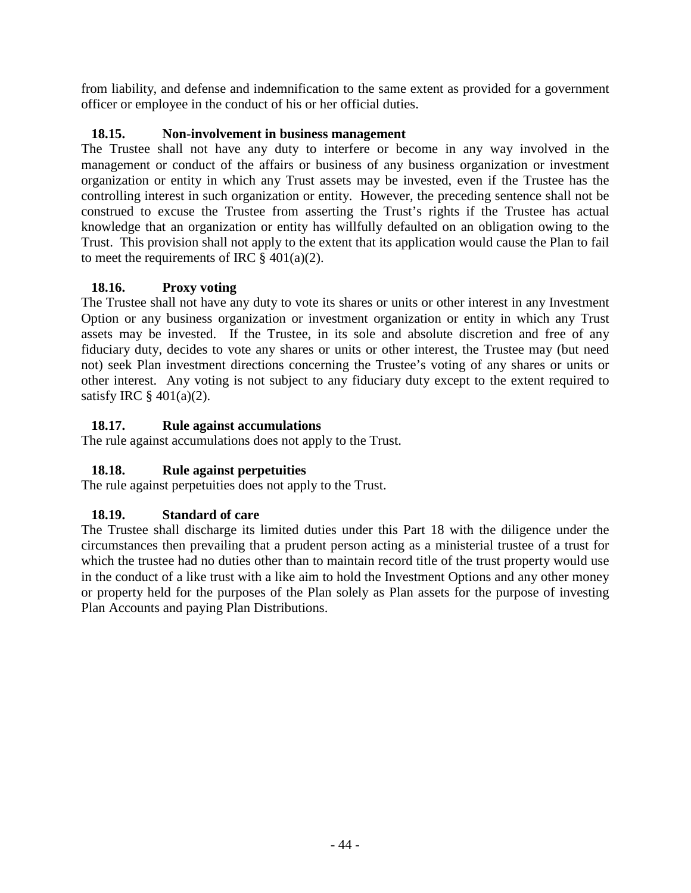from liability, and defense and indemnification to the same extent as provided for a government officer or employee in the conduct of his or her official duties.

### 18.15. Non-involvement in business management

The Trustee shall not have any duty to interfere or become in any way involved in the management or conduct of the affairs or business of any business organization or investment organization or entity in which any Trust assets may be invested, even if the Trustee has the controlling interest in such organization or entity. However, the preceding sentence shall not be construed to excuse the Trustee from asserting the Trust's rights if the Trustee has actual knowledge that an organization or entity has willfully defaulted on an obligation owing to the Trust. This provision shall not apply to the extent that its application would cause the Plan to fail to meet the requirements of IRC § 401(a)(2).

### 18.16. Proxy voting

The Trustee shall not have any duty to vote its shares or units or other interest in any Investment Option or any business organization or investment organization or entity in which any Trust assets may be invested. If the Trustee, in its sole and absolute discretion and free of any fiduciary duty, decides to vote any shares or units or other interest, the Trustee may (but need not) seek Plan investment directions concerning the Trustee's voting of any shares or units or other interest. Any voting is not subject to any fiduciary duty except to the extent required to satisfy IRC § 401(a)(2).

### 18.17. Rule against accumulations

The rule against accumulations does not apply to the Trust.

### 18.18. Rule against perpetuities

The rule against perpetuities does not apply to the Trust.

### 18.19. Standard of care

The Trustee shall discharge its limited duties under this Part 18 with the diligence under the circumstances then prevailing that a prudent person acting as a ministerial trustee of a trust for which the trustee had no duties other than to maintain record title of the trust property would use in the conduct of a like trust with a like aim to hold the Investment Options and any other money or property held for the purposes of the Plan solely as Plan assets for the purpose of investing Plan Accounts and paying Plan Distributions.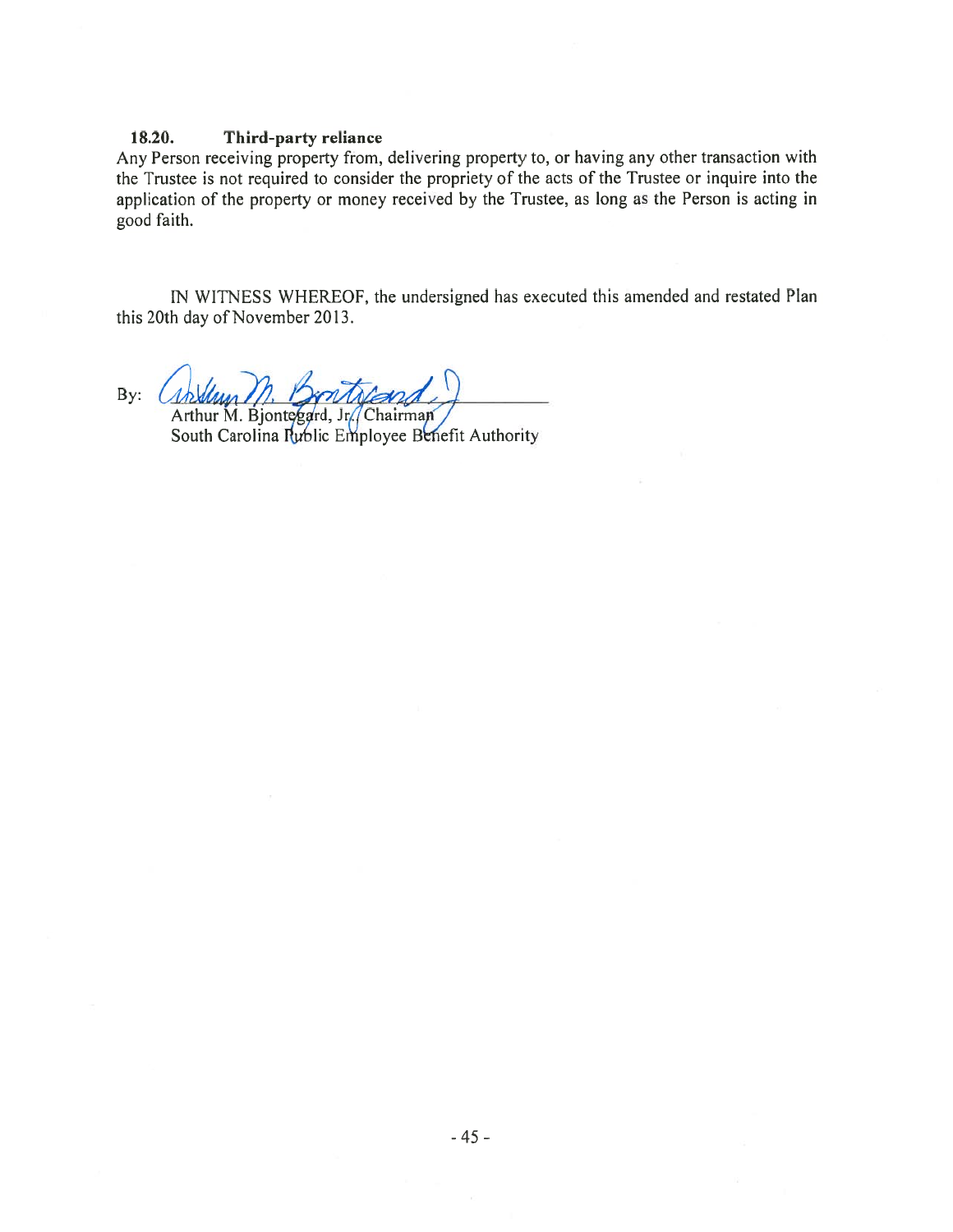### 18.20. Third-party reliance

Any Person receiving property from, delivering property to, or having any other transaction with the Trustee is not required to consider the propriety of the acts of the Trustee or inquire into the application of the property or money received by the Trustee, as long as the Person is acting in good faith.

IN WITNESS WHEREOF, the undersigned has executed this amended and restated Plan this 20th day of November 2013.

By: ______________________________

Arthur M. Bjontegard, Jr., Chairman
South Carolina Public Employee Benefit Authority